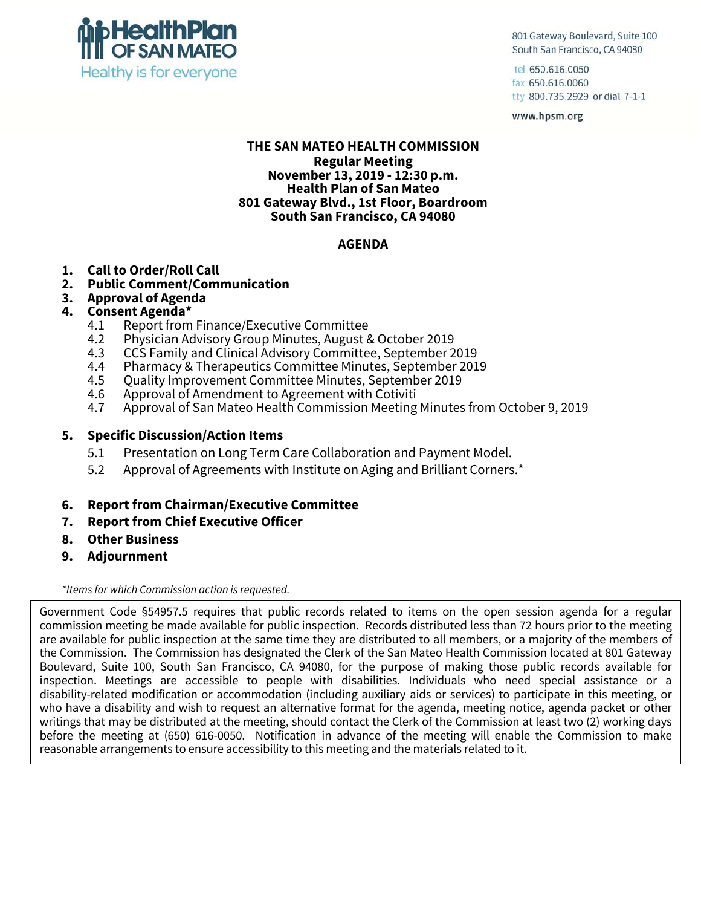**HealthPlan OF SAN MATEO**
Healthy is for everyone

801 Gateway Boulevard, Suite 100
South San Francisco, CA 94080

tel 650.616.0050
fax 650.616.0060
tty 800.735.2929 or dial 7-1-1

www.hpsm.org

# THE SAN MATEO HEALTH COMMISSION

**Regular Meeting**
**November 13, 2019 - 12:30 p.m.**
**Health Plan of San Mateo**
**801 Gateway Blvd., 1st Floor, Boardroom**
**South San Francisco, CA 94080**

## AGENDA

1. **Call to Order/Roll Call**
2. **Public Comment/Communication**
3. **Approval of Agenda**
4. **Consent Agenda***
   - 4.1 Report from Finance/Executive Committee
   - 4.2 Physician Advisory Group Minutes, August & October 2019
   - 4.3 CCS Family and Clinical Advisory Committee, September 2019
   - 4.4 Pharmacy & Therapeutics Committee Minutes, September 2019
   - 4.5 Quality Improvement Committee Minutes, September 2019
   - 4.6 Approval of Amendment to Agreement with Cotiviti
   - 4.7 Approval of San Mateo Health Commission Meeting Minutes from October 9, 2019
5. **Specific Discussion/Action Items**
   - 5.1 Presentation on Long Term Care Collaboration and Payment Model.
   - 5.2 Approval of Agreements with Institute on Aging and Brilliant Corners.*
6. **Report from Chairman/Executive Committee**
7. **Report from Chief Executive Officer**
8. **Other Business**
9. **Adjournment**

*\*Items for which Commission action is requested.*

Government Code §54957.5 requires that public records related to items on the open session agenda for a regular commission meeting be made available for public inspection. Records distributed less than 72 hours prior to the meeting are available for public inspection at the same time they are distributed to all members, or a majority of the members of the Commission. The Commission has designated the Clerk of the San Mateo Health Commission located at 801 Gateway Boulevard, Suite 100, South San Francisco, CA 94080, for the purpose of making those public records available for inspection. Meetings are accessible to people with disabilities. Individuals who need special assistance or a disability-related modification or accommodation (including auxiliary aids or services) to participate in this meeting, or who have a disability and wish to request an alternative format for the agenda, meeting notice, agenda packet or other writings that may be distributed at the meeting, should contact the Clerk of the Commission at least two (2) working days before the meeting at (650) 616-0050. Notification in advance of the meeting will enable the Commission to make reasonable arrangements to ensure accessibility to this meeting and the materials related to it.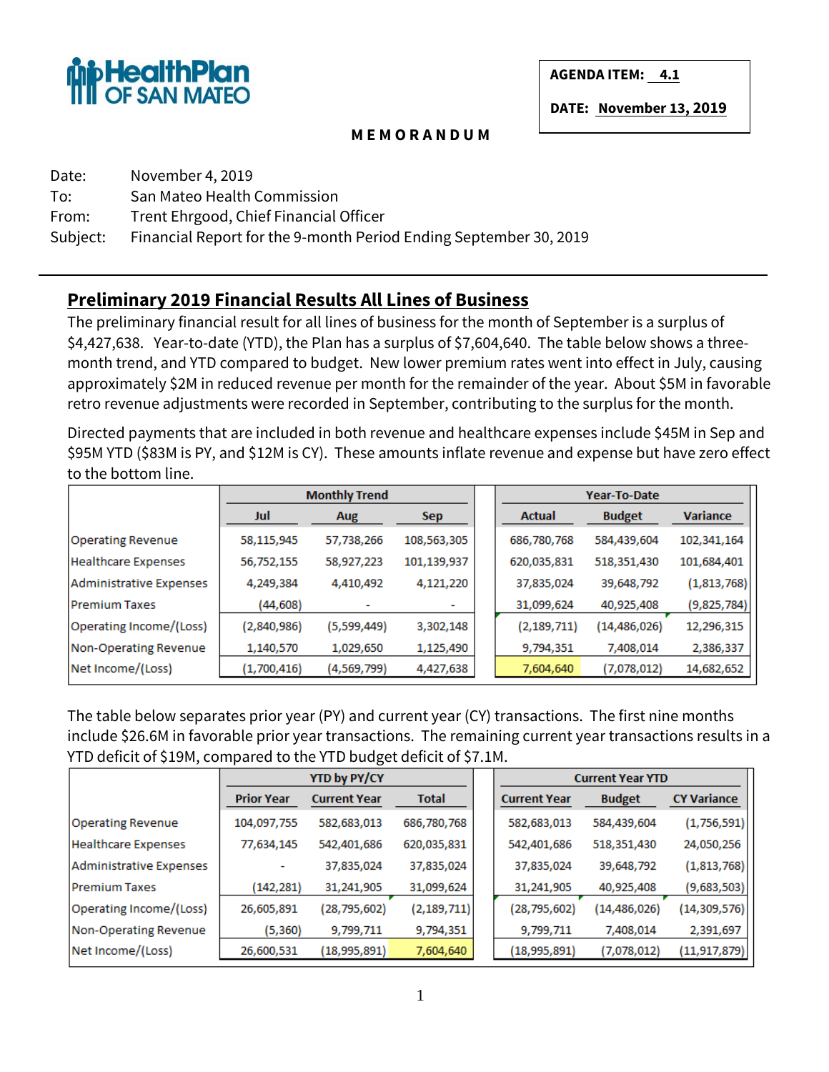**HealthPlan OF SAN MATEO**

**AGENDA ITEM: 4.1**

**DATE: November 13, 2019**

**MEMORANDUM**

Date: November 4, 2019
To: San Mateo Health Commission
From: Trent Ehrgood, Chief Financial Officer
Subject: Financial Report for the 9-month Period Ending September 30, 2019

## Preliminary 2019 Financial Results All Lines of Business

The preliminary financial result for all lines of business for the month of September is a surplus of $4,427,638. Year-to-date (YTD), the Plan has a surplus of $7,604,640. The table below shows a three-month trend, and YTD compared to budget. New lower premium rates went into effect in July, causing approximately $2M in reduced revenue per month for the remainder of the year. About $5M in favorable retro revenue adjustments were recorded in September, contributing to the surplus for the month.

Directed payments that are included in both revenue and healthcare expenses include $45M in Sep and $95M YTD ($83M is PY, and $12M is CY). These amounts inflate revenue and expense but have zero effect to the bottom line.

| | Monthly Trend | | | Year-To-Date | | |
|---|---|---|---|---|---|---|
| | Jul | Aug | Sep | Actual | Budget | Variance |
| Operating Revenue | 58,115,945 | 57,738,266 | 108,563,305 | 686,780,768 | 584,439,604 | 102,341,164 |
| Healthcare Expenses | 56,752,155 | 58,927,223 | 101,139,937 | 620,035,831 | 518,351,430 | 101,684,401 |
| Administrative Expenses | 4,249,384 | 4,410,492 | 4,121,220 | 37,835,024 | 39,648,792 | (1,813,768) |
| Premium Taxes | (44,608) | - | - | 31,099,624 | 40,925,408 | (9,825,784) |
| Operating Income/(Loss) | (2,840,986) | (5,599,449) | 3,302,148 | (2,189,711) | (14,486,026) | 12,296,315 |
| Non-Operating Revenue | 1,140,570 | 1,029,650 | 1,125,490 | 9,794,351 | 7,408,014 | 2,386,337 |
| Net Income/(Loss) | (1,700,416) | (4,569,799) | 4,427,638 | 7,604,640 | (7,078,012) | 14,682,652 |

The table below separates prior year (PY) and current year (CY) transactions. The first nine months include $26.6M in favorable prior year transactions. The remaining current year transactions results in a YTD deficit of $19M, compared to the YTD budget deficit of $7.1M.

| | YTD by PY/CY | | | Current Year YTD | | |
|---|---|---|---|---|---|---|
| | Prior Year | Current Year | Total | Current Year | Budget | CY Variance |
| Operating Revenue | 104,097,755 | 582,683,013 | 686,780,768 | 582,683,013 | 584,439,604 | (1,756,591) |
| Healthcare Expenses | 77,634,145 | 542,401,686 | 620,035,831 | 542,401,686 | 518,351,430 | 24,050,256 |
| Administrative Expenses | - | 37,835,024 | 37,835,024 | 37,835,024 | 39,648,792 | (1,813,768) |
| Premium Taxes | (142,281) | 31,241,905 | 31,099,624 | 31,241,905 | 40,925,408 | (9,683,503) |
| Operating Income/(Loss) | 26,605,891 | (28,795,602) | (2,189,711) | (28,795,602) | (14,486,026) | (14,309,576) |
| Non-Operating Revenue | (5,360) | 9,799,711 | 9,794,351 | 9,799,711 | 7,408,014 | 2,391,697 |
| Net Income/(Loss) | 26,600,531 | (18,995,891) | 7,604,640 | (18,995,891) | (7,078,012) | (11,917,879) |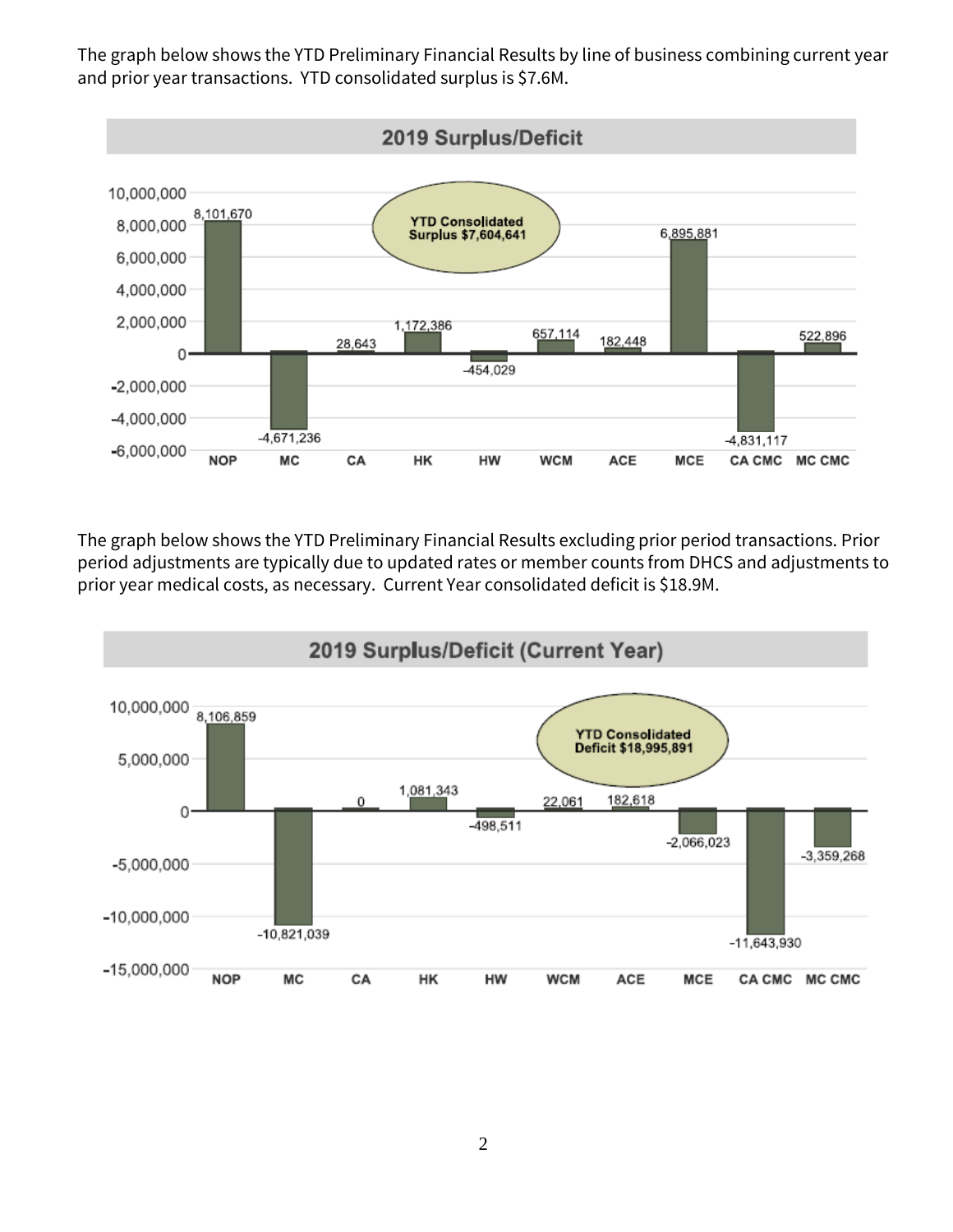The graph below shows the YTD Preliminary Financial Results by line of business combining current year and prior year transactions. YTD consolidated surplus is $7.6M.

**2019 Surplus/Deficit**

YTD Consolidated Surplus $7,604,641

| Line of Business | Surplus/Deficit |
|---|---|
| NOP | 8,101,670 |
| MC | -4,671,236 |
| CA | 28,643 |
| HK | 1,172,386 |
| HW | -454,029 |
| WCM | 657,114 |
| ACE | 182,448 |
| MCE | 6,895,881 |
| CA CMC | -4,831,117 |
| MC CMC | 522,896 |

The graph below shows the YTD Preliminary Financial Results excluding prior period transactions. Prior period adjustments are typically due to updated rates or member counts from DHCS and adjustments to prior year medical costs, as necessary. Current Year consolidated deficit is $18.9M.

**2019 Surplus/Deficit (Current Year)**

YTD Consolidated Deficit $18,995,891

| Line of Business | Surplus/Deficit |
|---|---|
| NOP | 8,106,859 |
| MC | -10,821,039 |
| CA | 0 |
| HK | 1,081,343 |
| HW | -498,511 |
| WCM | 22,061 |
| ACE | 182,618 |
| MCE | -2,066,023 |
| CA CMC | -11,643,930 |
| MC CMC | -3,359,268 |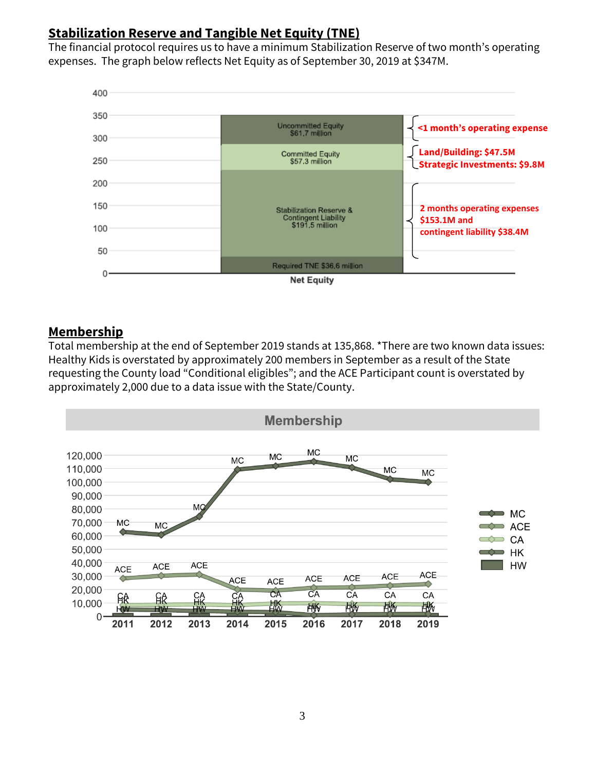## Stabilization Reserve and Tangible Net Equity (TNE)

The financial protocol requires us to have a minimum Stabilization Reserve of two month's operating expenses. The graph below reflects Net Equity as of September 30, 2019 at $347M.

Net Equity

- Uncommitted Equity $61.7 million — <1 month's operating expense
- Committed Equity $57.3 million — Land/Building: $47.5M; Strategic Investments: $9.8M
- Stabilization Reserve & Contingent Liability $191.5 million — 2 months operating expenses $153.1M and contingent liability $38.4M
- Required TNE $36.6 million

## Membership

Total membership at the end of September 2019 stands at 135,868. *There are two known data issues: Healthy Kids is overstated by approximately 200 members in September as a result of the State requesting the County load "Conditional eligibles"; and the ACE Participant count is overstated by approximately 2,000 due to a data issue with the State/County.

Membership

Legend: MC, ACE, CA, HK, HW

Years: 2011, 2012, 2013, 2014, 2015, 2016, 2017, 2018, 2019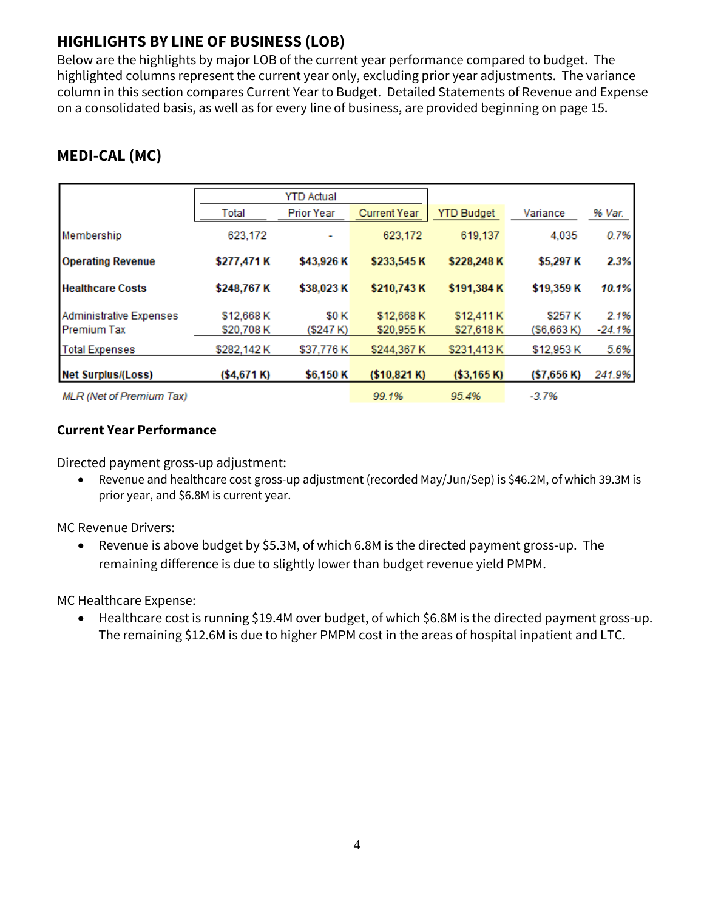## HIGHLIGHTS BY LINE OF BUSINESS (LOB)

Below are the highlights by major LOB of the current year performance compared to budget. The highlighted columns represent the current year only, excluding prior year adjustments. The variance column in this section compares Current Year to Budget. Detailed Statements of Revenue and Expense on a consolidated basis, as well as for every line of business, are provided beginning on page 15.

## MEDI-CAL (MC)

| | YTD Actual | | | | | |
|---|---|---|---|---|---|---|
| | Total | Prior Year | Current Year | YTD Budget | Variance | % Var. |
| Membership | 623,172 | - | 623,172 | 619,137 | 4,035 | *0.7%* |
| **Operating Revenue** | **$277,471 K** | **$43,926 K** | **$233,545 K** | **$228,248 K** | **$5,297 K** | ***2.3%*** |
| **Healthcare Costs** | **$248,767 K** | **$38,023 K** | **$210,743 K** | **$191,384 K** | **$19,359 K** | ***10.1%*** |
| Administrative Expenses | $12,668 K | $0 K | $12,668 K | $12,411 K | $257 K | *2.1%* |
| Premium Tax | $20,708 K | ($247 K) | $20,955 K | $27,618 K | ($6,663 K) | *-24.1%* |
| Total Expenses | $282,142 K | $37,776 K | $244,367 K | $231,413 K | $12,953 K | *5.6%* |
| **Net Surplus/(Loss)** | **($4,671 K)** | **$6,150 K** | **($10,821 K)** | **($3,165 K)** | **($7,656 K)** | *241.9%* |
| *MLR (Net of Premium Tax)* | | | *99.1%* | *95.4%* | *-3.7%* | |

### Current Year Performance

Directed payment gross-up adjustment:

- Revenue and healthcare cost gross-up adjustment (recorded May/Jun/Sep) is $46.2M, of which 39.3M is prior year, and $6.8M is current year.

MC Revenue Drivers:

- Revenue is above budget by $5.3M, of which 6.8M is the directed payment gross-up. The remaining difference is due to slightly lower than budget revenue yield PMPM.

MC Healthcare Expense:

- Healthcare cost is running $19.4M over budget, of which $6.8M is the directed payment gross-up. The remaining $12.6M is due to higher PMPM cost in the areas of hospital inpatient and LTC.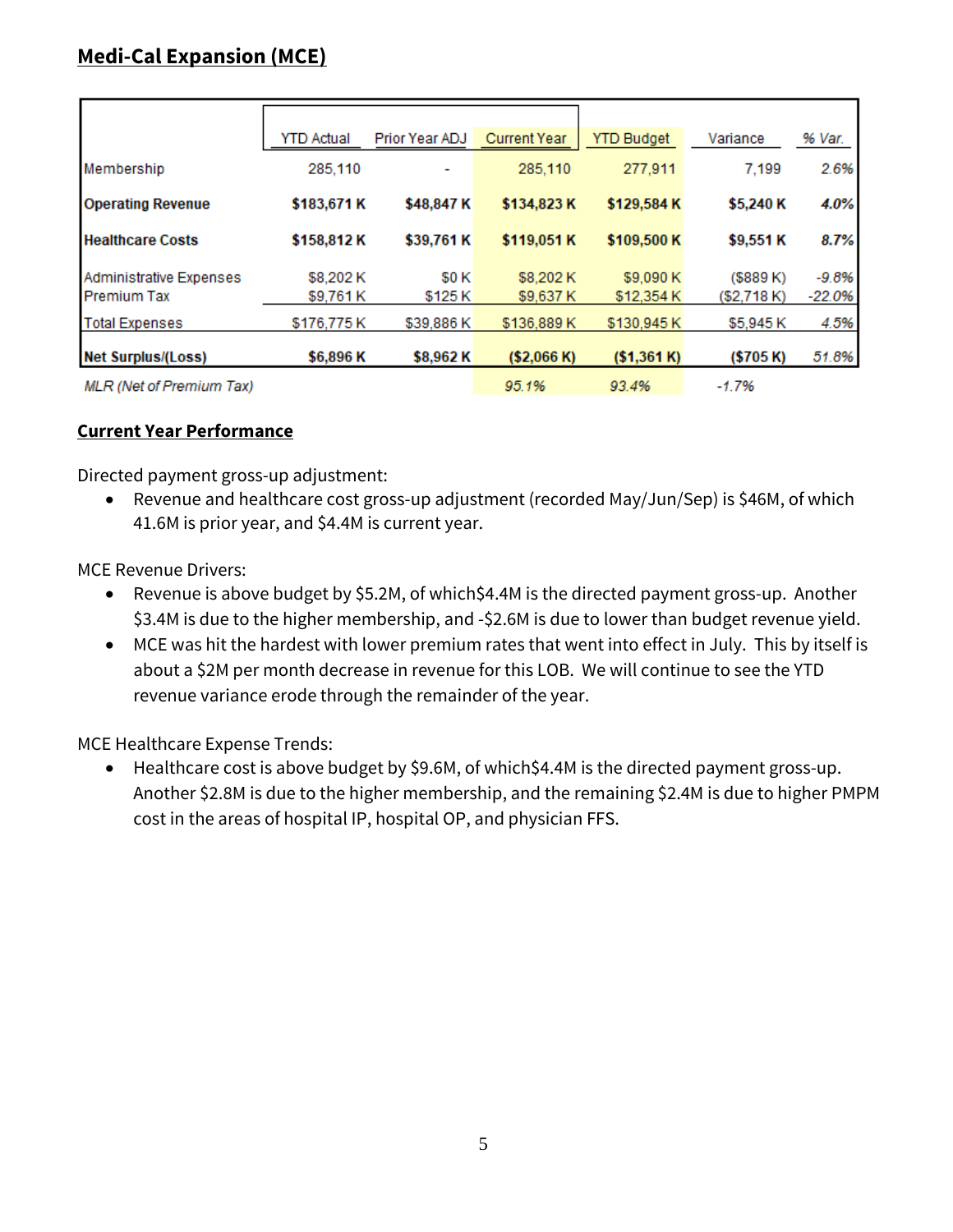## Medi-Cal Expansion (MCE)

| | YTD Actual | Prior Year ADJ | Current Year | YTD Budget | Variance | % Var. |
|---|---|---|---|---|---|---|
| Membership | 285,110 | - | 285,110 | 277,911 | 7,199 | 2.6% |
| **Operating Revenue** | **$183,671 K** | **$48,847 K** | **$134,823 K** | **$129,584 K** | **$5,240 K** | **4.0%** |
| **Healthcare Costs** | **$158,812 K** | **$39,761 K** | **$119,051 K** | **$109,500 K** | **$9,551 K** | **8.7%** |
| Administrative Expenses | $8,202 K | $0 K | $8,202 K | $9,090 K | ($889 K) | -9.8% |
| Premium Tax | $9,761 K | $125 K | $9,637 K | $12,354 K | ($2,718 K) | -22.0% |
| Total Expenses | $176,775 K | $39,886 K | $136,889 K | $130,945 K | $5,945 K | 4.5% |
| **Net Surplus/(Loss)** | **$6,896 K** | **$8,962 K** | **($2,066 K)** | **($1,361 K)** | **($705 K)** | **51.8%** |
| *MLR (Net of Premium Tax)* | | | *95.1%* | *93.4%* | *-1.7%* | |

### Current Year Performance

Directed payment gross-up adjustment:

- Revenue and healthcare cost gross-up adjustment (recorded May/Jun/Sep) is $46M, of which 41.6M is prior year, and $4.4M is current year.

MCE Revenue Drivers:

- Revenue is above budget by $5.2M, of which$4.4M is the directed payment gross-up. Another $3.4M is due to the higher membership, and -$2.6M is due to lower than budget revenue yield.
- MCE was hit the hardest with lower premium rates that went into effect in July. This by itself is about a $2M per month decrease in revenue for this LOB. We will continue to see the YTD revenue variance erode through the remainder of the year.

MCE Healthcare Expense Trends:

- Healthcare cost is above budget by $9.6M, of which$4.4M is the directed payment gross-up. Another $2.8M is due to the higher membership, and the remaining $2.4M is due to higher PMPM cost in the areas of hospital IP, hospital OP, and physician FFS.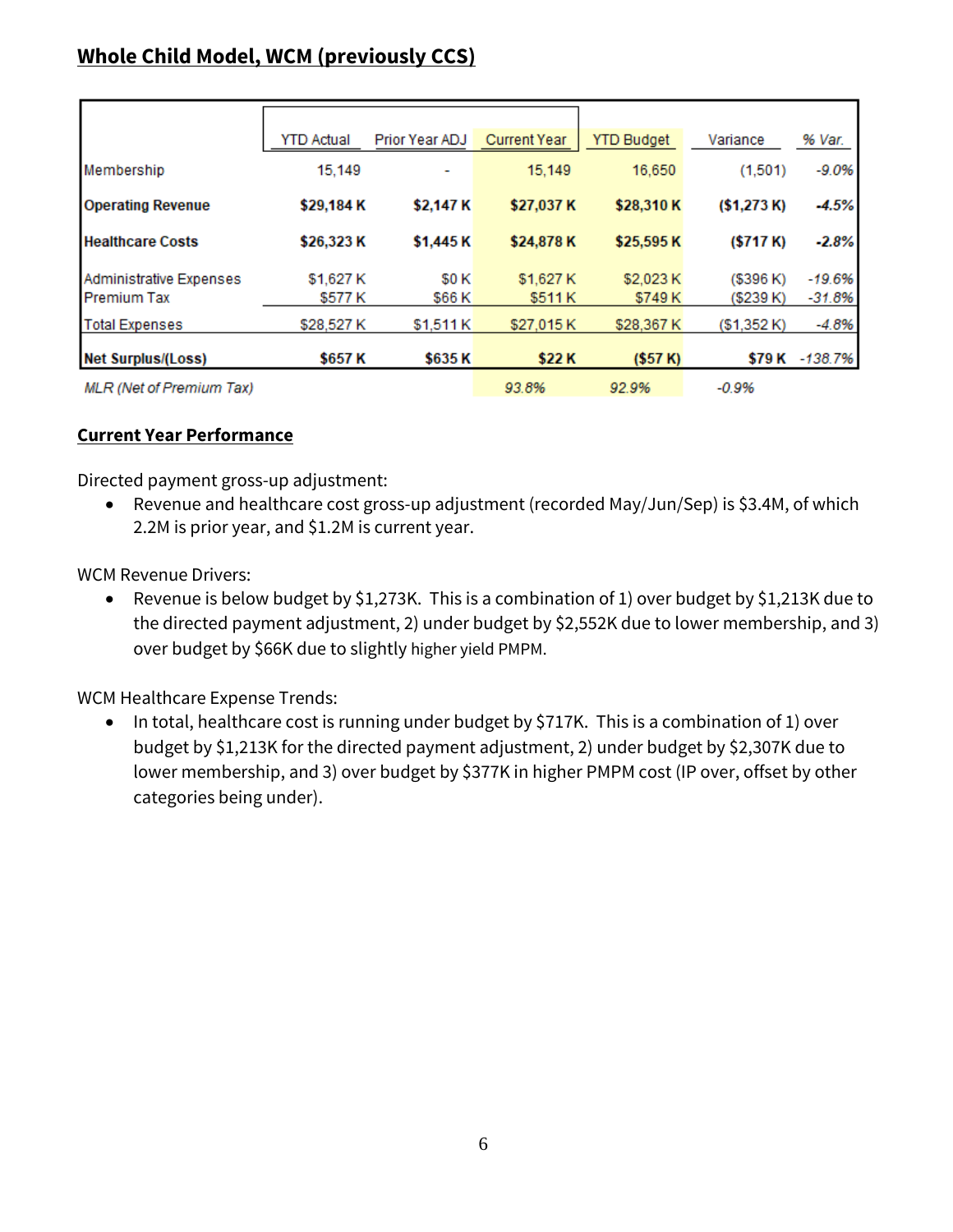## Whole Child Model, WCM (previously CCS)

| | YTD Actual | Prior Year ADJ | Current Year | YTD Budget | Variance | % Var. |
|---|---|---|---|---|---|---|
| Membership | 15,149 | - | 15,149 | 16,650 | (1,501) | -9.0% |
| **Operating Revenue** | **$29,184 K** | **$2,147 K** | **$27,037 K** | **$28,310 K** | **($1,273 K)** | **-4.5%** |
| **Healthcare Costs** | **$26,323 K** | **$1,445 K** | **$24,878 K** | **$25,595 K** | **($717 K)** | **-2.8%** |
| Administrative Expenses | $1,627 K | $0 K | $1,627 K | $2,023 K | ($396 K) | -19.6% |
| Premium Tax | $577 K | $66 K | $511 K | $749 K | ($239 K) | -31.8% |
| Total Expenses | $28,527 K | $1,511 K | $27,015 K | $28,367 K | ($1,352 K) | -4.8% |
| **Net Surplus/(Loss)** | **$657 K** | **$635 K** | **$22 K** | **($57 K)** | **$79 K** | -138.7% |
| *MLR (Net of Premium Tax)* | | | *93.8%* | *92.9%* | *-0.9%* | |

### Current Year Performance

Directed payment gross-up adjustment:

- Revenue and healthcare cost gross-up adjustment (recorded May/Jun/Sep) is $3.4M, of which 2.2M is prior year, and $1.2M is current year.

WCM Revenue Drivers:

- Revenue is below budget by $1,273K. This is a combination of 1) over budget by $1,213K due to the directed payment adjustment, 2) under budget by $2,552K due to lower membership, and 3) over budget by $66K due to slightly higher yield PMPM.

WCM Healthcare Expense Trends:

- In total, healthcare cost is running under budget by $717K. This is a combination of 1) over budget by $1,213K for the directed payment adjustment, 2) under budget by $2,307K due to lower membership, and 3) over budget by $377K in higher PMPM cost (IP over, offset by other categories being under).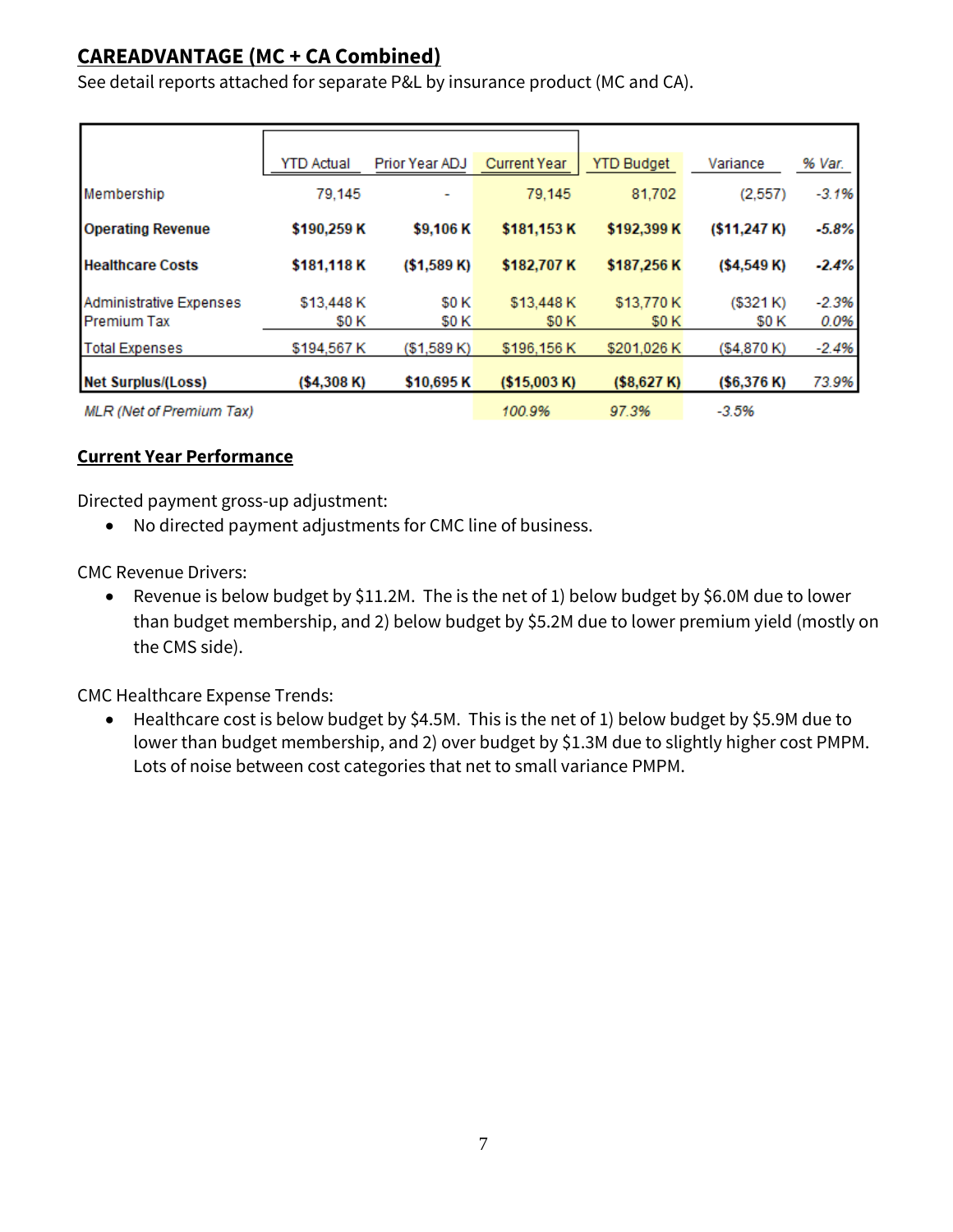## CAREADVANTAGE (MC + CA Combined)

See detail reports attached for separate P&L by insurance product (MC and CA).

| | YTD Actual | Prior Year ADJ | Current Year | YTD Budget | Variance | % Var. |
|---|---|---|---|---|---|---|
| Membership | 79,145 | - | 79,145 | 81,702 | (2,557) | *-3.1%* |
| **Operating Revenue** | **$190,259 K** | **$9,106 K** | **$181,153 K** | **$192,399 K** | **($11,247 K)** | ***-5.8%*** |
| **Healthcare Costs** | **$181,118 K** | **($1,589 K)** | **$182,707 K** | **$187,256 K** | **($4,549 K)** | ***-2.4%*** |
| Administrative Expenses | $13,448 K | $0 K | $13,448 K | $13,770 K | ($321 K) | *-2.3%* |
| Premium Tax | $0 K | $0 K | $0 K | $0 K | $0 K | *0.0%* |
| Total Expenses | $194,567 K | ($1,589 K) | $196,156 K | $201,026 K | ($4,870 K) | *-2.4%* |
| **Net Surplus/(Loss)** | **($4,308 K)** | **$10,695 K** | **($15,003 K)** | **($8,627 K)** | **($6,376 K)** | *73.9%* |
| *MLR (Net of Premium Tax)* | | | *100.9%* | *97.3%* | *-3.5%* | |

### Current Year Performance

Directed payment gross-up adjustment:

- No directed payment adjustments for CMC line of business.

CMC Revenue Drivers:

- Revenue is below budget by $11.2M. The is the net of 1) below budget by $6.0M due to lower than budget membership, and 2) below budget by $5.2M due to lower premium yield (mostly on the CMS side).

CMC Healthcare Expense Trends:

- Healthcare cost is below budget by $4.5M. This is the net of 1) below budget by $5.9M due to lower than budget membership, and 2) over budget by $1.3M due to slightly higher cost PMPM. Lots of noise between cost categories that net to small variance PMPM.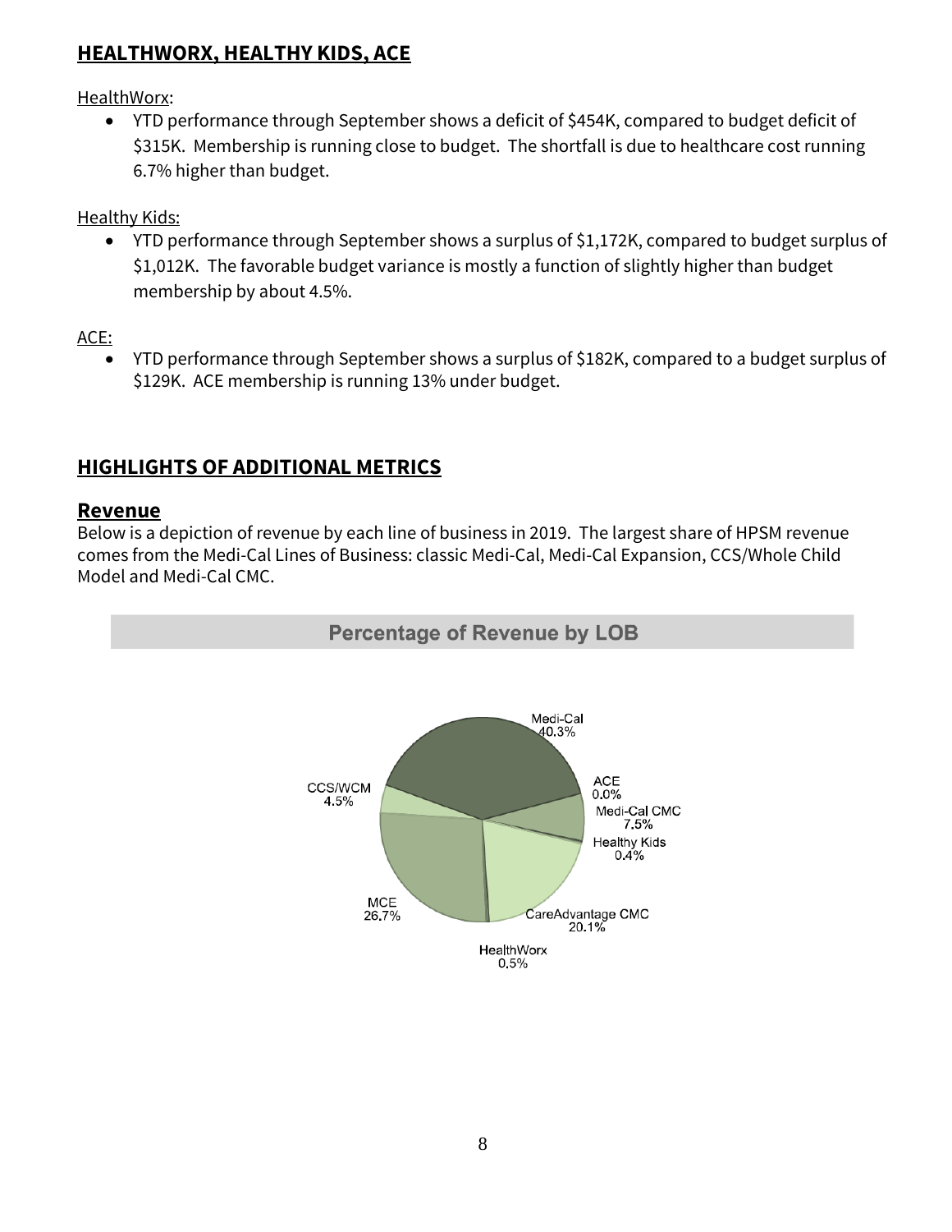## HEALTHWORX, HEALTHY KIDS, ACE

HealthWorx:

- YTD performance through September shows a deficit of $454K, compared to budget deficit of $315K. Membership is running close to budget. The shortfall is due to healthcare cost running 6.7% higher than budget.

Healthy Kids:

- YTD performance through September shows a surplus of $1,172K, compared to budget surplus of $1,012K. The favorable budget variance is mostly a function of slightly higher than budget membership by about 4.5%.

ACE:

- YTD performance through September shows a surplus of $182K, compared to a budget surplus of $129K. ACE membership is running 13% under budget.

## HIGHLIGHTS OF ADDITIONAL METRICS

### Revenue

Below is a depiction of revenue by each line of business in 2019. The largest share of HPSM revenue comes from the Medi-Cal Lines of Business: classic Medi-Cal, Medi-Cal Expansion, CCS/Whole Child Model and Medi-Cal CMC.

**Percentage of Revenue by LOB**

| LOB | Percentage |
|---|---|
| Medi-Cal | 40.3% |
| ACE | 0.0% |
| Medi-Cal CMC | 7.5% |
| Healthy Kids | 0.4% |
| CareAdvantage CMC | 20.1% |
| HealthWorx | 0.5% |
| MCE | 26.7% |
| CCS/WCM | 4.5% |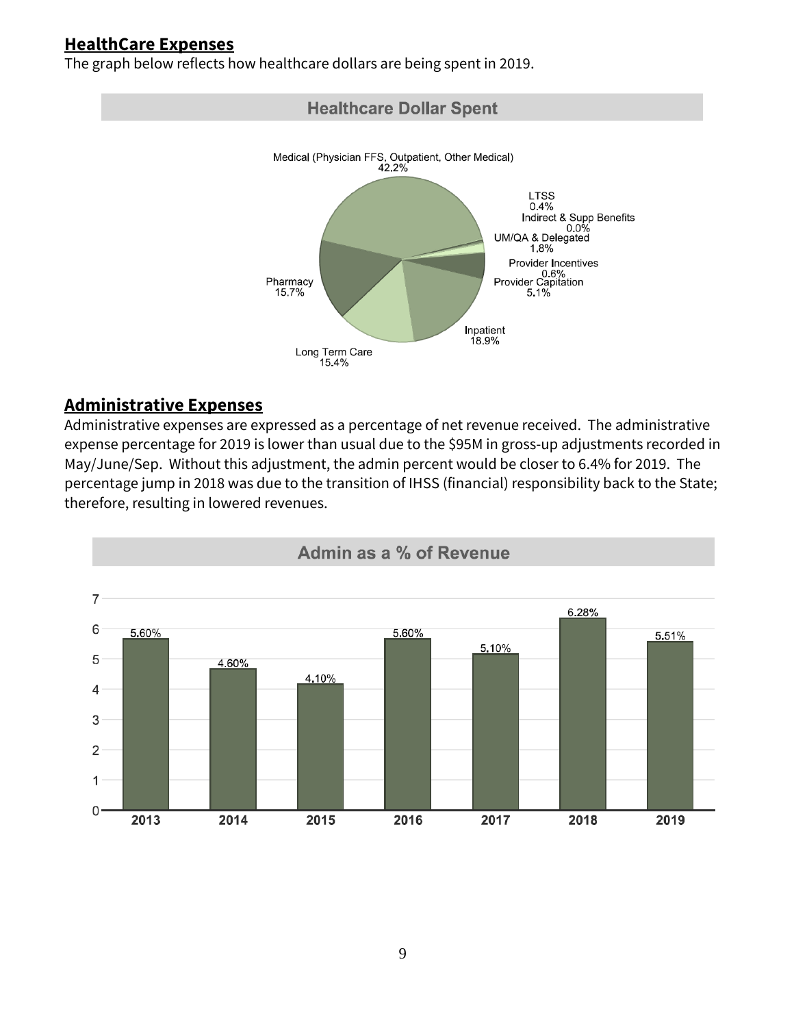## HealthCare Expenses

The graph below reflects how healthcare dollars are being spent in 2019.

**Healthcare Dollar Spent**

| Category | Percent |
|---|---|
| Medical (Physician FFS, Outpatient, Other Medical) | 42.2% |
| LTSS | 0.4% |
| Indirect & Supp Benefits | 0.0% |
| UM/QA & Delegated | 1.8% |
| Provider Incentives | 0.6% |
| Provider Capitation | 5.1% |
| Inpatient | 18.9% |
| Long Term Care | 15.4% |
| Pharmacy | 15.7% |

## Administrative Expenses

Administrative expenses are expressed as a percentage of net revenue received. The administrative expense percentage for 2019 is lower than usual due to the $95M in gross-up adjustments recorded in May/June/Sep. Without this adjustment, the admin percent would be closer to 6.4% for 2019. The percentage jump in 2018 was due to the transition of IHSS (financial) responsibility back to the State; therefore, resulting in lowered revenues.

**Admin as a % of Revenue**

| Year | Admin % |
|---|---|
| 2013 | 5.60% |
| 2014 | 4.60% |
| 2015 | 4.10% |
| 2016 | 5.60% |
| 2017 | 5.10% |
| 2018 | 6.28% |
| 2019 | 5.51% |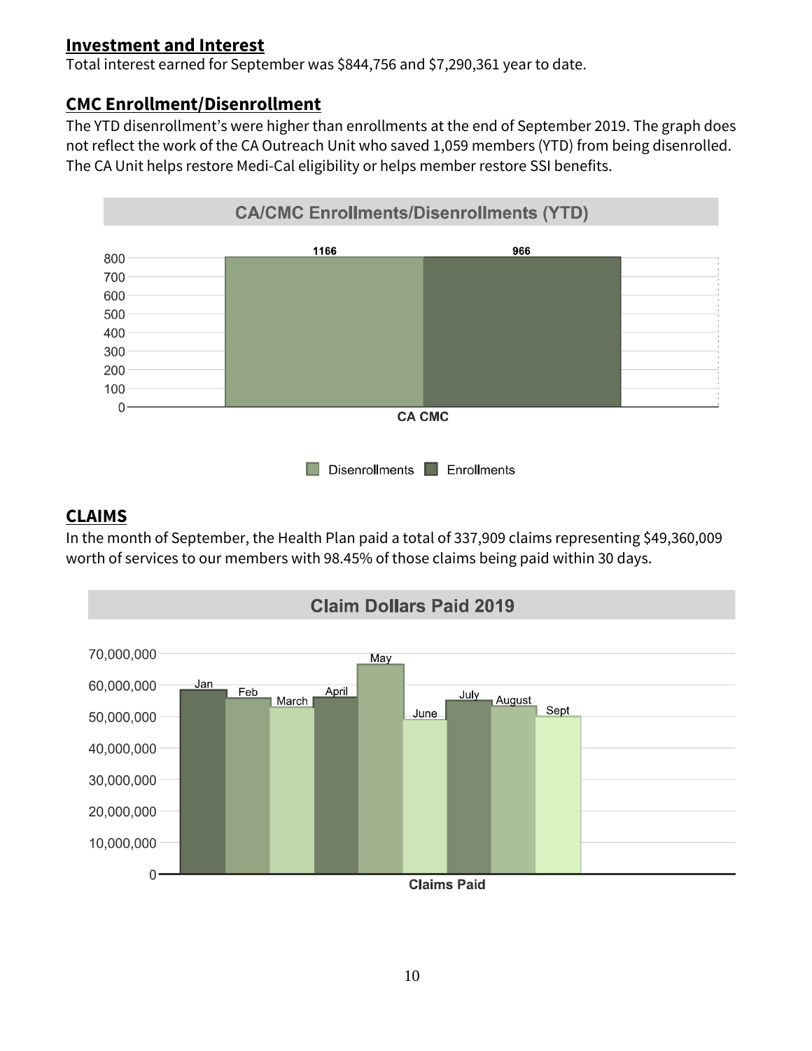## Investment and Interest

Total interest earned for September was $844,756 and $7,290,361 year to date.

## CMC Enrollment/Disenrollment

The YTD disenrollment's were higher than enrollments at the end of September 2019. The graph does not reflect the work of the CA Outreach Unit who saved 1,059 members (YTD) from being disenrolled. The CA Unit helps restore Medi-Cal eligibility or helps member restore SSI benefits.

**CA/CMC Enrollments/Disenrollments (YTD)**

| | Disenrollments | Enrollments |
|---|---|---|
| CA CMC | 1166 | 966 |

## CLAIMS

In the month of September, the Health Plan paid a total of 337,909 claims representing $49,360,009 worth of services to our members with 98.45% of those claims being paid within 30 days.

**Claim Dollars Paid 2019**

Claims Paid: Jan, Feb, March, April, May, June, July, August, Sept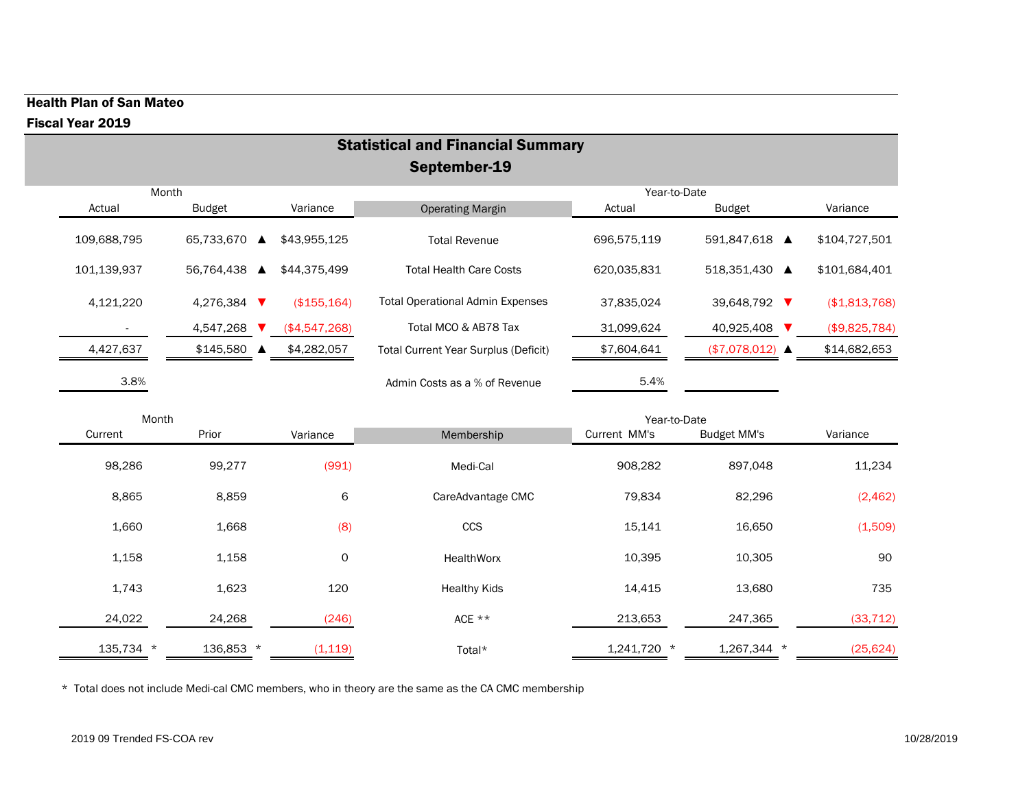**Health Plan of San Mateo**

**Fiscal Year 2019**

## Statistical and Financial Summary
## September-19

| Month Actual | Month Budget | | Month Variance | Operating Margin | YTD Actual | YTD Budget | | YTD Variance |
|---|---|---|---|---|---|---|---|---|
| 109,688,795 | 65,733,670 | ▲ | $43,955,125 | Total Revenue | 696,575,119 | 591,847,618 | ▲ | $104,727,501 |
| 101,139,937 | 56,764,438 | ▲ | $44,375,499 | Total Health Care Costs | 620,035,831 | 518,351,430 | ▲ | $101,684,401 |
| 4,121,220 | 4,276,384 | ▼ | ($155,164) | Total Operational Admin Expenses | 37,835,024 | 39,648,792 | ▼ | ($1,813,768) |
| - | 4,547,268 | ▼ | ($4,547,268) | Total MCO & AB78 Tax | 31,099,624 | 40,925,408 | ▼ | ($9,825,784) |
| 4,427,637 | $145,580 | ▲ | $4,282,057 | Total Current Year Surplus (Deficit) | $7,604,641 | ($7,078,012) | ▲ | $14,682,653 |
| 3.8% | | | | Admin Costs as a % of Revenue | 5.4% | | | |

| Month Current | Month Prior | Month Variance | Membership | YTD Current MM's | YTD Budget MM's | YTD Variance |
|---|---|---|---|---|---|---|
| 98,286 | 99,277 | (991) | Medi-Cal | 908,282 | 897,048 | 11,234 |
| 8,865 | 8,859 | 6 | CareAdvantage CMC | 79,834 | 82,296 | (2,462) |
| 1,660 | 1,668 | (8) | CCS | 15,141 | 16,650 | (1,509) |
| 1,158 | 1,158 | 0 | HealthWorx | 10,395 | 10,305 | 90 |
| 1,743 | 1,623 | 120 | Healthy Kids | 14,415 | 13,680 | 735 |
| 24,022 | 24,268 | (246) | ACE ** | 213,653 | 247,365 | (33,712) |
| 135,734 * | 136,853 * | (1,119) | Total* | 1,241,720 * | 1,267,344 * | (25,624) |

\* Total does not include Medi-cal CMC members, who in theory are the same as the CA CMC membership

2019 09 Trended FS-COA rev 10/28/2019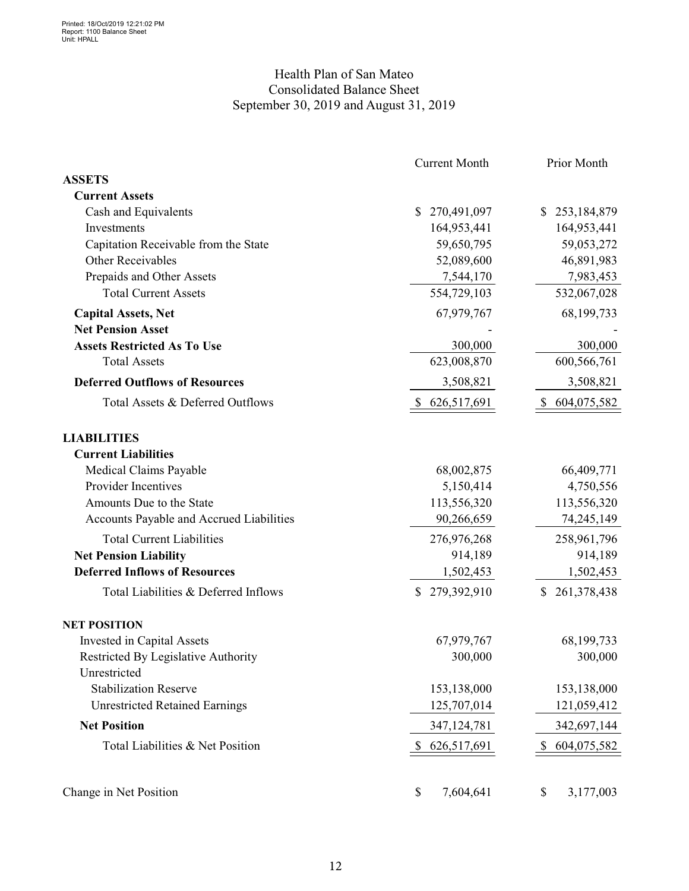Printed: 18/Oct/2019 12:21:02 PM
Report: 1100 Balance Sheet
Unit: HPALL

# Health Plan of San Mateo
## Consolidated Balance Sheet
### September 30, 2019 and August 31, 2019

| | Current Month | Prior Month |
|---|---|---|
| **ASSETS** | | |
| **Current Assets** | | |
| Cash and Equivalents | $ 270,491,097 | $ 253,184,879 |
| Investments | 164,953,441 | 164,953,441 |
| Capitation Receivable from the State | 59,650,795 | 59,053,272 |
| Other Receivables | 52,089,600 | 46,891,983 |
| Prepaids and Other Assets | 7,544,170 | 7,983,453 |
| Total Current Assets | 554,729,103 | 532,067,028 |
| **Capital Assets, Net** | 67,979,767 | 68,199,733 |
| **Net Pension Asset** | - | - |
| **Assets Restricted As To Use** | 300,000 | 300,000 |
| Total Assets | 623,008,870 | 600,566,761 |
| **Deferred Outflows of Resources** | 3,508,821 | 3,508,821 |
| Total Assets & Deferred Outflows | $ 626,517,691 | $ 604,075,582 |
| | | |
| **LIABILITIES** | | |
| **Current Liabilities** | | |
| Medical Claims Payable | 68,002,875 | 66,409,771 |
| Provider Incentives | 5,150,414 | 4,750,556 |
| Amounts Due to the State | 113,556,320 | 113,556,320 |
| Accounts Payable and Accrued Liabilities | 90,266,659 | 74,245,149 |
| Total Current Liabilities | 276,976,268 | 258,961,796 |
| **Net Pension Liability** | 914,189 | 914,189 |
| **Deferred Inflows of Resources** | 1,502,453 | 1,502,453 |
| Total Liabilities & Deferred Inflows | $ 279,392,910 | $ 261,378,438 |
| | | |
| **NET POSITION** | | |
| Invested in Capital Assets | 67,979,767 | 68,199,733 |
| Restricted By Legislative Authority | 300,000 | 300,000 |
| Unrestricted | | |
| Stabilization Reserve | 153,138,000 | 153,138,000 |
| Unrestricted Retained Earnings | 125,707,014 | 121,059,412 |
| **Net Position** | 347,124,781 | 342,697,144 |
| Total Liabilities & Net Position | $ 626,517,691 | $ 604,075,582 |
| | | |
| Change in Net Position | $ 7,604,641 | $ 3,177,003 |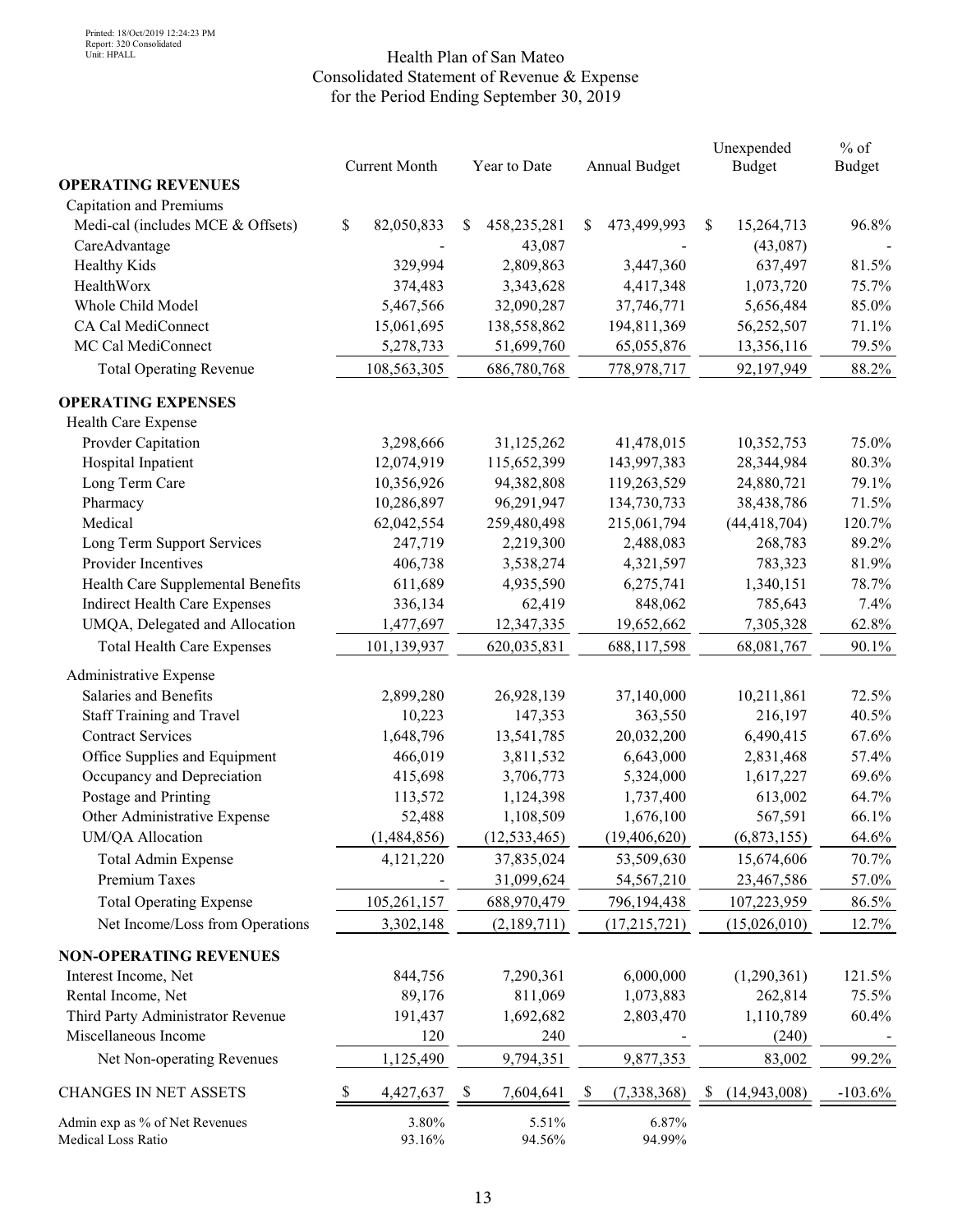Printed: 18/Oct/2019 12:24:23 PM
Report: 320 Consolidated
Unit: HPALL

# Health Plan of San Mateo
## Consolidated Statement of Revenue & Expense
### for the Period Ending September 30, 2019

| | Current Month | Year to Date | Annual Budget | Unexpended Budget | % of Budget |
|---|---|---|---|---|---|
| **OPERATING REVENUES** | | | | | |
| Capitation and Premiums | | | | | |
| Medi-cal (includes MCE & Offsets) | $ 82,050,833 | $ 458,235,281 | $ 473,499,993 | $ 15,264,713 | 96.8% |
| CareAdvantage | - | 43,087 | - | (43,087) | - |
| Healthy Kids | 329,994 | 2,809,863 | 3,447,360 | 637,497 | 81.5% |
| HealthWorx | 374,483 | 3,343,628 | 4,417,348 | 1,073,720 | 75.7% |
| Whole Child Model | 5,467,566 | 32,090,287 | 37,746,771 | 5,656,484 | 85.0% |
| CA Cal MediConnect | 15,061,695 | 138,558,862 | 194,811,369 | 56,252,507 | 71.1% |
| MC Cal MediConnect | 5,278,733 | 51,699,760 | 65,055,876 | 13,356,116 | 79.5% |
| Total Operating Revenue | 108,563,305 | 686,780,768 | 778,978,717 | 92,197,949 | 88.2% |
| **OPERATING EXPENSES** | | | | | |
| Health Care Expense | | | | | |
| Provder Capitation | 3,298,666 | 31,125,262 | 41,478,015 | 10,352,753 | 75.0% |
| Hospital Inpatient | 12,074,919 | 115,652,399 | 143,997,383 | 28,344,984 | 80.3% |
| Long Term Care | 10,356,926 | 94,382,808 | 119,263,529 | 24,880,721 | 79.1% |
| Pharmacy | 10,286,897 | 96,291,947 | 134,730,733 | 38,438,786 | 71.5% |
| Medical | 62,042,554 | 259,480,498 | 215,061,794 | (44,418,704) | 120.7% |
| Long Term Support Services | 247,719 | 2,219,300 | 2,488,083 | 268,783 | 89.2% |
| Provider Incentives | 406,738 | 3,538,274 | 4,321,597 | 783,323 | 81.9% |
| Health Care Supplemental Benefits | 611,689 | 4,935,590 | 6,275,741 | 1,340,151 | 78.7% |
| Indirect Health Care Expenses | 336,134 | 62,419 | 848,062 | 785,643 | 7.4% |
| UMQA, Delegated and Allocation | 1,477,697 | 12,347,335 | 19,652,662 | 7,305,328 | 62.8% |
| Total Health Care Expenses | 101,139,937 | 620,035,831 | 688,117,598 | 68,081,767 | 90.1% |
| Administrative Expense | | | | | |
| Salaries and Benefits | 2,899,280 | 26,928,139 | 37,140,000 | 10,211,861 | 72.5% |
| Staff Training and Travel | 10,223 | 147,353 | 363,550 | 216,197 | 40.5% |
| Contract Services | 1,648,796 | 13,541,785 | 20,032,200 | 6,490,415 | 67.6% |
| Office Supplies and Equipment | 466,019 | 3,811,532 | 6,643,000 | 2,831,468 | 57.4% |
| Occupancy and Depreciation | 415,698 | 3,706,773 | 5,324,000 | 1,617,227 | 69.6% |
| Postage and Printing | 113,572 | 1,124,398 | 1,737,400 | 613,002 | 64.7% |
| Other Administrative Expense | 52,488 | 1,108,509 | 1,676,100 | 567,591 | 66.1% |
| UM/QA Allocation | (1,484,856) | (12,533,465) | (19,406,620) | (6,873,155) | 64.6% |
| Total Admin Expense | 4,121,220 | 37,835,024 | 53,509,630 | 15,674,606 | 70.7% |
| Premium Taxes | - | 31,099,624 | 54,567,210 | 23,467,586 | 57.0% |
| Total Operating Expense | 105,261,157 | 688,970,479 | 796,194,438 | 107,223,959 | 86.5% |
| Net Income/Loss from Operations | 3,302,148 | (2,189,711) | (17,215,721) | (15,026,010) | 12.7% |
| **NON-OPERATING REVENUES** | | | | | |
| Interest Income, Net | 844,756 | 7,290,361 | 6,000,000 | (1,290,361) | 121.5% |
| Rental Income, Net | 89,176 | 811,069 | 1,073,883 | 262,814 | 75.5% |
| Third Party Administrator Revenue | 191,437 | 1,692,682 | 2,803,470 | 1,110,789 | 60.4% |
| Miscellaneous Income | 120 | 240 | - | (240) | - |
| Net Non-operating Revenues | 1,125,490 | 9,794,351 | 9,877,353 | 83,002 | 99.2% |
| CHANGES IN NET ASSETS | $ 4,427,637 | $ 7,604,641 | $ (7,338,368) | $ (14,943,008) | -103.6% |
| Admin exp as % of Net Revenues | 3.80% | 5.51% | 6.87% | | |
| Medical Loss Ratio | 93.16% | 94.56% | 94.99% | | |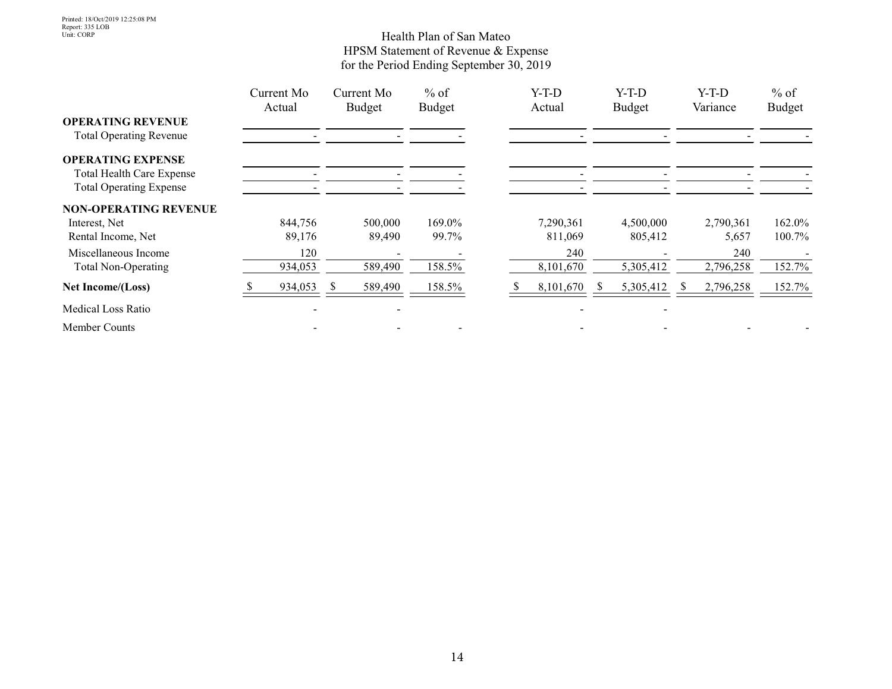Printed: 18/Oct/2019 12:25:08 PM
Report: 335 LOB
Unit: CORP

# Health Plan of San Mateo
## HPSM Statement of Revenue & Expense
### for the Period Ending September 30, 2019

| | Current Mo Actual | Current Mo Budget | % of Budget | Y-T-D Actual | Y-T-D Budget | Y-T-D Variance | % of Budget |
|---|---|---|---|---|---|---|---|
| **OPERATING REVENUE** | | | | | | | |
| Total Operating Revenue | - | - | - | - | - | - | - |
| **OPERATING EXPENSE** | | | | | | | |
| Total Health Care Expense | - | - | - | - | - | - | - |
| Total Operating Expense | - | - | - | - | - | - | - |
| **NON-OPERATING REVENUE** | | | | | | | |
| Interest, Net | 844,756 | 500,000 | 169.0% | 7,290,361 | 4,500,000 | 2,790,361 | 162.0% |
| Rental Income, Net | 89,176 | 89,490 | 99.7% | 811,069 | 805,412 | 5,657 | 100.7% |
| Miscellaneous Income | 120 | - | - | 240 | - | 240 | - |
| Total Non-Operating | 934,053 | 589,490 | 158.5% | 8,101,670 | 5,305,412 | 2,796,258 | 152.7% |
| **Net Income/(Loss)** | $ 934,053 | $ 589,490 | 158.5% | $ 8,101,670 | $ 5,305,412 | $ 2,796,258 | 152.7% |
| Medical Loss Ratio | - | - | | - | - | | |
| Member Counts | - | - | - | - | - | - | - |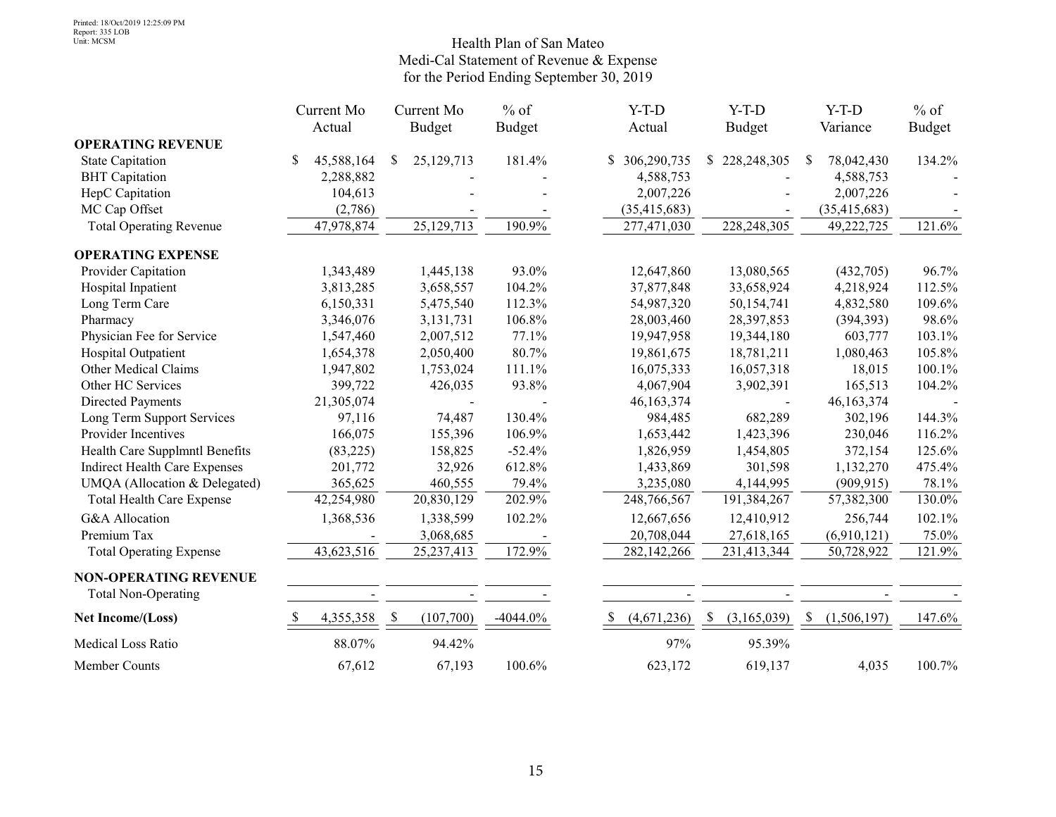Printed: 18/Oct/2019 12:25:09 PM
Report: 335 LOB
Unit: MCSM

# Health Plan of San Mateo
## Medi-Cal Statement of Revenue & Expense
### for the Period Ending September 30, 2019

| | Current Mo Actual | Current Mo Budget | % of Budget | Y-T-D Actual | Y-T-D Budget | Y-T-D Variance | % of Budget |
|---|---|---|---|---|---|---|---|
| **OPERATING REVENUE** | | | | | | | |
| State Capitation | $ 45,588,164 | $ 25,129,713 | 181.4% | $ 306,290,735 | $ 228,248,305 | $ 78,042,430 | 134.2% |
| BHT Capitation | 2,288,882 | - | - | 4,588,753 | - | 4,588,753 | - |
| HepC Capitation | 104,613 | - | - | 2,007,226 | - | 2,007,226 | - |
| MC Cap Offset | (2,786) | - | - | (35,415,683) | - | (35,415,683) | - |
| Total Operating Revenue | 47,978,874 | 25,129,713 | 190.9% | 277,471,030 | 228,248,305 | 49,222,725 | 121.6% |
| **OPERATING EXPENSE** | | | | | | | |
| Provider Capitation | 1,343,489 | 1,445,138 | 93.0% | 12,647,860 | 13,080,565 | (432,705) | 96.7% |
| Hospital Inpatient | 3,813,285 | 3,658,557 | 104.2% | 37,877,848 | 33,658,924 | 4,218,924 | 112.5% |
| Long Term Care | 6,150,331 | 5,475,540 | 112.3% | 54,987,320 | 50,154,741 | 4,832,580 | 109.6% |
| Pharmacy | 3,346,076 | 3,131,731 | 106.8% | 28,003,460 | 28,397,853 | (394,393) | 98.6% |
| Physician Fee for Service | 1,547,460 | 2,007,512 | 77.1% | 19,947,958 | 19,344,180 | 603,777 | 103.1% |
| Hospital Outpatient | 1,654,378 | 2,050,400 | 80.7% | 19,861,675 | 18,781,211 | 1,080,463 | 105.8% |
| Other Medical Claims | 1,947,802 | 1,753,024 | 111.1% | 16,075,333 | 16,057,318 | 18,015 | 100.1% |
| Other HC Services | 399,722 | 426,035 | 93.8% | 4,067,904 | 3,902,391 | 165,513 | 104.2% |
| Directed Payments | 21,305,074 | - | - | 46,163,374 | - | 46,163,374 | - |
| Long Term Support Services | 97,116 | 74,487 | 130.4% | 984,485 | 682,289 | 302,196 | 144.3% |
| Provider Incentives | 166,075 | 155,396 | 106.9% | 1,653,442 | 1,423,396 | 230,046 | 116.2% |
| Health Care Supplmntl Benefits | (83,225) | 158,825 | -52.4% | 1,826,959 | 1,454,805 | 372,154 | 125.6% |
| Indirect Health Care Expenses | 201,772 | 32,926 | 612.8% | 1,433,869 | 301,598 | 1,132,270 | 475.4% |
| UMQA (Allocation & Delegated) | 365,625 | 460,555 | 79.4% | 3,235,080 | 4,144,995 | (909,915) | 78.1% |
| Total Health Care Expense | 42,254,980 | 20,830,129 | 202.9% | 248,766,567 | 191,384,267 | 57,382,300 | 130.0% |
| G&A Allocation | 1,368,536 | 1,338,599 | 102.2% | 12,667,656 | 12,410,912 | 256,744 | 102.1% |
| Premium Tax | - | 3,068,685 | - | 20,708,044 | 27,618,165 | (6,910,121) | 75.0% |
| Total Operating Expense | 43,623,516 | 25,237,413 | 172.9% | 282,142,266 | 231,413,344 | 50,728,922 | 121.9% |
| **NON-OPERATING REVENUE** | | | | | | | |
| Total Non-Operating | - | - | - | - | - | - | - |
| **Net Income/(Loss)** | $ 4,355,358 | $ (107,700) | -4044.0% | $ (4,671,236) | $ (3,165,039) | $ (1,506,197) | 147.6% |
| Medical Loss Ratio | 88.07% | 94.42% | | 97% | 95.39% | | |
| Member Counts | 67,612 | 67,193 | 100.6% | 623,172 | 619,137 | 4,035 | 100.7% |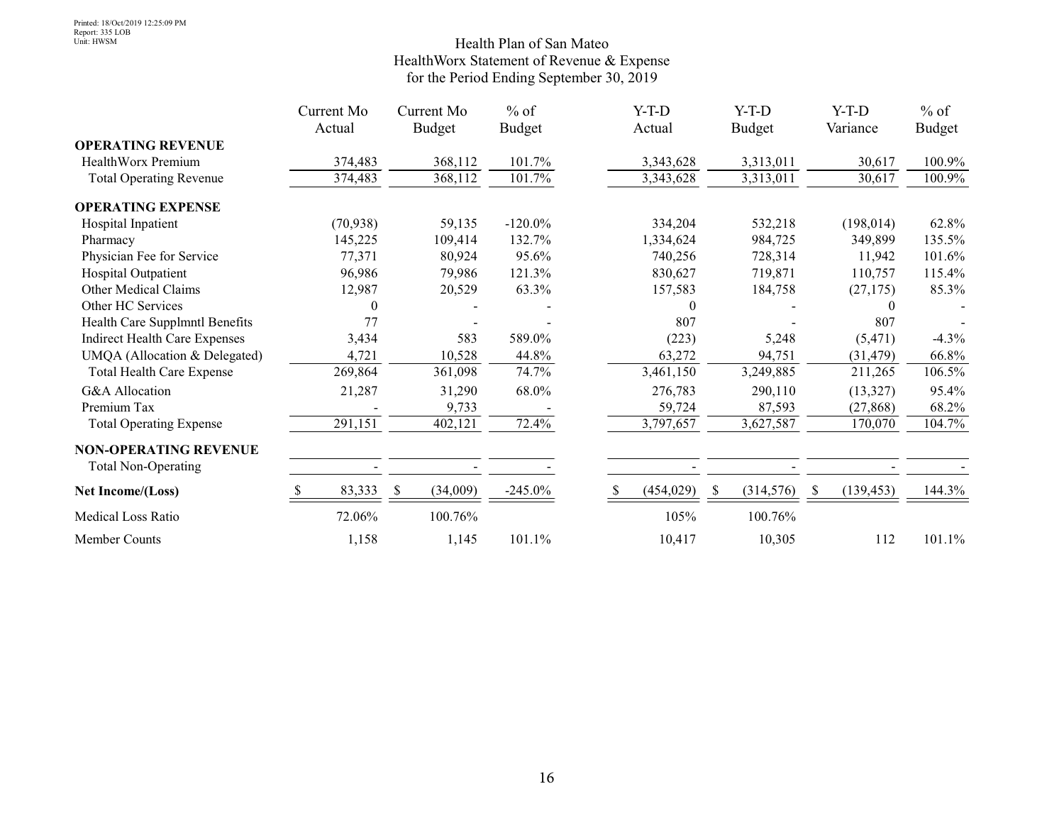Printed: 18/Oct/2019 12:25:09 PM
Report: 335 LOB
Unit: HWSM

# Health Plan of San Mateo
## HealthWorx Statement of Revenue & Expense
### for the Period Ending September 30, 2019

| | Current Mo Actual | Current Mo Budget | % of Budget | Y-T-D Actual | Y-T-D Budget | Y-T-D Variance | % of Budget |
|---|---|---|---|---|---|---|---|
| **OPERATING REVENUE** | | | | | | | |
| HealthWorx Premium | 374,483 | 368,112 | 101.7% | 3,343,628 | 3,313,011 | 30,617 | 100.9% |
| Total Operating Revenue | 374,483 | 368,112 | 101.7% | 3,343,628 | 3,313,011 | 30,617 | 100.9% |
| **OPERATING EXPENSE** | | | | | | | |
| Hospital Inpatient | (70,938) | 59,135 | -120.0% | 334,204 | 532,218 | (198,014) | 62.8% |
| Pharmacy | 145,225 | 109,414 | 132.7% | 1,334,624 | 984,725 | 349,899 | 135.5% |
| Physician Fee for Service | 77,371 | 80,924 | 95.6% | 740,256 | 728,314 | 11,942 | 101.6% |
| Hospital Outpatient | 96,986 | 79,986 | 121.3% | 830,627 | 719,871 | 110,757 | 115.4% |
| Other Medical Claims | 12,987 | 20,529 | 63.3% | 157,583 | 184,758 | (27,175) | 85.3% |
| Other HC Services | 0 | - | - | 0 | - | 0 | - |
| Health Care Supplmntl Benefits | 77 | - | - | 807 | - | 807 | - |
| Indirect Health Care Expenses | 3,434 | 583 | 589.0% | (223) | 5,248 | (5,471) | -4.3% |
| UMQA (Allocation & Delegated) | 4,721 | 10,528 | 44.8% | 63,272 | 94,751 | (31,479) | 66.8% |
| Total Health Care Expense | 269,864 | 361,098 | 74.7% | 3,461,150 | 3,249,885 | 211,265 | 106.5% |
| G&A Allocation | 21,287 | 31,290 | 68.0% | 276,783 | 290,110 | (13,327) | 95.4% |
| Premium Tax | - | 9,733 | - | 59,724 | 87,593 | (27,868) | 68.2% |
| Total Operating Expense | 291,151 | 402,121 | 72.4% | 3,797,657 | 3,627,587 | 170,070 | 104.7% |
| **NON-OPERATING REVENUE** | | | | | | | |
| Total Non-Operating | - | - | - | - | - | - | - |
| **Net Income/(Loss)** | $ 83,333 | $ (34,009) | -245.0% | $ (454,029) | $ (314,576) | $ (139,453) | 144.3% |
| Medical Loss Ratio | 72.06% | 100.76% | | 105% | 100.76% | | |
| Member Counts | 1,158 | 1,145 | 101.1% | 10,417 | 10,305 | 112 | 101.1% |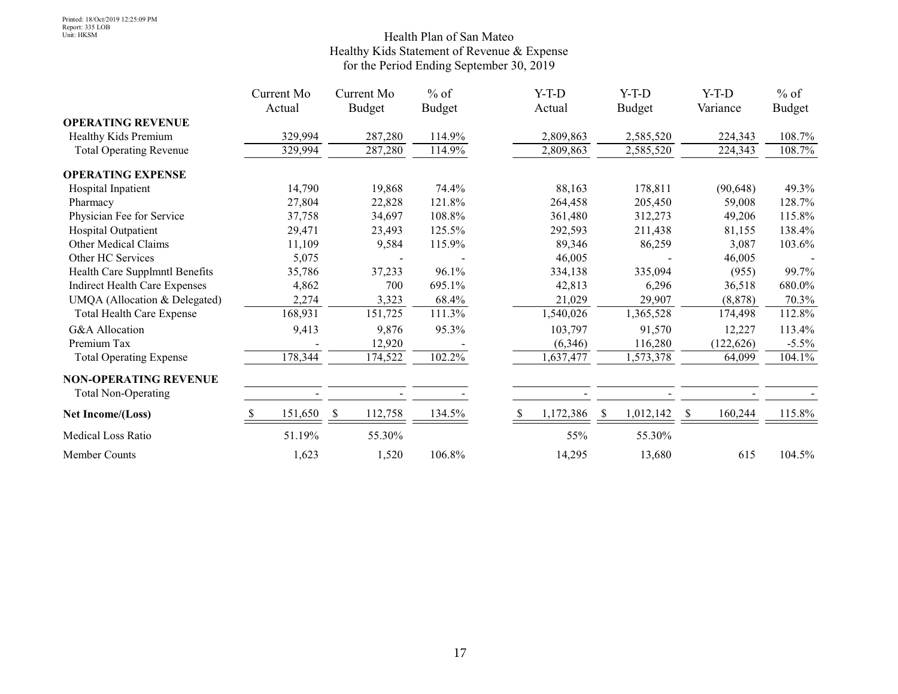Printed: 18/Oct/2019 12:25:09 PM
Report: 335 LOB
Unit: HKSM

# Health Plan of San Mateo
## Healthy Kids Statement of Revenue & Expense
### for the Period Ending September 30, 2019

| | Current Mo Actual | Current Mo Budget | % of Budget | Y-T-D Actual | Y-T-D Budget | Y-T-D Variance | % of Budget |
|---|---|---|---|---|---|---|---|
| **OPERATING REVENUE** | | | | | | | |
| Healthy Kids Premium | 329,994 | 287,280 | 114.9% | 2,809,863 | 2,585,520 | 224,343 | 108.7% |
| Total Operating Revenue | 329,994 | 287,280 | 114.9% | 2,809,863 | 2,585,520 | 224,343 | 108.7% |
| **OPERATING EXPENSE** | | | | | | | |
| Hospital Inpatient | 14,790 | 19,868 | 74.4% | 88,163 | 178,811 | (90,648) | 49.3% |
| Pharmacy | 27,804 | 22,828 | 121.8% | 264,458 | 205,450 | 59,008 | 128.7% |
| Physician Fee for Service | 37,758 | 34,697 | 108.8% | 361,480 | 312,273 | 49,206 | 115.8% |
| Hospital Outpatient | 29,471 | 23,493 | 125.5% | 292,593 | 211,438 | 81,155 | 138.4% |
| Other Medical Claims | 11,109 | 9,584 | 115.9% | 89,346 | 86,259 | 3,087 | 103.6% |
| Other HC Services | 5,075 | - | - | 46,005 | - | 46,005 | - |
| Health Care Supplmntl Benefits | 35,786 | 37,233 | 96.1% | 334,138 | 335,094 | (955) | 99.7% |
| Indirect Health Care Expenses | 4,862 | 700 | 695.1% | 42,813 | 6,296 | 36,518 | 680.0% |
| UMQA (Allocation & Delegated) | 2,274 | 3,323 | 68.4% | 21,029 | 29,907 | (8,878) | 70.3% |
| Total Health Care Expense | 168,931 | 151,725 | 111.3% | 1,540,026 | 1,365,528 | 174,498 | 112.8% |
| G&A Allocation | 9,413 | 9,876 | 95.3% | 103,797 | 91,570 | 12,227 | 113.4% |
| Premium Tax | - | 12,920 | - | (6,346) | 116,280 | (122,626) | -5.5% |
| Total Operating Expense | 178,344 | 174,522 | 102.2% | 1,637,477 | 1,573,378 | 64,099 | 104.1% |
| **NON-OPERATING REVENUE** | | | | | | | |
| Total Non-Operating | - | - | - | - | - | - | - |
| **Net Income/(Loss)** | $ 151,650 | $ 112,758 | 134.5% | $ 1,172,386 | $ 1,012,142 | $ 160,244 | 115.8% |
| Medical Loss Ratio | 51.19% | 55.30% | | 55% | 55.30% | | |
| Member Counts | 1,623 | 1,520 | 106.8% | 14,295 | 13,680 | 615 | 104.5% |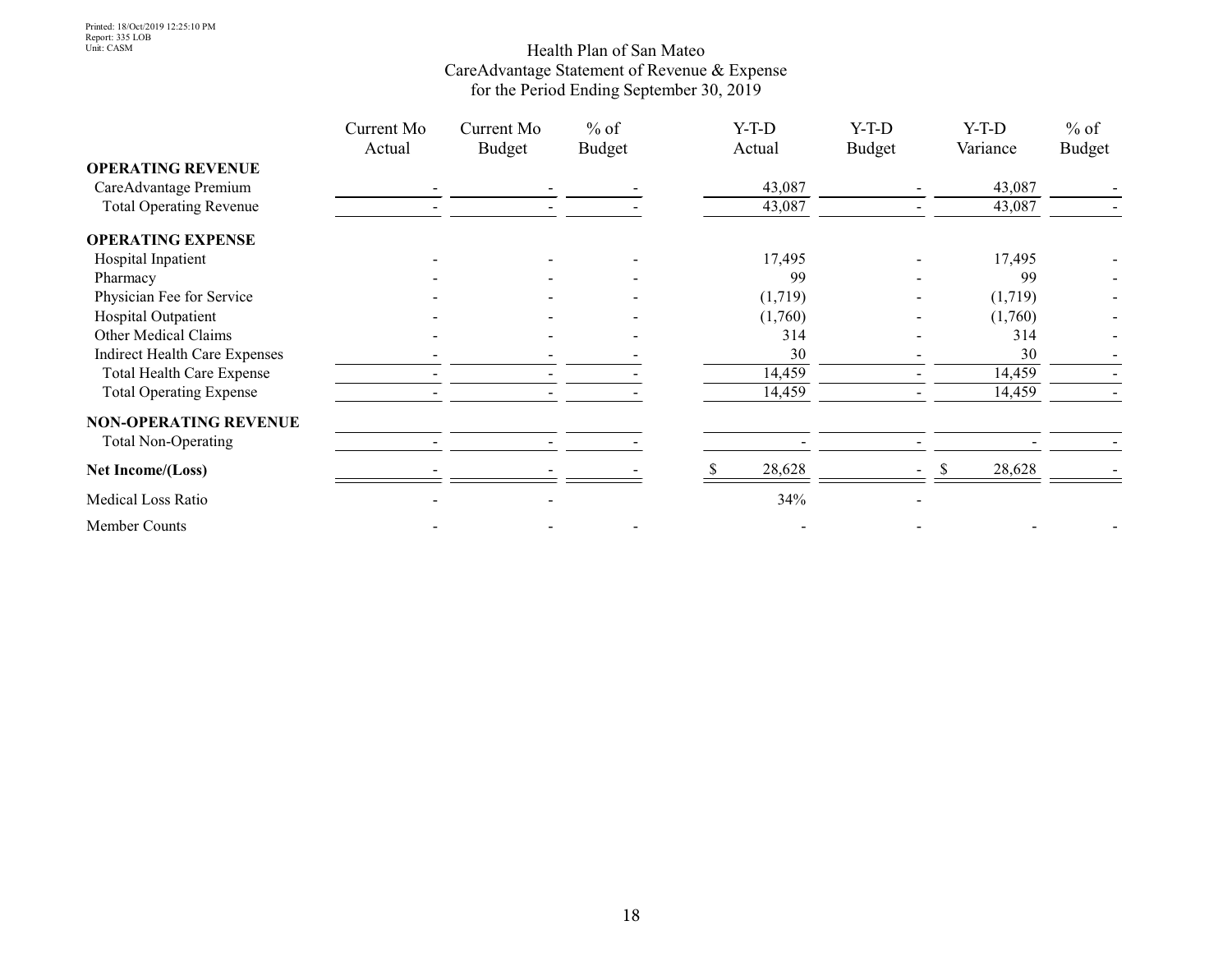Printed: 18/Oct/2019 12:25:10 PM
Report: 335 LOB
Unit: CASM

# Health Plan of San Mateo
## CareAdvantage Statement of Revenue & Expense
### for the Period Ending September 30, 2019

| | Current Mo Actual | Current Mo Budget | % of Budget | Y-T-D Actual | Y-T-D Budget | Y-T-D Variance | % of Budget |
|---|---|---|---|---|---|---|---|
| **OPERATING REVENUE** | | | | | | | |
| CareAdvantage Premium | - | - | - | 43,087 | - | 43,087 | - |
| Total Operating Revenue | - | - | - | 43,087 | - | 43,087 | - |
| **OPERATING EXPENSE** | | | | | | | |
| Hospital Inpatient | - | - | - | 17,495 | - | 17,495 | - |
| Pharmacy | - | - | - | 99 | - | 99 | - |
| Physician Fee for Service | - | - | - | (1,719) | - | (1,719) | - |
| Hospital Outpatient | - | - | - | (1,760) | - | (1,760) | - |
| Other Medical Claims | - | - | - | 314 | - | 314 | - |
| Indirect Health Care Expenses | - | - | - | 30 | - | 30 | - |
| Total Health Care Expense | - | - | - | 14,459 | - | 14,459 | - |
| Total Operating Expense | - | - | - | 14,459 | - | 14,459 | - |
| **NON-OPERATING REVENUE** | | | | | | | |
| Total Non-Operating | - | - | - | - | - | - | - |
| **Net Income/(Loss)** | - | - | - | $ 28,628 | - | $ 28,628 | - |
| Medical Loss Ratio | - | - | | 34% | - | | |
| Member Counts | - | - | - | - | - | - | - |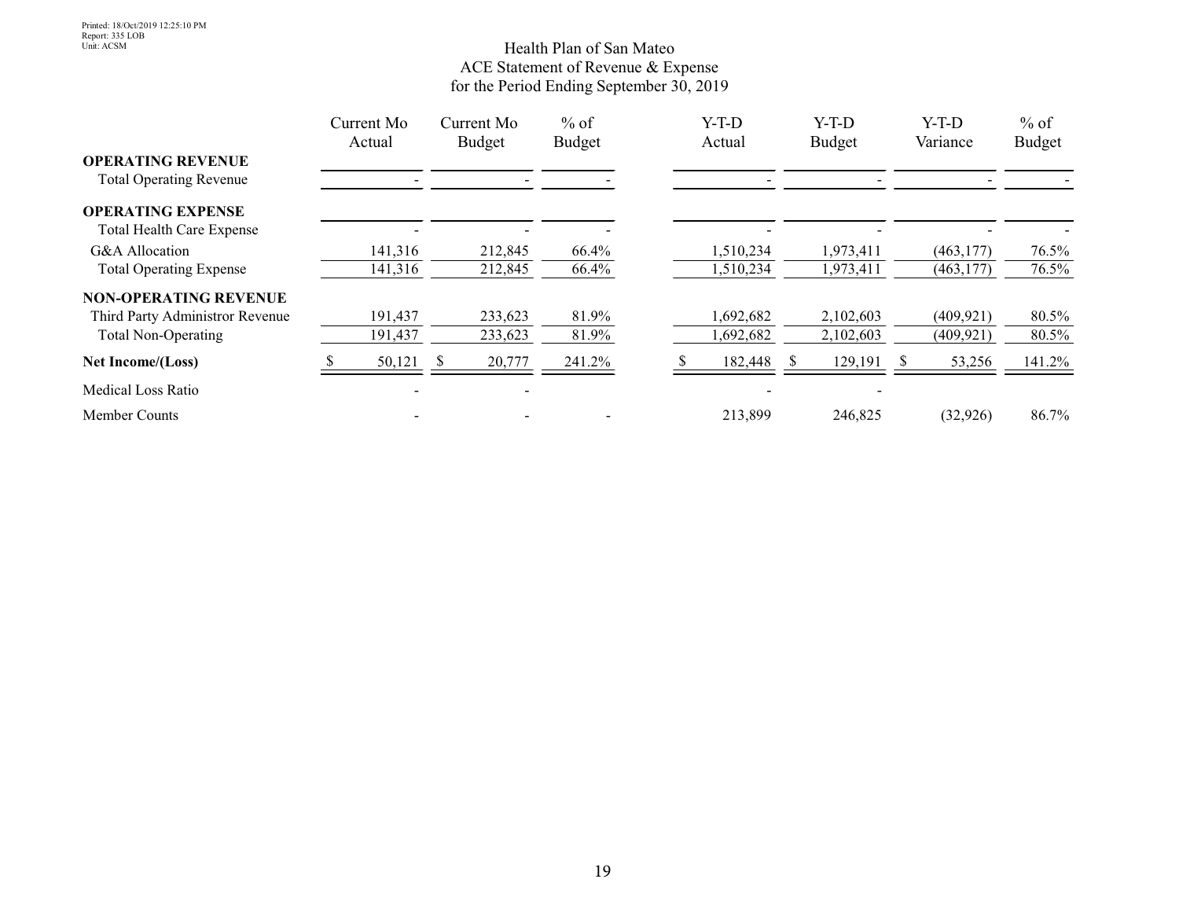Printed: 18/Oct/2019 12:25:10 PM
Report: 335 LOB
Unit: ACSM

# Health Plan of San Mateo
## ACE Statement of Revenue & Expense
### for the Period Ending September 30, 2019

| | Current Mo Actual | Current Mo Budget | % of Budget | Y-T-D Actual | Y-T-D Budget | Y-T-D Variance | % of Budget |
|---|---|---|---|---|---|---|---|
| **OPERATING REVENUE** | | | | | | | |
| Total Operating Revenue | - | - | - | - | - | - | - |
| **OPERATING EXPENSE** | | | | | | | |
| Total Health Care Expense | - | - | - | - | - | - | - |
| G&A Allocation | 141,316 | 212,845 | 66.4% | 1,510,234 | 1,973,411 | (463,177) | 76.5% |
| Total Operating Expense | 141,316 | 212,845 | 66.4% | 1,510,234 | 1,973,411 | (463,177) | 76.5% |
| **NON-OPERATING REVENUE** | | | | | | | |
| Third Party Administror Revenue | 191,437 | 233,623 | 81.9% | 1,692,682 | 2,102,603 | (409,921) | 80.5% |
| Total Non-Operating | 191,437 | 233,623 | 81.9% | 1,692,682 | 2,102,603 | (409,921) | 80.5% |
| **Net Income/(Loss)** | $ 50,121 | $ 20,777 | 241.2% | $ 182,448 | $ 129,191 | $ 53,256 | 141.2% |
| Medical Loss Ratio | - | - | | - | - | | |
| Member Counts | - | - | - | 213,899 | 246,825 | (32,926) | 86.7% |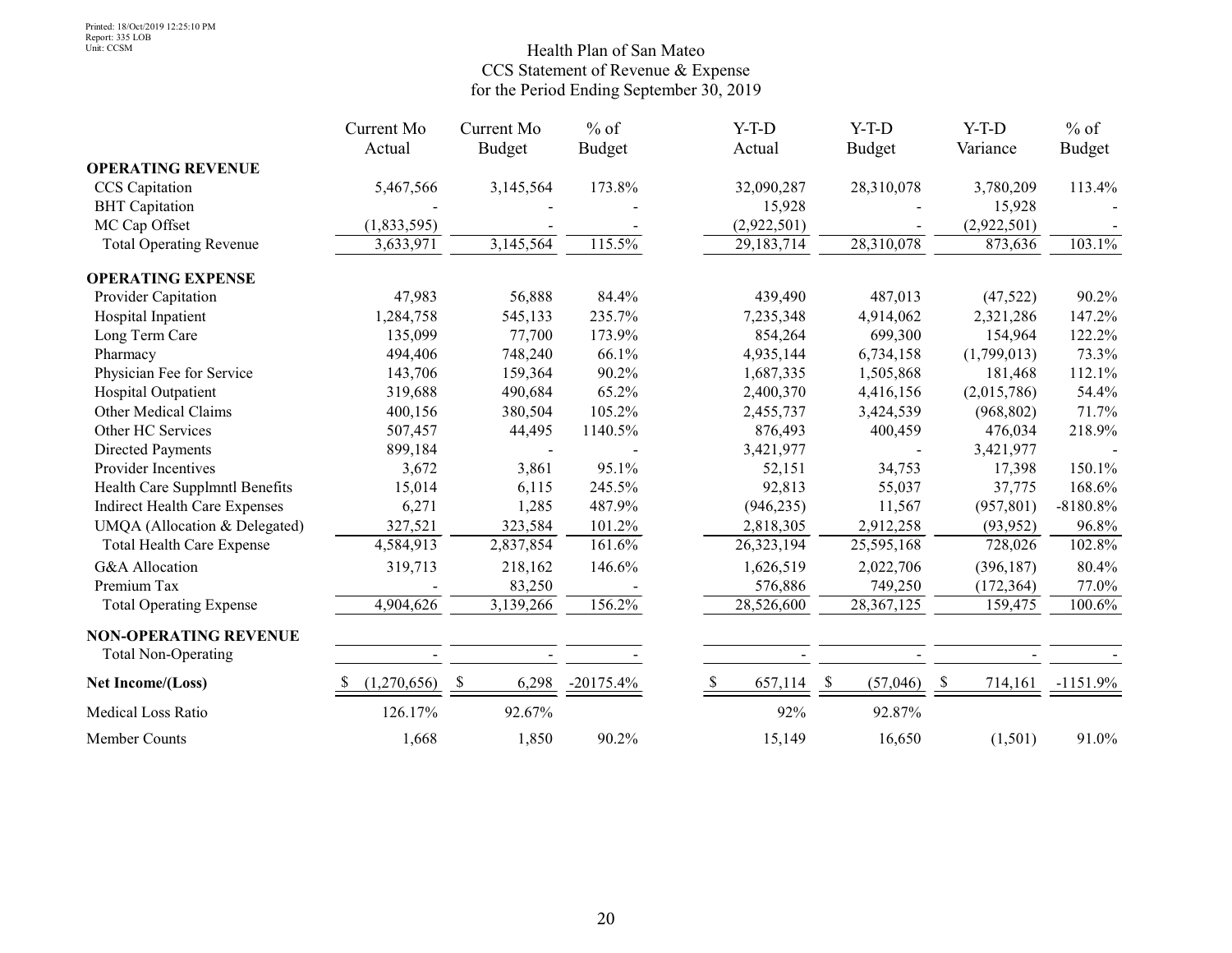Printed: 18/Oct/2019 12:25:10 PM
Report: 335 LOB
Unit: CCSM

# Health Plan of San Mateo
## CCS Statement of Revenue & Expense
### for the Period Ending September 30, 2019

| | Current Mo Actual | Current Mo Budget | % of Budget | Y-T-D Actual | Y-T-D Budget | Y-T-D Variance | % of Budget |
|---|---|---|---|---|---|---|---|
| **OPERATING REVENUE** | | | | | | | |
| CCS Capitation | 5,467,566 | 3,145,564 | 173.8% | 32,090,287 | 28,310,078 | 3,780,209 | 113.4% |
| BHT Capitation | - | - | - | 15,928 | - | 15,928 | - |
| MC Cap Offset | (1,833,595) | - | - | (2,922,501) | - | (2,922,501) | - |
| Total Operating Revenue | 3,633,971 | 3,145,564 | 115.5% | 29,183,714 | 28,310,078 | 873,636 | 103.1% |
| **OPERATING EXPENSE** | | | | | | | |
| Provider Capitation | 47,983 | 56,888 | 84.4% | 439,490 | 487,013 | (47,522) | 90.2% |
| Hospital Inpatient | 1,284,758 | 545,133 | 235.7% | 7,235,348 | 4,914,062 | 2,321,286 | 147.2% |
| Long Term Care | 135,099 | 77,700 | 173.9% | 854,264 | 699,300 | 154,964 | 122.2% |
| Pharmacy | 494,406 | 748,240 | 66.1% | 4,935,144 | 6,734,158 | (1,799,013) | 73.3% |
| Physician Fee for Service | 143,706 | 159,364 | 90.2% | 1,687,335 | 1,505,868 | 181,468 | 112.1% |
| Hospital Outpatient | 319,688 | 490,684 | 65.2% | 2,400,370 | 4,416,156 | (2,015,786) | 54.4% |
| Other Medical Claims | 400,156 | 380,504 | 105.2% | 2,455,737 | 3,424,539 | (968,802) | 71.7% |
| Other HC Services | 507,457 | 44,495 | 1140.5% | 876,493 | 400,459 | 476,034 | 218.9% |
| Directed Payments | 899,184 | - | - | 3,421,977 | - | 3,421,977 | - |
| Provider Incentives | 3,672 | 3,861 | 95.1% | 52,151 | 34,753 | 17,398 | 150.1% |
| Health Care Supplmntl Benefits | 15,014 | 6,115 | 245.5% | 92,813 | 55,037 | 37,775 | 168.6% |
| Indirect Health Care Expenses | 6,271 | 1,285 | 487.9% | (946,235) | 11,567 | (957,801) | -8180.8% |
| UMQA (Allocation & Delegated) | 327,521 | 323,584 | 101.2% | 2,818,305 | 2,912,258 | (93,952) | 96.8% |
| Total Health Care Expense | 4,584,913 | 2,837,854 | 161.6% | 26,323,194 | 25,595,168 | 728,026 | 102.8% |
| G&A Allocation | 319,713 | 218,162 | 146.6% | 1,626,519 | 2,022,706 | (396,187) | 80.4% |
| Premium Tax | - | 83,250 | - | 576,886 | 749,250 | (172,364) | 77.0% |
| Total Operating Expense | 4,904,626 | 3,139,266 | 156.2% | 28,526,600 | 28,367,125 | 159,475 | 100.6% |
| **NON-OPERATING REVENUE** | | | | | | | |
| Total Non-Operating | - | - | - | - | - | - | - |
| **Net Income/(Loss)** | $ (1,270,656) | $ 6,298 | -20175.4% | $ 657,114 | $ (57,046) | $ 714,161 | -1151.9% |
| Medical Loss Ratio | 126.17% | 92.67% | | 92% | 92.87% | | |
| Member Counts | 1,668 | 1,850 | 90.2% | 15,149 | 16,650 | (1,501) | 91.0% |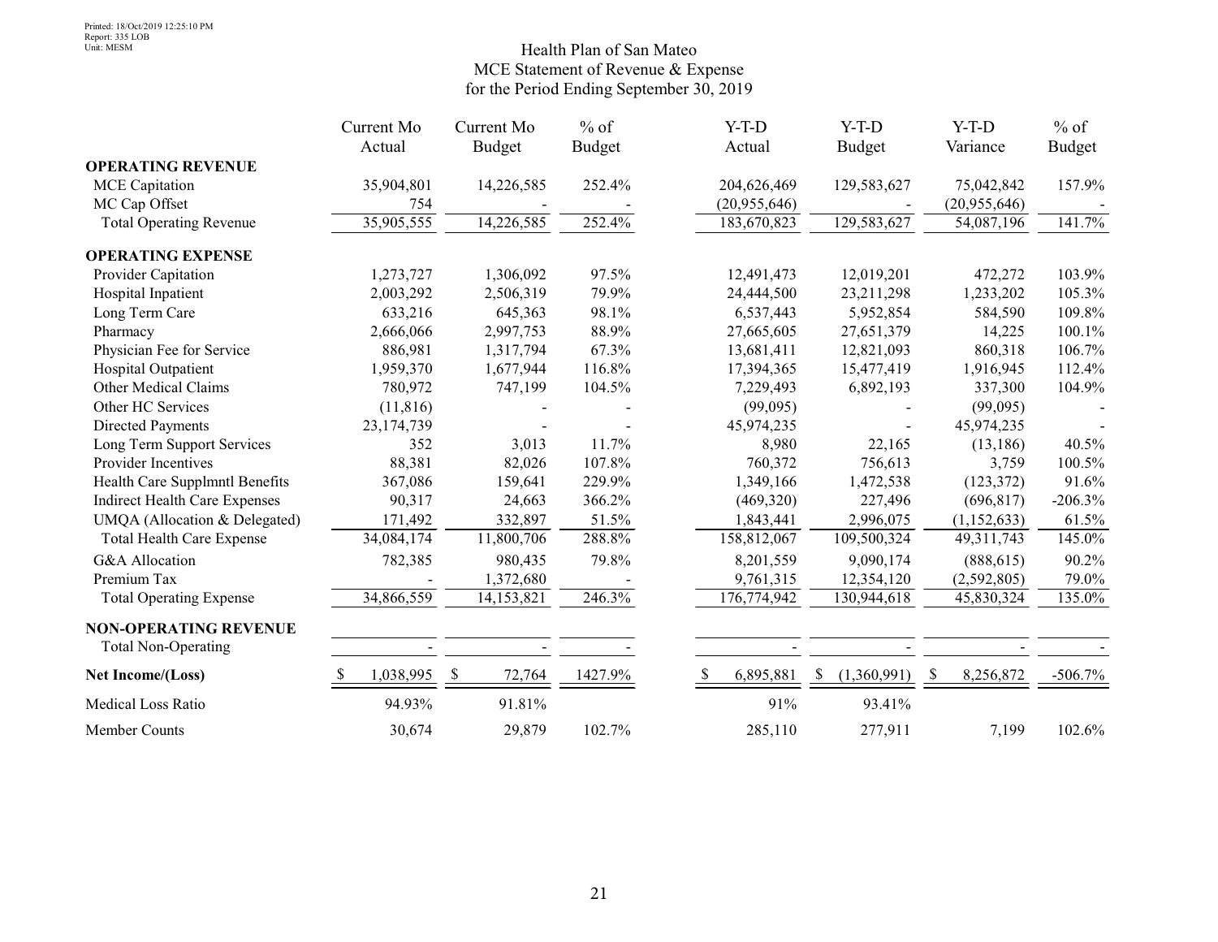Printed: 18/Oct/2019 12:25:10 PM
Report: 335 LOB
Unit: MESM

# Health Plan of San Mateo
## MCE Statement of Revenue & Expense
### for the Period Ending September 30, 2019

| | Current Mo Actual | Current Mo Budget | % of Budget | Y-T-D Actual | Y-T-D Budget | Y-T-D Variance | % of Budget |
|---|---|---|---|---|---|---|---|
| **OPERATING REVENUE** | | | | | | | |
| MCE Capitation | 35,904,801 | 14,226,585 | 252.4% | 204,626,469 | 129,583,627 | 75,042,842 | 157.9% |
| MC Cap Offset | 754 | - | - | (20,955,646) | - | (20,955,646) | - |
| Total Operating Revenue | 35,905,555 | 14,226,585 | 252.4% | 183,670,823 | 129,583,627 | 54,087,196 | 141.7% |
| **OPERATING EXPENSE** | | | | | | | |
| Provider Capitation | 1,273,727 | 1,306,092 | 97.5% | 12,491,473 | 12,019,201 | 472,272 | 103.9% |
| Hospital Inpatient | 2,003,292 | 2,506,319 | 79.9% | 24,444,500 | 23,211,298 | 1,233,202 | 105.3% |
| Long Term Care | 633,216 | 645,363 | 98.1% | 6,537,443 | 5,952,854 | 584,590 | 109.8% |
| Pharmacy | 2,666,066 | 2,997,753 | 88.9% | 27,665,605 | 27,651,379 | 14,225 | 100.1% |
| Physician Fee for Service | 886,981 | 1,317,794 | 67.3% | 13,681,411 | 12,821,093 | 860,318 | 106.7% |
| Hospital Outpatient | 1,959,370 | 1,677,944 | 116.8% | 17,394,365 | 15,477,419 | 1,916,945 | 112.4% |
| Other Medical Claims | 780,972 | 747,199 | 104.5% | 7,229,493 | 6,892,193 | 337,300 | 104.9% |
| Other HC Services | (11,816) | - | - | (99,095) | - | (99,095) | - |
| Directed Payments | 23,174,739 | - | - | 45,974,235 | - | 45,974,235 | - |
| Long Term Support Services | 352 | 3,013 | 11.7% | 8,980 | 22,165 | (13,186) | 40.5% |
| Provider Incentives | 88,381 | 82,026 | 107.8% | 760,372 | 756,613 | 3,759 | 100.5% |
| Health Care Supplmntl Benefits | 367,086 | 159,641 | 229.9% | 1,349,166 | 1,472,538 | (123,372) | 91.6% |
| Indirect Health Care Expenses | 90,317 | 24,663 | 366.2% | (469,320) | 227,496 | (696,817) | -206.3% |
| UMQA (Allocation & Delegated) | 171,492 | 332,897 | 51.5% | 1,843,441 | 2,996,075 | (1,152,633) | 61.5% |
| Total Health Care Expense | 34,084,174 | 11,800,706 | 288.8% | 158,812,067 | 109,500,324 | 49,311,743 | 145.0% |
| G&A Allocation | 782,385 | 980,435 | 79.8% | 8,201,559 | 9,090,174 | (888,615) | 90.2% |
| Premium Tax | - | 1,372,680 | - | 9,761,315 | 12,354,120 | (2,592,805) | 79.0% |
| Total Operating Expense | 34,866,559 | 14,153,821 | 246.3% | 176,774,942 | 130,944,618 | 45,830,324 | 135.0% |
| **NON-OPERATING REVENUE** | | | | | | | |
| Total Non-Operating | - | - | - | - | - | - | - |
| **Net Income/(Loss)** | $ 1,038,995 | $ 72,764 | 1427.9% | $ 6,895,881 | $ (1,360,991) | $ 8,256,872 | -506.7% |
| Medical Loss Ratio | 94.93% | 91.81% | | 91% | 93.41% | | |
| Member Counts | 30,674 | 29,879 | 102.7% | 285,110 | 277,911 | 7,199 | 102.6% |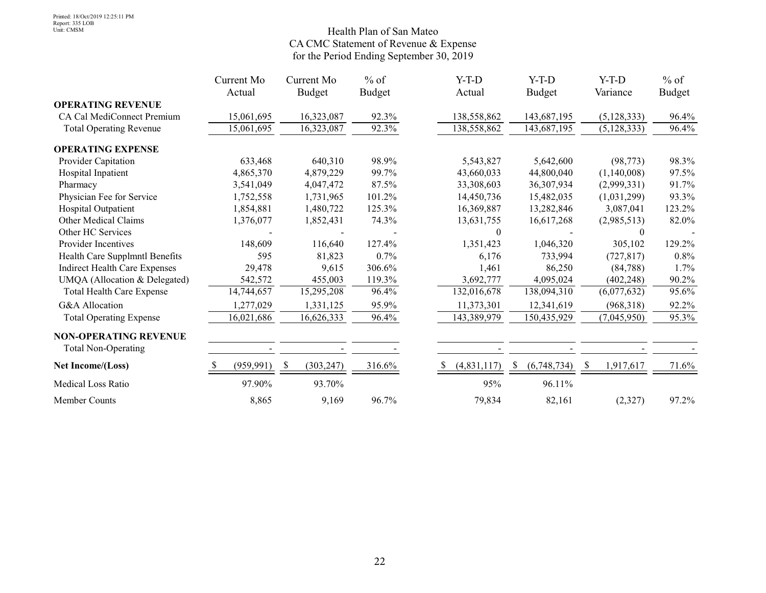Printed: 18/Oct/2019 12:25:11 PM
Report: 335 LOB
Unit: CMSM

# Health Plan of San Mateo
## CA CMC Statement of Revenue & Expense
### for the Period Ending September 30, 2019

| | Current Mo Actual | Current Mo Budget | % of Budget | Y-T-D Actual | Y-T-D Budget | Y-T-D Variance | % of Budget |
|---|---|---|---|---|---|---|---|
| **OPERATING REVENUE** | | | | | | | |
| CA Cal MediConnect Premium | 15,061,695 | 16,323,087 | 92.3% | 138,558,862 | 143,687,195 | (5,128,333) | 96.4% |
| Total Operating Revenue | 15,061,695 | 16,323,087 | 92.3% | 138,558,862 | 143,687,195 | (5,128,333) | 96.4% |
| **OPERATING EXPENSE** | | | | | | | |
| Provider Capitation | 633,468 | 640,310 | 98.9% | 5,543,827 | 5,642,600 | (98,773) | 98.3% |
| Hospital Inpatient | 4,865,370 | 4,879,229 | 99.7% | 43,660,033 | 44,800,040 | (1,140,008) | 97.5% |
| Pharmacy | 3,541,049 | 4,047,472 | 87.5% | 33,308,603 | 36,307,934 | (2,999,331) | 91.7% |
| Physician Fee for Service | 1,752,558 | 1,731,965 | 101.2% | 14,450,736 | 15,482,035 | (1,031,299) | 93.3% |
| Hospital Outpatient | 1,854,881 | 1,480,722 | 125.3% | 16,369,887 | 13,282,846 | 3,087,041 | 123.2% |
| Other Medical Claims | 1,376,077 | 1,852,431 | 74.3% | 13,631,755 | 16,617,268 | (2,985,513) | 82.0% |
| Other HC Services | - | - | - | 0 | - | 0 | - |
| Provider Incentives | 148,609 | 116,640 | 127.4% | 1,351,423 | 1,046,320 | 305,102 | 129.2% |
| Health Care Supplmntl Benefits | 595 | 81,823 | 0.7% | 6,176 | 733,994 | (727,817) | 0.8% |
| Indirect Health Care Expenses | 29,478 | 9,615 | 306.6% | 1,461 | 86,250 | (84,788) | 1.7% |
| UMQA (Allocation & Delegated) | 542,572 | 455,003 | 119.3% | 3,692,777 | 4,095,024 | (402,248) | 90.2% |
| Total Health Care Expense | 14,744,657 | 15,295,208 | 96.4% | 132,016,678 | 138,094,310 | (6,077,632) | 95.6% |
| G&A Allocation | 1,277,029 | 1,331,125 | 95.9% | 11,373,301 | 12,341,619 | (968,318) | 92.2% |
| Total Operating Expense | 16,021,686 | 16,626,333 | 96.4% | 143,389,979 | 150,435,929 | (7,045,950) | 95.3% |
| **NON-OPERATING REVENUE** | | | | | | | |
| Total Non-Operating | - | - | - | - | - | - | - |
| **Net Income/(Loss)** | $ (959,991) | $ (303,247) | 316.6% | $ (4,831,117) | $ (6,748,734) | $ 1,917,617 | 71.6% |
| Medical Loss Ratio | 97.90% | 93.70% | | 95% | 96.11% | | |
| Member Counts | 8,865 | 9,169 | 96.7% | 79,834 | 82,161 | (2,327) | 97.2% |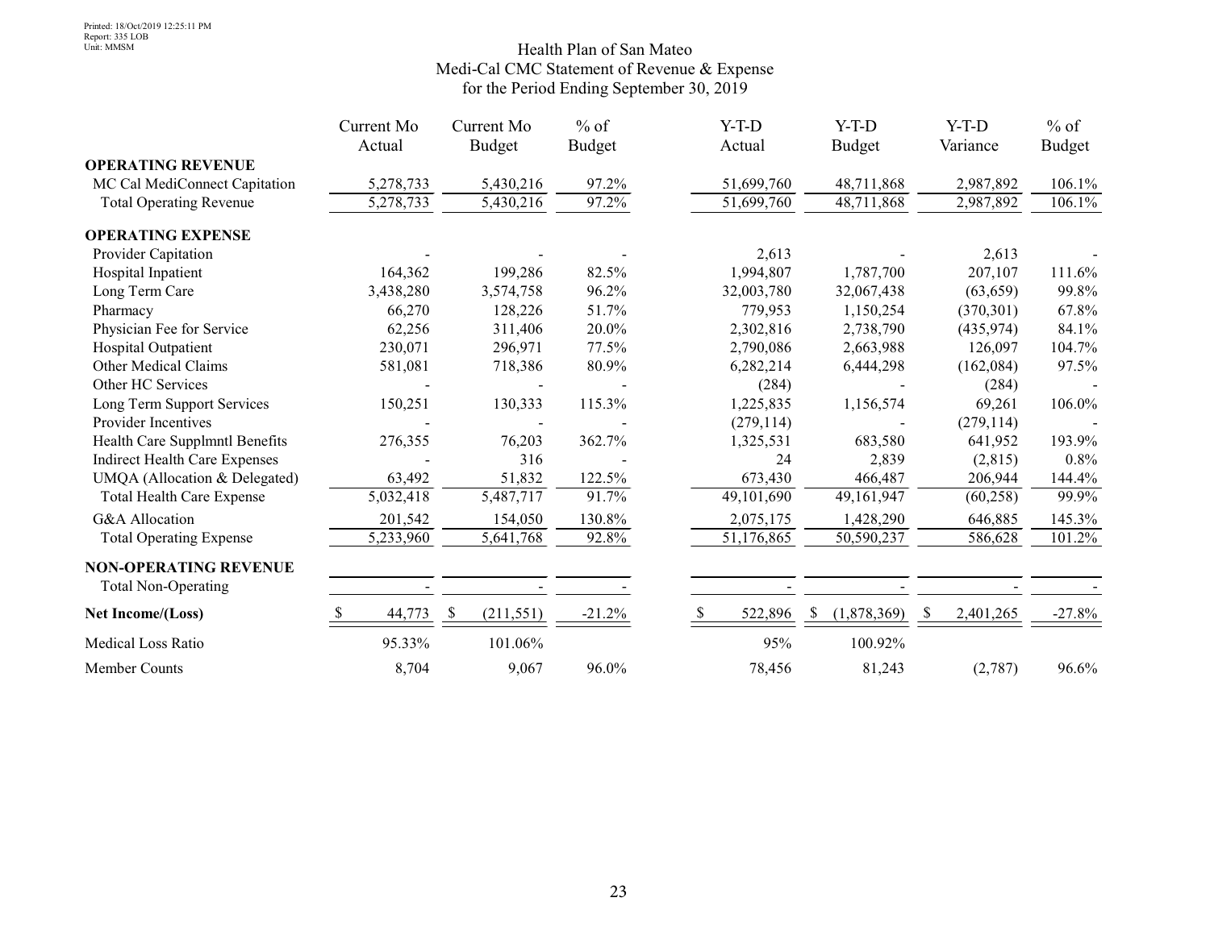Printed: 18/Oct/2019 12:25:11 PM
Report: 335 LOB
Unit: MMSM

# Health Plan of San Mateo
## Medi-Cal CMC Statement of Revenue & Expense
### for the Period Ending September 30, 2019

| | Current Mo Actual | Current Mo Budget | % of Budget | Y-T-D Actual | Y-T-D Budget | Y-T-D Variance | % of Budget |
|---|---|---|---|---|---|---|---|
| **OPERATING REVENUE** | | | | | | | |
| MC Cal MediConnect Capitation | 5,278,733 | 5,430,216 | 97.2% | 51,699,760 | 48,711,868 | 2,987,892 | 106.1% |
| Total Operating Revenue | 5,278,733 | 5,430,216 | 97.2% | 51,699,760 | 48,711,868 | 2,987,892 | 106.1% |
| **OPERATING EXPENSE** | | | | | | | |
| Provider Capitation | - | - | - | 2,613 | - | 2,613 | - |
| Hospital Inpatient | 164,362 | 199,286 | 82.5% | 1,994,807 | 1,787,700 | 207,107 | 111.6% |
| Long Term Care | 3,438,280 | 3,574,758 | 96.2% | 32,003,780 | 32,067,438 | (63,659) | 99.8% |
| Pharmacy | 66,270 | 128,226 | 51.7% | 779,953 | 1,150,254 | (370,301) | 67.8% |
| Physician Fee for Service | 62,256 | 311,406 | 20.0% | 2,302,816 | 2,738,790 | (435,974) | 84.1% |
| Hospital Outpatient | 230,071 | 296,971 | 77.5% | 2,790,086 | 2,663,988 | 126,097 | 104.7% |
| Other Medical Claims | 581,081 | 718,386 | 80.9% | 6,282,214 | 6,444,298 | (162,084) | 97.5% |
| Other HC Services | - | - | - | (284) | - | (284) | - |
| Long Term Support Services | 150,251 | 130,333 | 115.3% | 1,225,835 | 1,156,574 | 69,261 | 106.0% |
| Provider Incentives | - | - | - | (279,114) | - | (279,114) | - |
| Health Care Supplmntl Benefits | 276,355 | 76,203 | 362.7% | 1,325,531 | 683,580 | 641,952 | 193.9% |
| Indirect Health Care Expenses | - | 316 | - | 24 | 2,839 | (2,815) | 0.8% |
| UMQA (Allocation & Delegated) | 63,492 | 51,832 | 122.5% | 673,430 | 466,487 | 206,944 | 144.4% |
| Total Health Care Expense | 5,032,418 | 5,487,717 | 91.7% | 49,101,690 | 49,161,947 | (60,258) | 99.9% |
| G&A Allocation | 201,542 | 154,050 | 130.8% | 2,075,175 | 1,428,290 | 646,885 | 145.3% |
| Total Operating Expense | 5,233,960 | 5,641,768 | 92.8% | 51,176,865 | 50,590,237 | 586,628 | 101.2% |
| **NON-OPERATING REVENUE** | | | | | | | |
| Total Non-Operating | - | - | - | - | - | - | - |
| **Net Income/(Loss)** | $ 44,773 | $ (211,551) | -21.2% | $ 522,896 | $ (1,878,369) | $ 2,401,265 | -27.8% |
| Medical Loss Ratio | 95.33% | 101.06% | | 95% | 100.92% | | |
| Member Counts | 8,704 | 9,067 | 96.0% | 78,456 | 81,243 | (2,787) | 96.6% |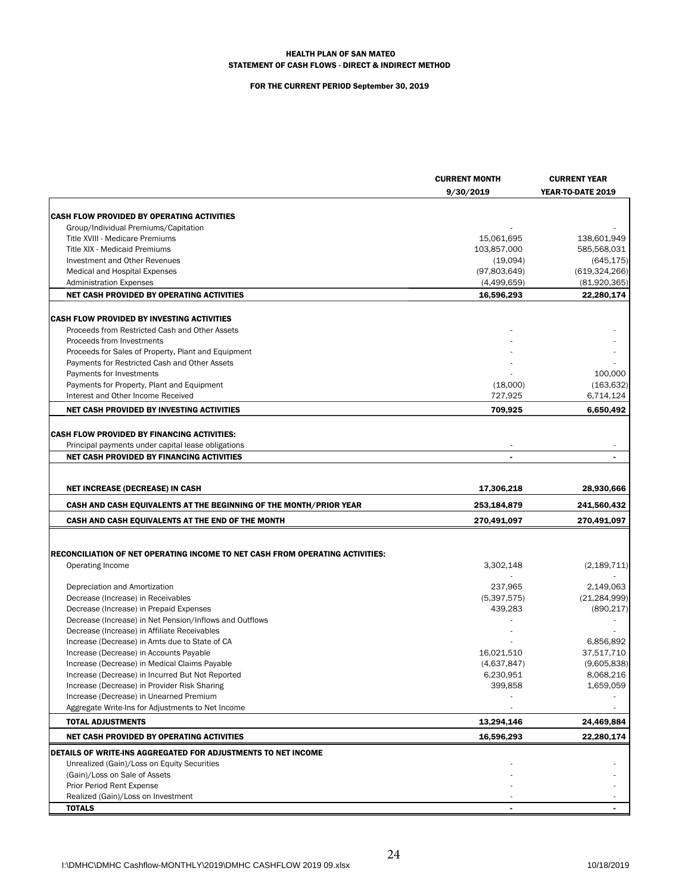**HEALTH PLAN OF SAN MATEO**
**STATEMENT OF CASH FLOWS - DIRECT & INDIRECT METHOD**

**FOR THE CURRENT PERIOD September 30, 2019**

| | CURRENT MONTH 9/30/2019 | CURRENT YEAR YEAR-TO-DATE 2019 |
|---|---|---|
| **CASH FLOW PROVIDED BY OPERATING ACTIVITIES** | | |
| Group/Individual Premiums/Capitation | - | - |
| Title XVIII - Medicare Premiums | 15,061,695 | 138,601,949 |
| Title XIX - Medicaid Premiums | 103,857,000 | 585,568,031 |
| Investment and Other Revenues | (19,094) | (645,175) |
| Medical and Hospital Expenses | (97,803,649) | (619,324,266) |
| Administration Expenses | (4,499,659) | (81,920,365) |
| **NET CASH PROVIDED BY OPERATING ACTIVITIES** | **16,596,293** | **22,280,174** |
| **CASH FLOW PROVIDED BY INVESTING ACTIVITIES** | | |
| Proceeds from Restricted Cash and Other Assets | - | - |
| Proceeds from Investments | - | - |
| Proceeds for Sales of Property, Plant and Equipment | - | - |
| Payments for Restricted Cash and Other Assets | - | - |
| Payments for Investments | - | 100,000 |
| Payments for Property, Plant and Equipment | (18,000) | (163,632) |
| Interest and Other Income Received | 727,925 | 6,714,124 |
| **NET CASH PROVIDED BY INVESTING ACTIVITIES** | **709,925** | **6,650,492** |
| **CASH FLOW PROVIDED BY FINANCING ACTIVITIES:** | | |
| Principal payments under capital lease obligations | - | - |
| **NET CASH PROVIDED BY FINANCING ACTIVITIES** | **-** | **-** |
| **NET INCREASE (DECREASE) IN CASH** | **17,306,218** | **28,930,666** |
| **CASH AND CASH EQUIVALENTS AT THE BEGINNING OF THE MONTH/PRIOR YEAR** | **253,184,879** | **241,560,432** |
| **CASH AND CASH EQUIVALENTS AT THE END OF THE MONTH** | **270,491,097** | **270,491,097** |
| **RECONCILIATION OF NET OPERATING INCOME TO NET CASH FROM OPERATING ACTIVITIES:** | | |
| Operating Income | 3,302,148 | (2,189,711) |
| | - | - |
| Depreciation and Amortization | 237,965 | 2,149,063 |
| Decrease (Increase) in Receivables | (5,397,575) | (21,284,999) |
| Decrease (Increase) in Prepaid Expenses | 439,283 | (890,217) |
| Decrease (Increase) in Net Pension/Inflows and Outflows | - | - |
| Decrease (Increase) in Affiliate Receivables | - | - |
| Increase (Decrease) in Amts due to State of CA | - | 6,856,892 |
| Increase (Decrease) in Accounts Payable | 16,021,510 | 37,517,710 |
| Increase (Decrease) in Medical Claims Payable | (4,637,847) | (9,605,838) |
| Increase (Decrease) in Incurred But Not Reported | 6,230,951 | 8,068,216 |
| Increase (Decrease) in Provider Risk Sharing | 399,858 | 1,659,059 |
| Increase (Decrease) in Unearned Premium | - | - |
| Aggregate Write-Ins for Adjustments to Net Income | - | - |
| **TOTAL ADJUSTMENTS** | **13,294,146** | **24,469,884** |
| **NET CASH PROVIDED BY OPERATING ACTIVITIES** | **16,596,293** | **22,280,174** |
| **DETAILS OF WRITE-INS AGGREGATED FOR ADJUSTMENTS TO NET INCOME** | | |
| Unrealized (Gain)/Loss on Equity Securities | - | - |
| (Gain)/Loss on Sale of Assets | - | - |
| Prior Period Rent Expense | - | - |
| Realized (Gain)/Loss on Investment | - | - |
| **TOTALS** | **-** | **-** |

I:\DMHC\DMHC Cashflow-MONTHLY\2019\DMHC CASHFLOW 2019 09.xlsx 10/18/2019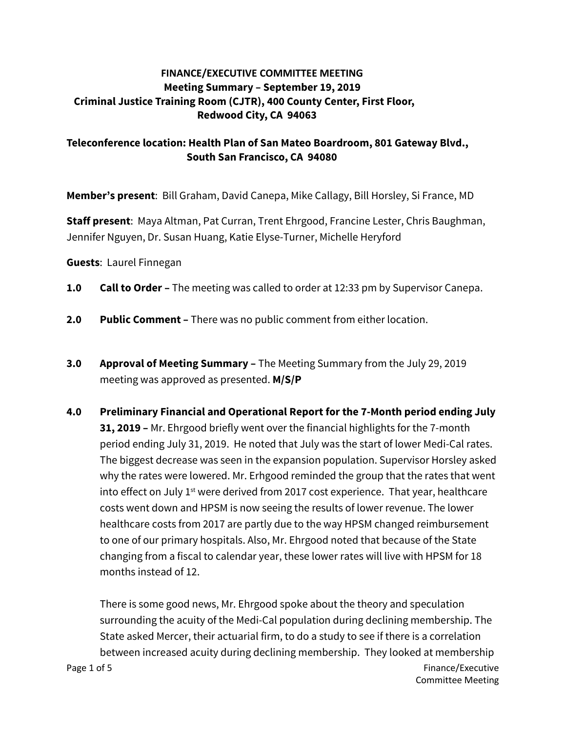**FINANCE/EXECUTIVE COMMITTEE MEETING**
**Meeting Summary – September 19, 2019**
**Criminal Justice Training Room (CJTR), 400 County Center, First Floor, Redwood City, CA 94063**

**Teleconference location: Health Plan of San Mateo Boardroom, 801 Gateway Blvd., South San Francisco, CA 94080**

**Member's present**: Bill Graham, David Canepa, Mike Callagy, Bill Horsley, Si France, MD

**Staff present**: Maya Altman, Pat Curran, Trent Ehrgood, Francine Lester, Chris Baughman, Jennifer Nguyen, Dr. Susan Huang, Katie Elyse-Turner, Michelle Heryford

**Guests**: Laurel Finnegan

**1.0 Call to Order –** The meeting was called to order at 12:33 pm by Supervisor Canepa.

**2.0 Public Comment –** There was no public comment from either location.

**3.0 Approval of Meeting Summary –** The Meeting Summary from the July 29, 2019 meeting was approved as presented. **M/S/P**

**4.0 Preliminary Financial and Operational Report for the 7-Month period ending July 31, 2019 –** Mr. Ehrgood briefly went over the financial highlights for the 7-month period ending July 31, 2019. He noted that July was the start of lower Medi-Cal rates. The biggest decrease was seen in the expansion population. Supervisor Horsley asked why the rates were lowered. Mr. Erhgood reminded the group that the rates that went into effect on July 1st were derived from 2017 cost experience. That year, healthcare costs went down and HPSM is now seeing the results of lower revenue. The lower healthcare costs from 2017 are partly due to the way HPSM changed reimbursement to one of our primary hospitals. Also, Mr. Ehrgood noted that because of the State changing from a fiscal to calendar year, these lower rates will live with HPSM for 18 months instead of 12.

There is some good news, Mr. Ehrgood spoke about the theory and speculation surrounding the acuity of the Medi-Cal population during declining membership. The State asked Mercer, their actuarial firm, to do a study to see if there is a correlation between increased acuity during declining membership. They looked at membership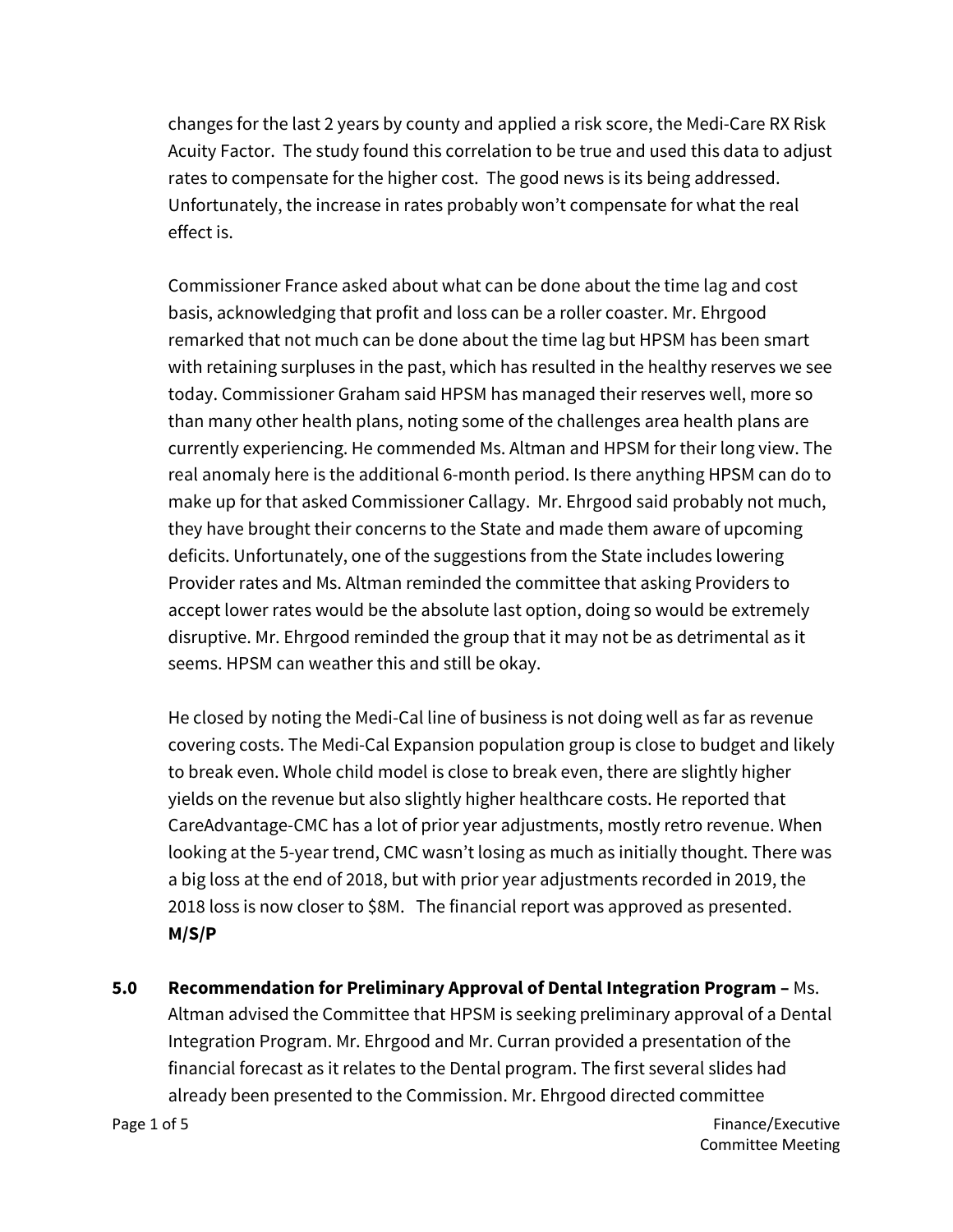changes for the last 2 years by county and applied a risk score, the Medi-Care RX Risk Acuity Factor. The study found this correlation to be true and used this data to adjust rates to compensate for the higher cost. The good news is its being addressed. Unfortunately, the increase in rates probably won't compensate for what the real effect is.

Commissioner France asked about what can be done about the time lag and cost basis, acknowledging that profit and loss can be a roller coaster. Mr. Ehrgood remarked that not much can be done about the time lag but HPSM has been smart with retaining surpluses in the past, which has resulted in the healthy reserves we see today. Commissioner Graham said HPSM has managed their reserves well, more so than many other health plans, noting some of the challenges area health plans are currently experiencing. He commended Ms. Altman and HPSM for their long view. The real anomaly here is the additional 6-month period. Is there anything HPSM can do to make up for that asked Commissioner Callagy. Mr. Ehrgood said probably not much, they have brought their concerns to the State and made them aware of upcoming deficits. Unfortunately, one of the suggestions from the State includes lowering Provider rates and Ms. Altman reminded the committee that asking Providers to accept lower rates would be the absolute last option, doing so would be extremely disruptive. Mr. Ehrgood reminded the group that it may not be as detrimental as it seems. HPSM can weather this and still be okay.

He closed by noting the Medi-Cal line of business is not doing well as far as revenue covering costs. The Medi-Cal Expansion population group is close to budget and likely to break even. Whole child model is close to break even, there are slightly higher yields on the revenue but also slightly higher healthcare costs. He reported that CareAdvantage-CMC has a lot of prior year adjustments, mostly retro revenue. When looking at the 5-year trend, CMC wasn't losing as much as initially thought. There was a big loss at the end of 2018, but with prior year adjustments recorded in 2019, the 2018 loss is now closer to $8M. The financial report was approved as presented. **M/S/P**

**5.0 Recommendation for Preliminary Approval of Dental Integration Program –** Ms. Altman advised the Committee that HPSM is seeking preliminary approval of a Dental Integration Program. Mr. Ehrgood and Mr. Curran provided a presentation of the financial forecast as it relates to the Dental program. The first several slides had already been presented to the Commission. Mr. Ehrgood directed committee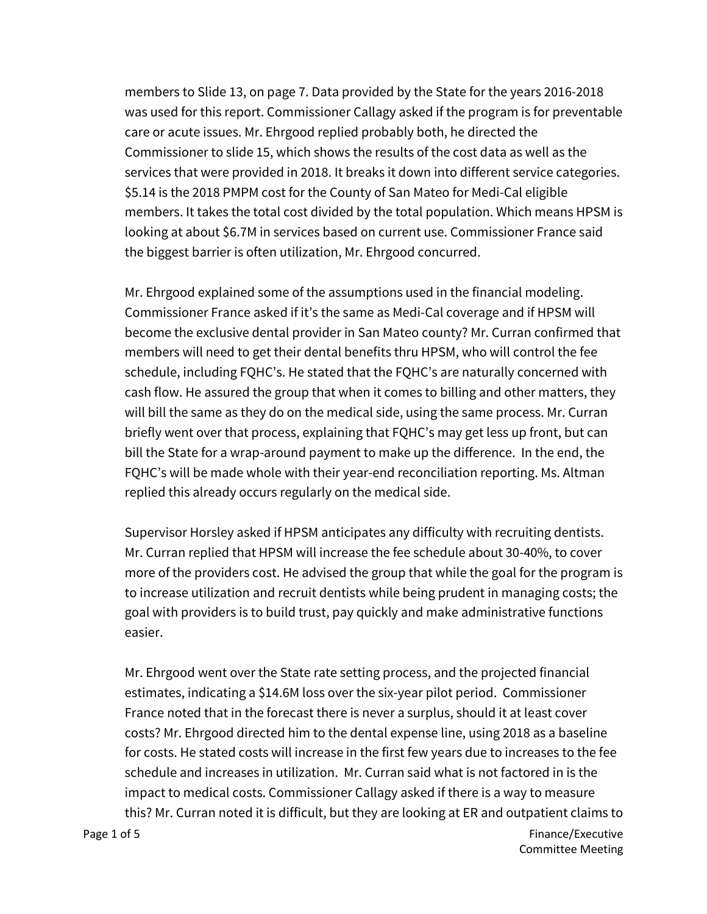members to Slide 13, on page 7. Data provided by the State for the years 2016-2018 was used for this report. Commissioner Callagy asked if the program is for preventable care or acute issues. Mr. Ehrgood replied probably both, he directed the Commissioner to slide 15, which shows the results of the cost data as well as the services that were provided in 2018. It breaks it down into different service categories. $5.14 is the 2018 PMPM cost for the County of San Mateo for Medi-Cal eligible members. It takes the total cost divided by the total population. Which means HPSM is looking at about $6.7M in services based on current use. Commissioner France said the biggest barrier is often utilization, Mr. Ehrgood concurred.

Mr. Ehrgood explained some of the assumptions used in the financial modeling. Commissioner France asked if it's the same as Medi-Cal coverage and if HPSM will become the exclusive dental provider in San Mateo county? Mr. Curran confirmed that members will need to get their dental benefits thru HPSM, who will control the fee schedule, including FQHC's. He stated that the FQHC's are naturally concerned with cash flow. He assured the group that when it comes to billing and other matters, they will bill the same as they do on the medical side, using the same process. Mr. Curran briefly went over that process, explaining that FQHC's may get less up front, but can bill the State for a wrap-around payment to make up the difference. In the end, the FQHC's will be made whole with their year-end reconciliation reporting. Ms. Altman replied this already occurs regularly on the medical side.

Supervisor Horsley asked if HPSM anticipates any difficulty with recruiting dentists. Mr. Curran replied that HPSM will increase the fee schedule about 30-40%, to cover more of the providers cost. He advised the group that while the goal for the program is to increase utilization and recruit dentists while being prudent in managing costs; the goal with providers is to build trust, pay quickly and make administrative functions easier.

Mr. Ehrgood went over the State rate setting process, and the projected financial estimates, indicating a $14.6M loss over the six-year pilot period. Commissioner France noted that in the forecast there is never a surplus, should it at least cover costs? Mr. Ehrgood directed him to the dental expense line, using 2018 as a baseline for costs. He stated costs will increase in the first few years due to increases to the fee schedule and increases in utilization. Mr. Curran said what is not factored in is the impact to medical costs. Commissioner Callagy asked if there is a way to measure this? Mr. Curran noted it is difficult, but they are looking at ER and outpatient claims to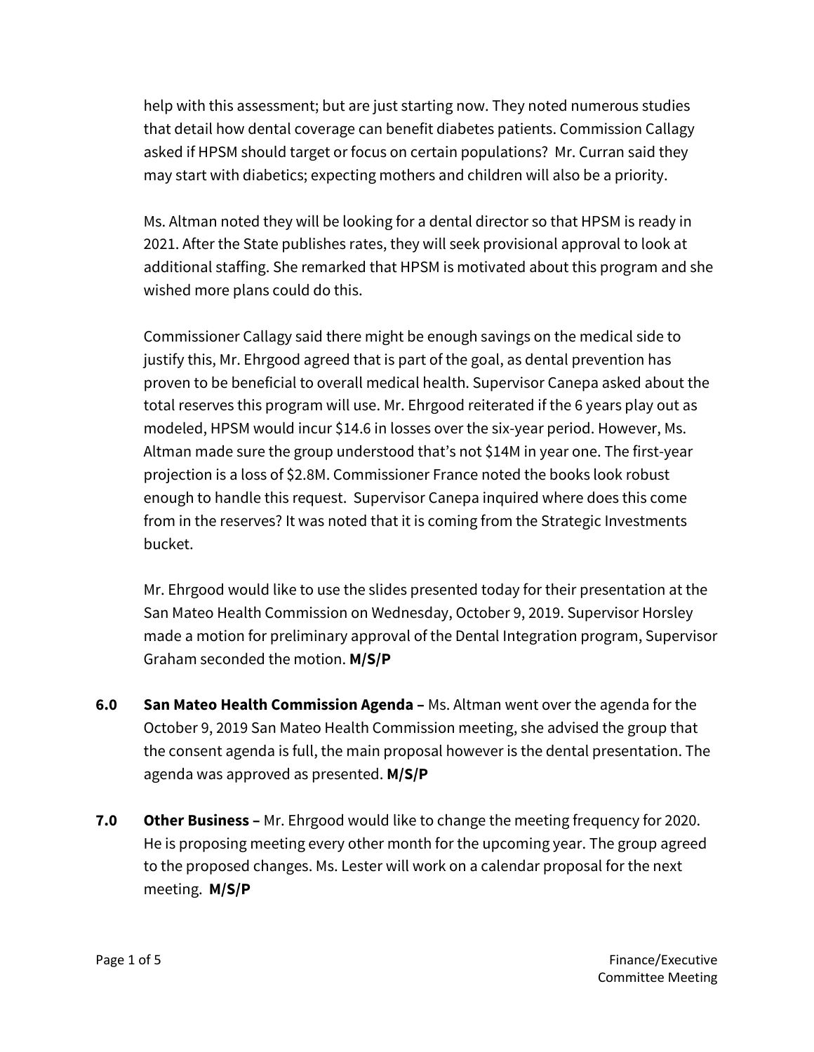help with this assessment; but are just starting now. They noted numerous studies that detail how dental coverage can benefit diabetes patients. Commission Callagy asked if HPSM should target or focus on certain populations? Mr. Curran said they may start with diabetics; expecting mothers and children will also be a priority.

Ms. Altman noted they will be looking for a dental director so that HPSM is ready in 2021. After the State publishes rates, they will seek provisional approval to look at additional staffing. She remarked that HPSM is motivated about this program and she wished more plans could do this.

Commissioner Callagy said there might be enough savings on the medical side to justify this, Mr. Ehrgood agreed that is part of the goal, as dental prevention has proven to be beneficial to overall medical health. Supervisor Canepa asked about the total reserves this program will use. Mr. Ehrgood reiterated if the 6 years play out as modeled, HPSM would incur $14.6 in losses over the six-year period. However, Ms. Altman made sure the group understood that's not $14M in year one. The first-year projection is a loss of $2.8M. Commissioner France noted the books look robust enough to handle this request. Supervisor Canepa inquired where does this come from in the reserves? It was noted that it is coming from the Strategic Investments bucket.

Mr. Ehrgood would like to use the slides presented today for their presentation at the San Mateo Health Commission on Wednesday, October 9, 2019. Supervisor Horsley made a motion for preliminary approval of the Dental Integration program, Supervisor Graham seconded the motion. **M/S/P**

**6.0 San Mateo Health Commission Agenda –** Ms. Altman went over the agenda for the October 9, 2019 San Mateo Health Commission meeting, she advised the group that the consent agenda is full, the main proposal however is the dental presentation. The agenda was approved as presented. **M/S/P**

**7.0 Other Business –** Mr. Ehrgood would like to change the meeting frequency for 2020. He is proposing meeting every other month for the upcoming year. The group agreed to the proposed changes. Ms. Lester will work on a calendar proposal for the next meeting. **M/S/P**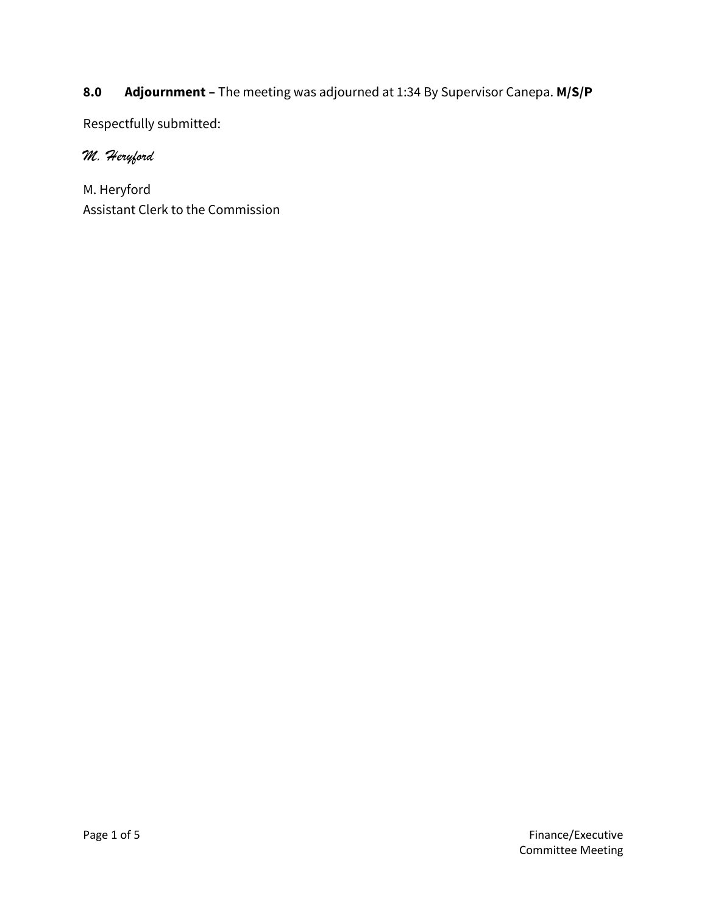**8.0 Adjournment –** The meeting was adjourned at 1:34 By Supervisor Canepa. **M/S/P**

Respectfully submitted:

*M. Heryford*

M. Heryford
Assistant Clerk to the Commission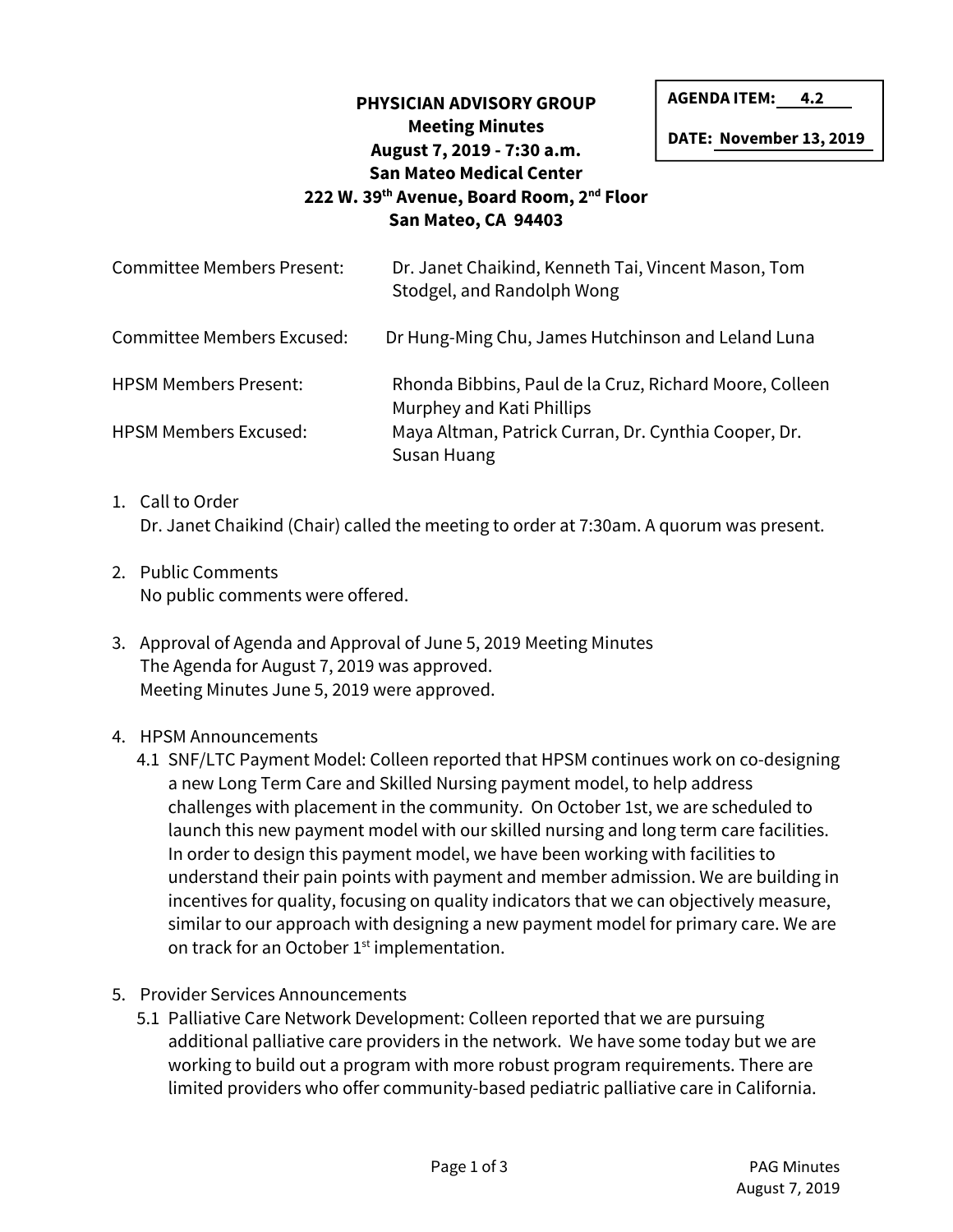**AGENDA ITEM: 4.2**

**DATE: November 13, 2019**

# PHYSICIAN ADVISORY GROUP

**Meeting Minutes**
**August 7, 2019 - 7:30 a.m.**
**San Mateo Medical Center**
**222 W. 39th Avenue, Board Room, 2nd Floor**
**San Mateo, CA 94403**

| | |
|---|---|
| Committee Members Present: | Dr. Janet Chaikind, Kenneth Tai, Vincent Mason, Tom Stodgel, and Randolph Wong |
| Committee Members Excused: | Dr Hung-Ming Chu, James Hutchinson and Leland Luna |
| HPSM Members Present: | Rhonda Bibbins, Paul de la Cruz, Richard Moore, Colleen Murphey and Kati Phillips |
| HPSM Members Excused: | Maya Altman, Patrick Curran, Dr. Cynthia Cooper, Dr. Susan Huang |

1. Call to Order
   Dr. Janet Chaikind (Chair) called the meeting to order at 7:30am. A quorum was present.

2. Public Comments
   No public comments were offered.

3. Approval of Agenda and Approval of June 5, 2019 Meeting Minutes
   The Agenda for August 7, 2019 was approved.
   Meeting Minutes June 5, 2019 were approved.

4. HPSM Announcements
   4.1 SNF/LTC Payment Model: Colleen reported that HPSM continues work on co-designing a new Long Term Care and Skilled Nursing payment model, to help address challenges with placement in the community. On October 1st, we are scheduled to launch this new payment model with our skilled nursing and long term care facilities. In order to design this payment model, we have been working with facilities to understand their pain points with payment and member admission. We are building in incentives for quality, focusing on quality indicators that we can objectively measure, similar to our approach with designing a new payment model for primary care. We are on track for an October 1st implementation.

5. Provider Services Announcements
   5.1 Palliative Care Network Development: Colleen reported that we are pursuing additional palliative care providers in the network. We have some today but we are working to build out a program with more robust program requirements. There are limited providers who offer community-based pediatric palliative care in California.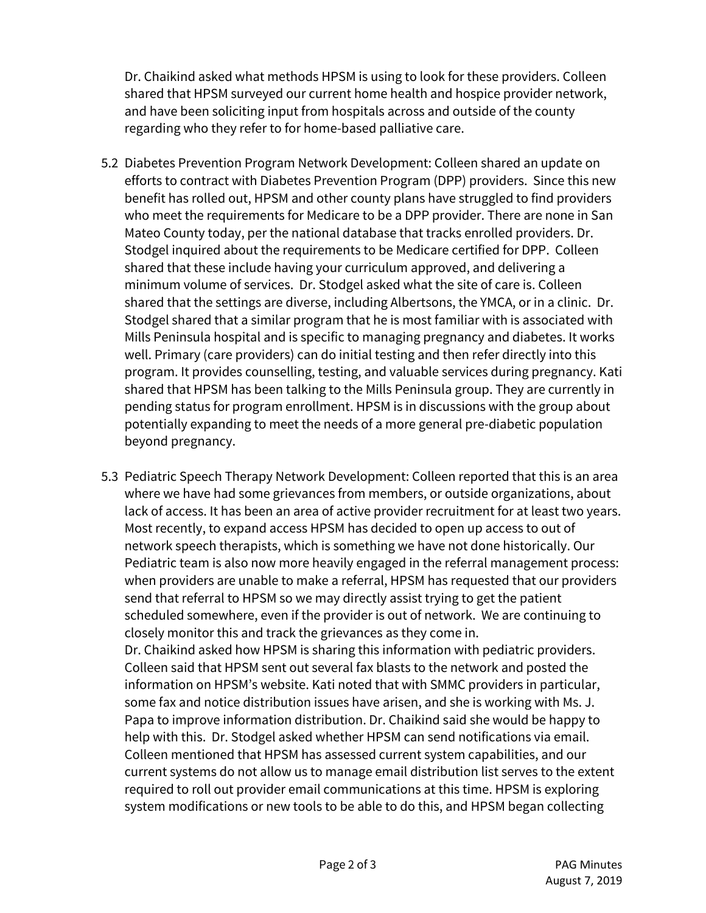Dr. Chaikind asked what methods HPSM is using to look for these providers. Colleen shared that HPSM surveyed our current home health and hospice provider network, and have been soliciting input from hospitals across and outside of the county regarding who they refer to for home-based palliative care.

5.2 Diabetes Prevention Program Network Development: Colleen shared an update on efforts to contract with Diabetes Prevention Program (DPP) providers. Since this new benefit has rolled out, HPSM and other county plans have struggled to find providers who meet the requirements for Medicare to be a DPP provider. There are none in San Mateo County today, per the national database that tracks enrolled providers. Dr. Stodgel inquired about the requirements to be Medicare certified for DPP. Colleen shared that these include having your curriculum approved, and delivering a minimum volume of services. Dr. Stodgel asked what the site of care is. Colleen shared that the settings are diverse, including Albertsons, the YMCA, or in a clinic. Dr. Stodgel shared that a similar program that he is most familiar with is associated with Mills Peninsula hospital and is specific to managing pregnancy and diabetes. It works well. Primary (care providers) can do initial testing and then refer directly into this program. It provides counselling, testing, and valuable services during pregnancy. Kati shared that HPSM has been talking to the Mills Peninsula group. They are currently in pending status for program enrollment. HPSM is in discussions with the group about potentially expanding to meet the needs of a more general pre-diabetic population beyond pregnancy.

5.3 Pediatric Speech Therapy Network Development: Colleen reported that this is an area where we have had some grievances from members, or outside organizations, about lack of access. It has been an area of active provider recruitment for at least two years. Most recently, to expand access HPSM has decided to open up access to out of network speech therapists, which is something we have not done historically. Our Pediatric team is also now more heavily engaged in the referral management process: when providers are unable to make a referral, HPSM has requested that our providers send that referral to HPSM so we may directly assist trying to get the patient scheduled somewhere, even if the provider is out of network. We are continuing to closely monitor this and track the grievances as they come in.
Dr. Chaikind asked how HPSM is sharing this information with pediatric providers. Colleen said that HPSM sent out several fax blasts to the network and posted the information on HPSM's website. Kati noted that with SMMC providers in particular, some fax and notice distribution issues have arisen, and she is working with Ms. J. Papa to improve information distribution. Dr. Chaikind said she would be happy to help with this. Dr. Stodgel asked whether HPSM can send notifications via email. Colleen mentioned that HPSM has assessed current system capabilities, and our current systems do not allow us to manage email distribution list serves to the extent required to roll out provider email communications at this time. HPSM is exploring system modifications or new tools to be able to do this, and HPSM began collecting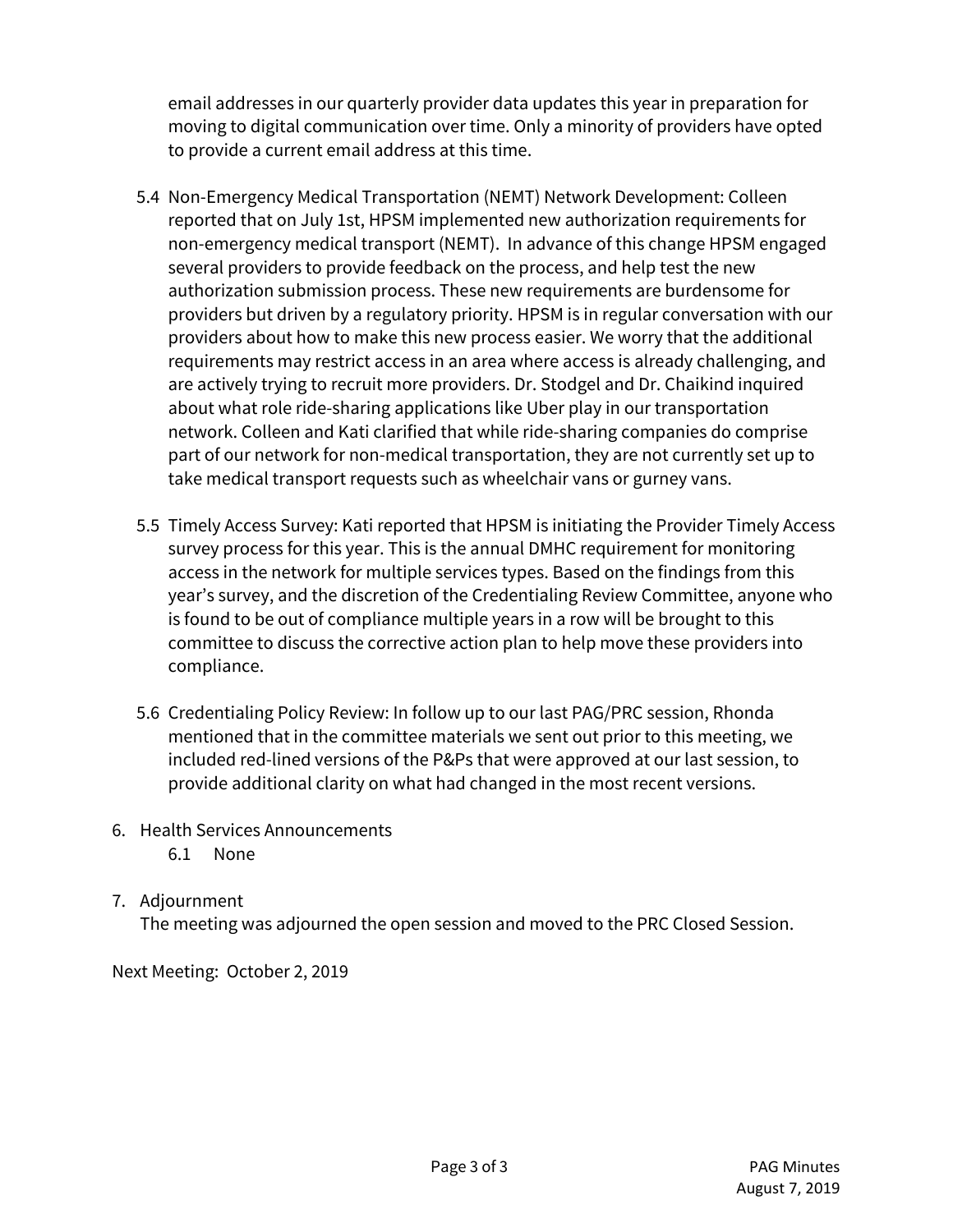email addresses in our quarterly provider data updates this year in preparation for moving to digital communication over time. Only a minority of providers have opted to provide a current email address at this time.

5.4 Non-Emergency Medical Transportation (NEMT) Network Development: Colleen reported that on July 1st, HPSM implemented new authorization requirements for non-emergency medical transport (NEMT). In advance of this change HPSM engaged several providers to provide feedback on the process, and help test the new authorization submission process. These new requirements are burdensome for providers but driven by a regulatory priority. HPSM is in regular conversation with our providers about how to make this new process easier. We worry that the additional requirements may restrict access in an area where access is already challenging, and are actively trying to recruit more providers. Dr. Stodgel and Dr. Chaikind inquired about what role ride-sharing applications like Uber play in our transportation network. Colleen and Kati clarified that while ride-sharing companies do comprise part of our network for non-medical transportation, they are not currently set up to take medical transport requests such as wheelchair vans or gurney vans.

5.5 Timely Access Survey: Kati reported that HPSM is initiating the Provider Timely Access survey process for this year. This is the annual DMHC requirement for monitoring access in the network for multiple services types. Based on the findings from this year's survey, and the discretion of the Credentialing Review Committee, anyone who is found to be out of compliance multiple years in a row will be brought to this committee to discuss the corrective action plan to help move these providers into compliance.

5.6 Credentialing Policy Review: In follow up to our last PAG/PRC session, Rhonda mentioned that in the committee materials we sent out prior to this meeting, we included red-lined versions of the P&Ps that were approved at our last session, to provide additional clarity on what had changed in the most recent versions.

6. Health Services Announcements
   6.1 None

7. Adjournment
   The meeting was adjourned the open session and moved to the PRC Closed Session.

Next Meeting: October 2, 2019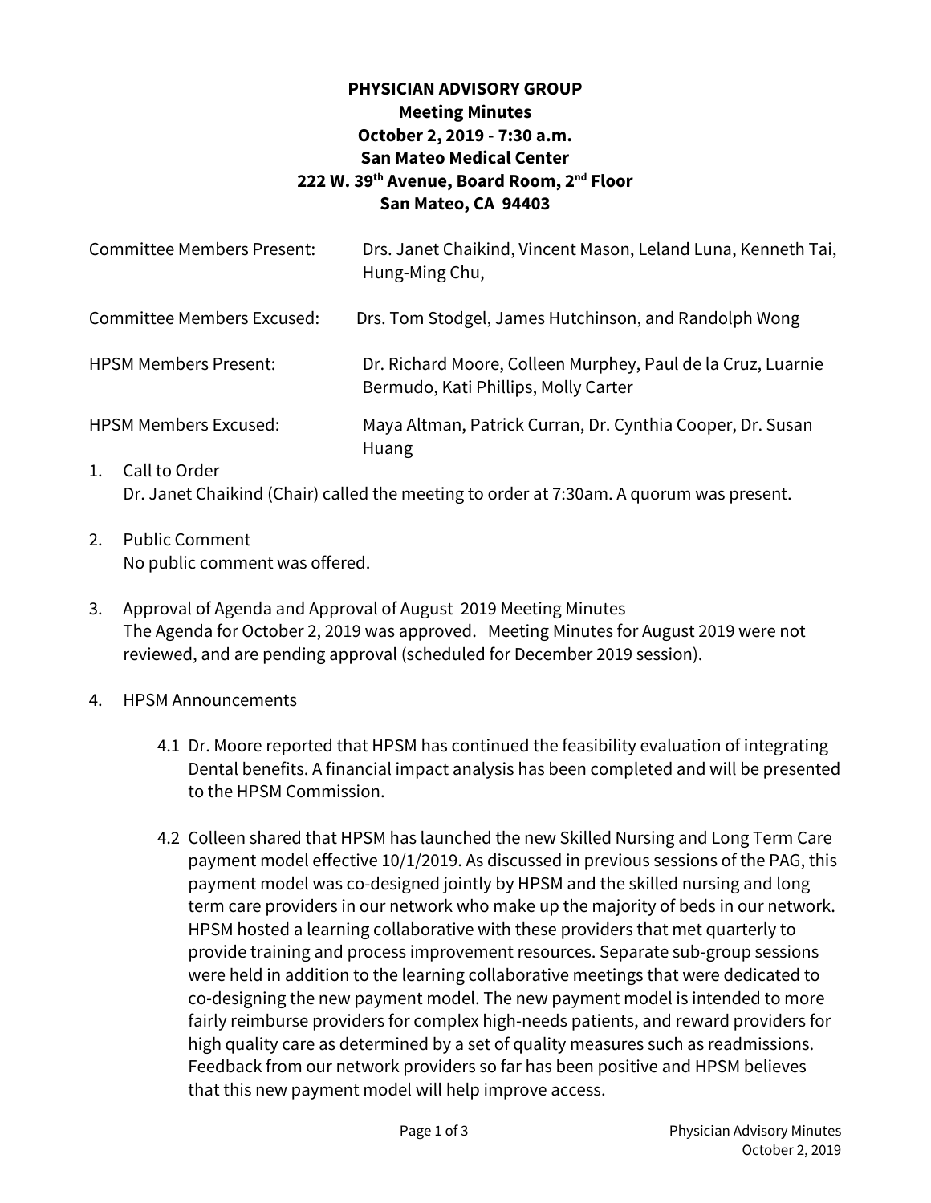**PHYSICIAN ADVISORY GROUP**
**Meeting Minutes**
**October 2, 2019 - 7:30 a.m.**
**San Mateo Medical Center**
**222 W. 39th Avenue, Board Room, 2nd Floor**
**San Mateo, CA 94403**

| | |
|---|---|
| Committee Members Present: | Drs. Janet Chaikind, Vincent Mason, Leland Luna, Kenneth Tai, Hung-Ming Chu, |
| Committee Members Excused: | Drs. Tom Stodgel, James Hutchinson, and Randolph Wong |
| HPSM Members Present: | Dr. Richard Moore, Colleen Murphey, Paul de la Cruz, Luarnie Bermudo, Kati Phillips, Molly Carter |
| HPSM Members Excused: | Maya Altman, Patrick Curran, Dr. Cynthia Cooper, Dr. Susan Huang |

1. Call to Order
   Dr. Janet Chaikind (Chair) called the meeting to order at 7:30am. A quorum was present.

2. Public Comment
   No public comment was offered.

3. Approval of Agenda and Approval of August 2019 Meeting Minutes
   The Agenda for October 2, 2019 was approved. Meeting Minutes for August 2019 were not reviewed, and are pending approval (scheduled for December 2019 session).

4. HPSM Announcements

   4.1 Dr. Moore reported that HPSM has continued the feasibility evaluation of integrating Dental benefits. A financial impact analysis has been completed and will be presented to the HPSM Commission.

   4.2 Colleen shared that HPSM has launched the new Skilled Nursing and Long Term Care payment model effective 10/1/2019. As discussed in previous sessions of the PAG, this payment model was co-designed jointly by HPSM and the skilled nursing and long term care providers in our network who make up the majority of beds in our network. HPSM hosted a learning collaborative with these providers that met quarterly to provide training and process improvement resources. Separate sub-group sessions were held in addition to the learning collaborative meetings that were dedicated to co-designing the new payment model. The new payment model is intended to more fairly reimburse providers for complex high-needs patients, and reward providers for high quality care as determined by a set of quality measures such as readmissions. Feedback from our network providers so far has been positive and HPSM believes that this new payment model will help improve access.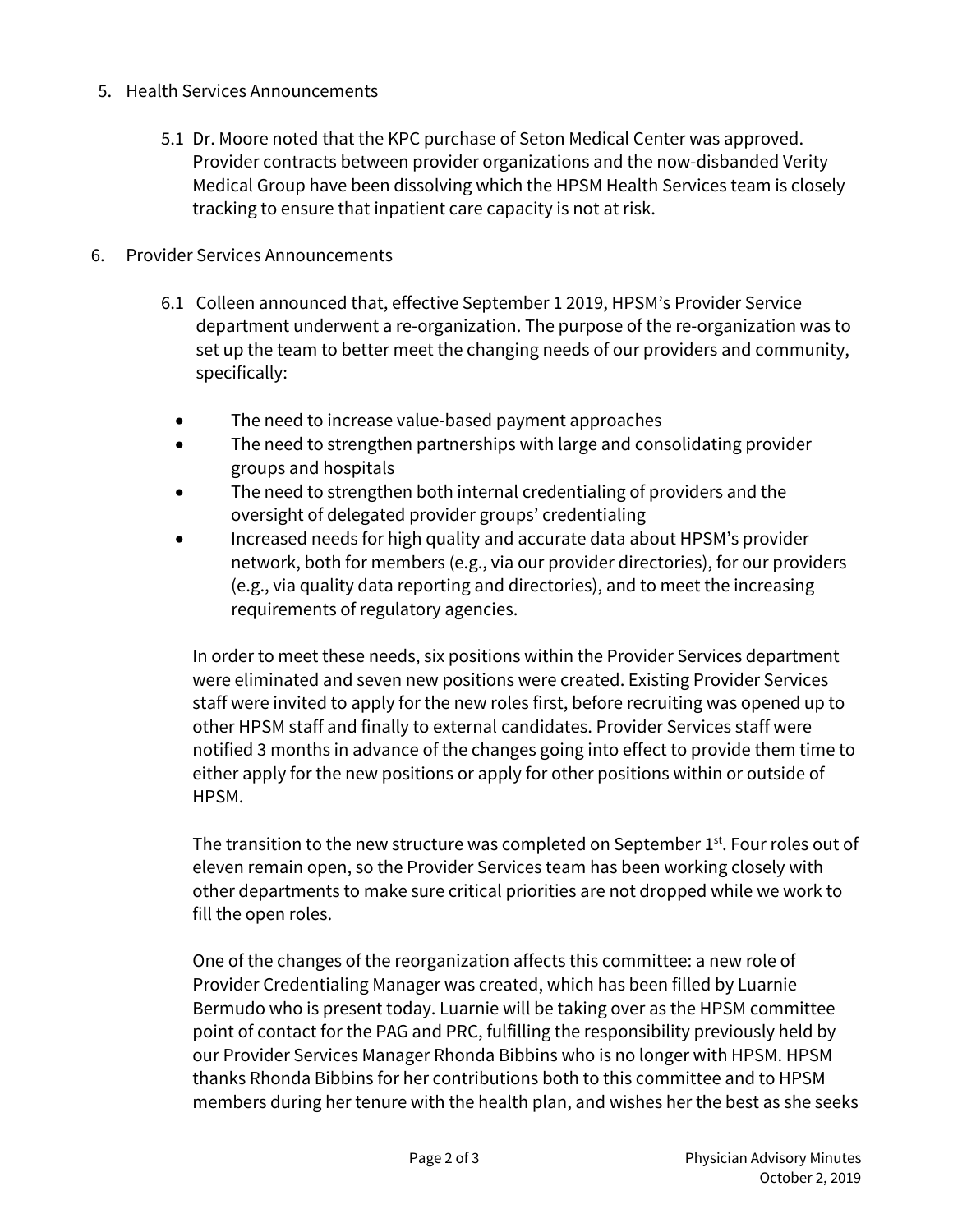5. Health Services Announcements

   5.1 Dr. Moore noted that the KPC purchase of Seton Medical Center was approved. Provider contracts between provider organizations and the now-disbanded Verity Medical Group have been dissolving which the HPSM Health Services team is closely tracking to ensure that inpatient care capacity is not at risk.

6. Provider Services Announcements

   6.1 Colleen announced that, effective September 1 2019, HPSM's Provider Service department underwent a re-organization. The purpose of the re-organization was to set up the team to better meet the changing needs of our providers and community, specifically:

   - The need to increase value-based payment approaches
   - The need to strengthen partnerships with large and consolidating provider groups and hospitals
   - The need to strengthen both internal credentialing of providers and the oversight of delegated provider groups' credentialing
   - Increased needs for high quality and accurate data about HPSM's provider network, both for members (e.g., via our provider directories), for our providers (e.g., via quality data reporting and directories), and to meet the increasing requirements of regulatory agencies.

   In order to meet these needs, six positions within the Provider Services department were eliminated and seven new positions were created. Existing Provider Services staff were invited to apply for the new roles first, before recruiting was opened up to other HPSM staff and finally to external candidates. Provider Services staff were notified 3 months in advance of the changes going into effect to provide them time to either apply for the new positions or apply for other positions within or outside of HPSM.

   The transition to the new structure was completed on September 1st. Four roles out of eleven remain open, so the Provider Services team has been working closely with other departments to make sure critical priorities are not dropped while we work to fill the open roles.

   One of the changes of the reorganization affects this committee: a new role of Provider Credentialing Manager was created, which has been filled by Luarnie Bermudo who is present today. Luarnie will be taking over as the HPSM committee point of contact for the PAG and PRC, fulfilling the responsibility previously held by our Provider Services Manager Rhonda Bibbins who is no longer with HPSM. HPSM thanks Rhonda Bibbins for her contributions both to this committee and to HPSM members during her tenure with the health plan, and wishes her the best as she seeks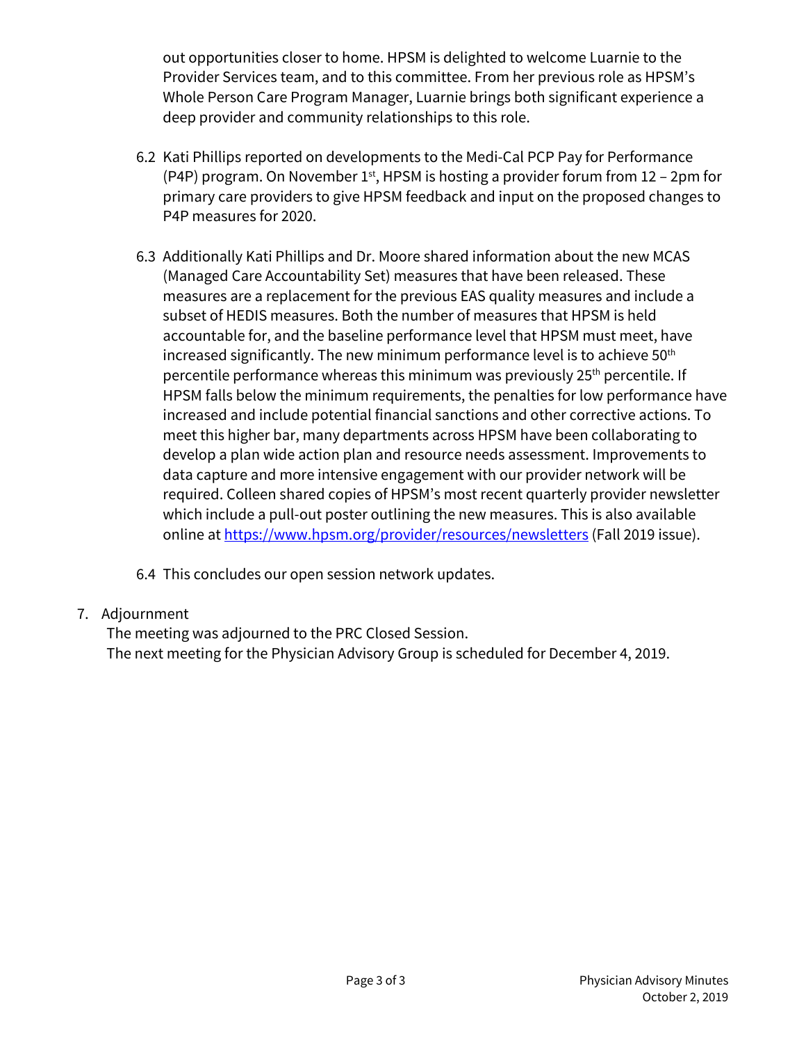out opportunities closer to home. HPSM is delighted to welcome Luarnie to the Provider Services team, and to this committee. From her previous role as HPSM's Whole Person Care Program Manager, Luarnie brings both significant experience a deep provider and community relationships to this role.

6.2 Kati Phillips reported on developments to the Medi-Cal PCP Pay for Performance (P4P) program. On November 1st, HPSM is hosting a provider forum from 12 – 2pm for primary care providers to give HPSM feedback and input on the proposed changes to P4P measures for 2020.

6.3 Additionally Kati Phillips and Dr. Moore shared information about the new MCAS (Managed Care Accountability Set) measures that have been released. These measures are a replacement for the previous EAS quality measures and include a subset of HEDIS measures. Both the number of measures that HPSM is held accountable for, and the baseline performance level that HPSM must meet, have increased significantly. The new minimum performance level is to achieve 50th percentile performance whereas this minimum was previously 25th percentile. If HPSM falls below the minimum requirements, the penalties for low performance have increased and include potential financial sanctions and other corrective actions. To meet this higher bar, many departments across HPSM have been collaborating to develop a plan wide action plan and resource needs assessment. Improvements to data capture and more intensive engagement with our provider network will be required. Colleen shared copies of HPSM's most recent quarterly provider newsletter which include a pull-out poster outlining the new measures. This is also available online at https://www.hpsm.org/provider/resources/newsletters (Fall 2019 issue).

6.4 This concludes our open session network updates.

7. Adjournment

The meeting was adjourned to the PRC Closed Session.
The next meeting for the Physician Advisory Group is scheduled for December 4, 2019.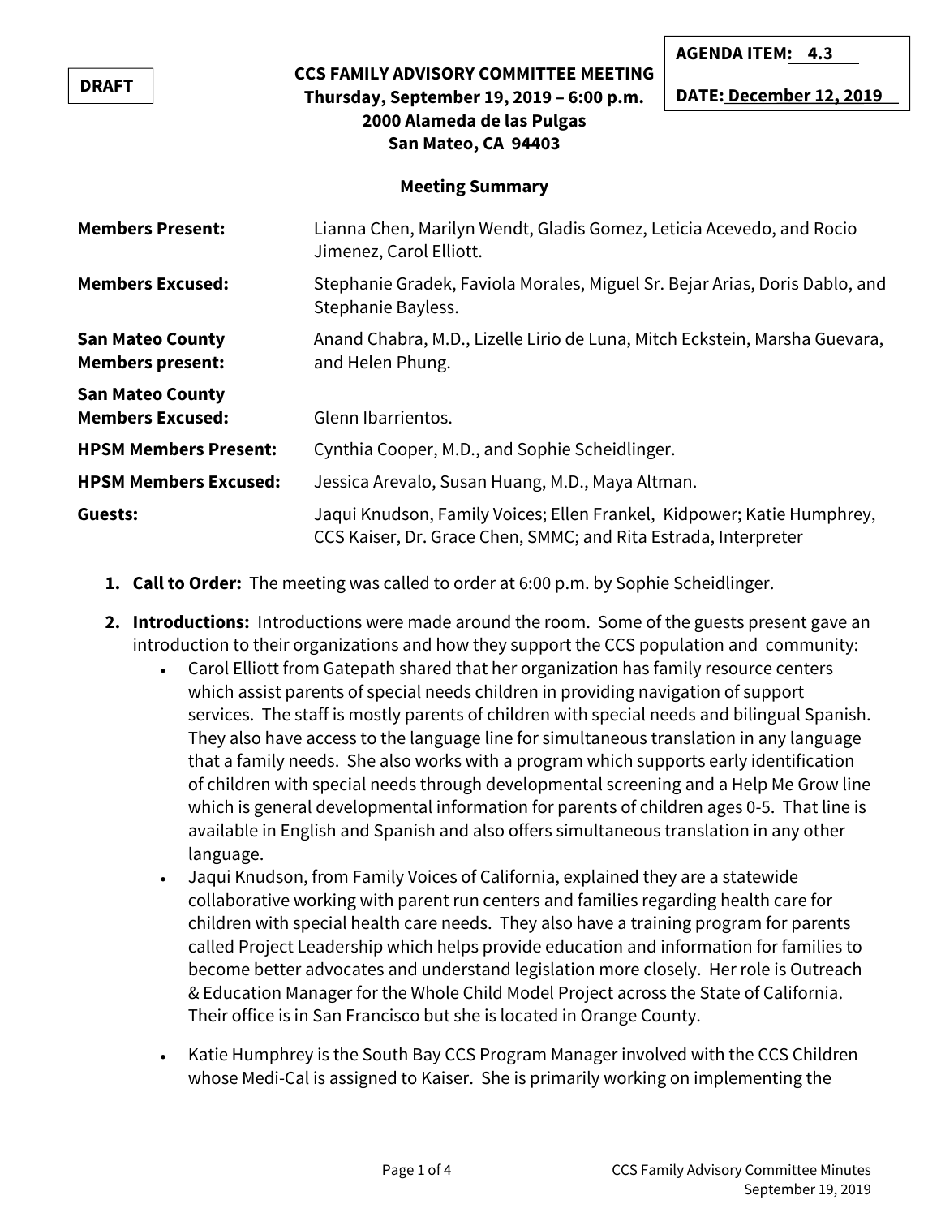**DRAFT**

**AGENDA ITEM: 4.3**

**DATE: December 12, 2019**

**CCS FAMILY ADVISORY COMMITTEE MEETING**
**Thursday, September 19, 2019 – 6:00 p.m.**
**2000 Alameda de las Pulgas**
**San Mateo, CA 94403**

**Meeting Summary**

| | |
|---|---|
| **Members Present:** | Lianna Chen, Marilyn Wendt, Gladis Gomez, Leticia Acevedo, and Rocio Jimenez, Carol Elliott. |
| **Members Excused:** | Stephanie Gradek, Faviola Morales, Miguel Sr. Bejar Arias, Doris Dablo, and Stephanie Bayless. |
| **San Mateo County Members present:** | Anand Chabra, M.D., Lizelle Lirio de Luna, Mitch Eckstein, Marsha Guevara, and Helen Phung. |
| **San Mateo County Members Excused:** | Glenn Ibarrientos. |
| **HPSM Members Present:** | Cynthia Cooper, M.D., and Sophie Scheidlinger. |
| **HPSM Members Excused:** | Jessica Arevalo, Susan Huang, M.D., Maya Altman. |
| **Guests:** | Jaqui Knudson, Family Voices; Ellen Frankel, Kidpower; Katie Humphrey, CCS Kaiser, Dr. Grace Chen, SMMC; and Rita Estrada, Interpreter |

1. **Call to Order:** The meeting was called to order at 6:00 p.m. by Sophie Scheidlinger.
2. **Introductions:** Introductions were made around the room. Some of the guests present gave an introduction to their organizations and how they support the CCS population and community:
   - Carol Elliott from Gatepath shared that her organization has family resource centers which assist parents of special needs children in providing navigation of support services. The staff is mostly parents of children with special needs and bilingual Spanish. They also have access to the language line for simultaneous translation in any language that a family needs. She also works with a program which supports early identification of children with special needs through developmental screening and a Help Me Grow line which is general developmental information for parents of children ages 0-5. That line is available in English and Spanish and also offers simultaneous translation in any other language.
   - Jaqui Knudson, from Family Voices of California, explained they are a statewide collaborative working with parent run centers and families regarding health care for children with special health care needs. They also have a training program for parents called Project Leadership which helps provide education and information for families to become better advocates and understand legislation more closely. Her role is Outreach & Education Manager for the Whole Child Model Project across the State of California. Their office is in San Francisco but she is located in Orange County.
   - Katie Humphrey is the South Bay CCS Program Manager involved with the CCS Children whose Medi-Cal is assigned to Kaiser. She is primarily working on implementing the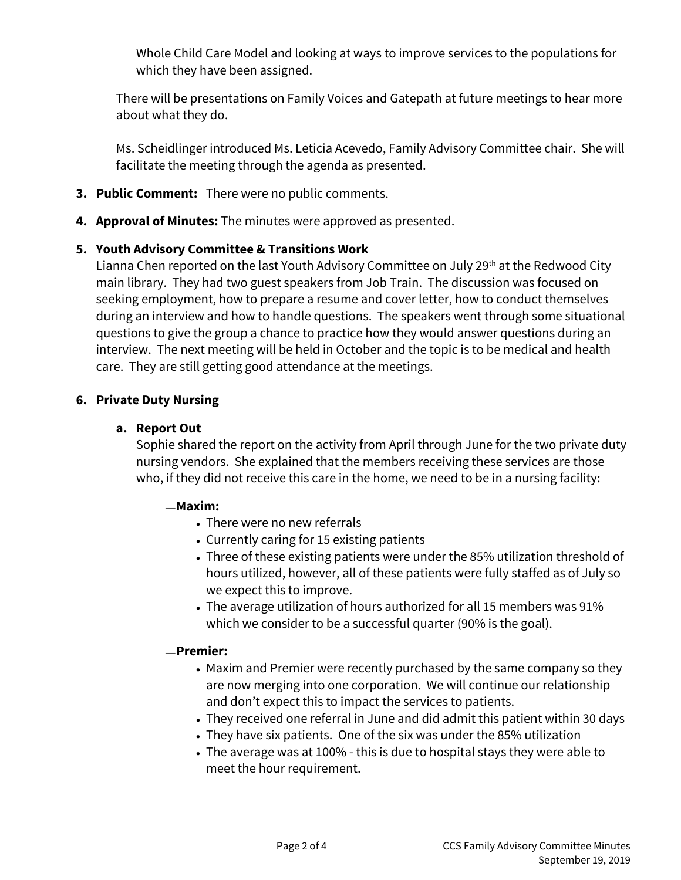Whole Child Care Model and looking at ways to improve services to the populations for which they have been assigned.

There will be presentations on Family Voices and Gatepath at future meetings to hear more about what they do.

Ms. Scheidlinger introduced Ms. Leticia Acevedo, Family Advisory Committee chair. She will facilitate the meeting through the agenda as presented.

3. **Public Comment:** There were no public comments.

4. **Approval of Minutes:** The minutes were approved as presented.

5. **Youth Advisory Committee & Transitions Work**
Lianna Chen reported on the last Youth Advisory Committee on July 29th at the Redwood City main library. They had two guest speakers from Job Train. The discussion was focused on seeking employment, how to prepare a resume and cover letter, how to conduct themselves during an interview and how to handle questions. The speakers went through some situational questions to give the group a chance to practice how they would answer questions during an interview. The next meeting will be held in October and the topic is to be medical and health care. They are still getting good attendance at the meetings.

6. **Private Duty Nursing**

   a. **Report Out**
   Sophie shared the report on the activity from April through June for the two private duty nursing vendors. She explained that the members receiving these services are those who, if they did not receive this care in the home, we need to be in a nursing facility:

   — **Maxim:**
   - There were no new referrals
   - Currently caring for 15 existing patients
   - Three of these existing patients were under the 85% utilization threshold of hours utilized, however, all of these patients were fully staffed as of July so we expect this to improve.
   - The average utilization of hours authorized for all 15 members was 91% which we consider to be a successful quarter (90% is the goal).

   — **Premier:**
   - Maxim and Premier were recently purchased by the same company so they are now merging into one corporation. We will continue our relationship and don't expect this to impact the services to patients.
   - They received one referral in June and did admit this patient within 30 days
   - They have six patients. One of the six was under the 85% utilization
   - The average was at 100% - this is due to hospital stays they were able to meet the hour requirement.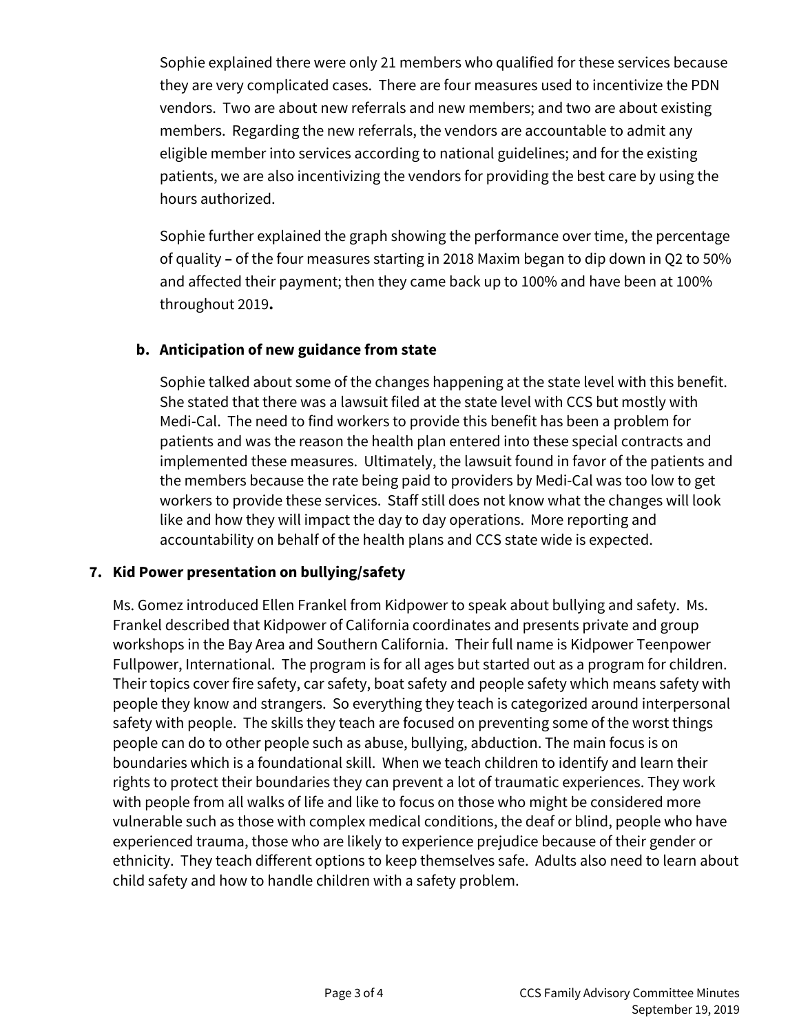Sophie explained there were only 21 members who qualified for these services because they are very complicated cases. There are four measures used to incentivize the PDN vendors. Two are about new referrals and new members; and two are about existing members. Regarding the new referrals, the vendors are accountable to admit any eligible member into services according to national guidelines; and for the existing patients, we are also incentivizing the vendors for providing the best care by using the hours authorized.

Sophie further explained the graph showing the performance over time, the percentage of quality **–** of the four measures starting in 2018 Maxim began to dip down in Q2 to 50% and affected their payment; then they came back up to 100% and have been at 100% throughout 2019**.**

**b. Anticipation of new guidance from state**

Sophie talked about some of the changes happening at the state level with this benefit. She stated that there was a lawsuit filed at the state level with CCS but mostly with Medi-Cal. The need to find workers to provide this benefit has been a problem for patients and was the reason the health plan entered into these special contracts and implemented these measures. Ultimately, the lawsuit found in favor of the patients and the members because the rate being paid to providers by Medi-Cal was too low to get workers to provide these services. Staff still does not know what the changes will look like and how they will impact the day to day operations. More reporting and accountability on behalf of the health plans and CCS state wide is expected.

**7. Kid Power presentation on bullying/safety**

Ms. Gomez introduced Ellen Frankel from Kidpower to speak about bullying and safety. Ms. Frankel described that Kidpower of California coordinates and presents private and group workshops in the Bay Area and Southern California. Their full name is Kidpower Teenpower Fullpower, International. The program is for all ages but started out as a program for children. Their topics cover fire safety, car safety, boat safety and people safety which means safety with people they know and strangers. So everything they teach is categorized around interpersonal safety with people. The skills they teach are focused on preventing some of the worst things people can do to other people such as abuse, bullying, abduction. The main focus is on boundaries which is a foundational skill. When we teach children to identify and learn their rights to protect their boundaries they can prevent a lot of traumatic experiences. They work with people from all walks of life and like to focus on those who might be considered more vulnerable such as those with complex medical conditions, the deaf or blind, people who have experienced trauma, those who are likely to experience prejudice because of their gender or ethnicity. They teach different options to keep themselves safe. Adults also need to learn about child safety and how to handle children with a safety problem.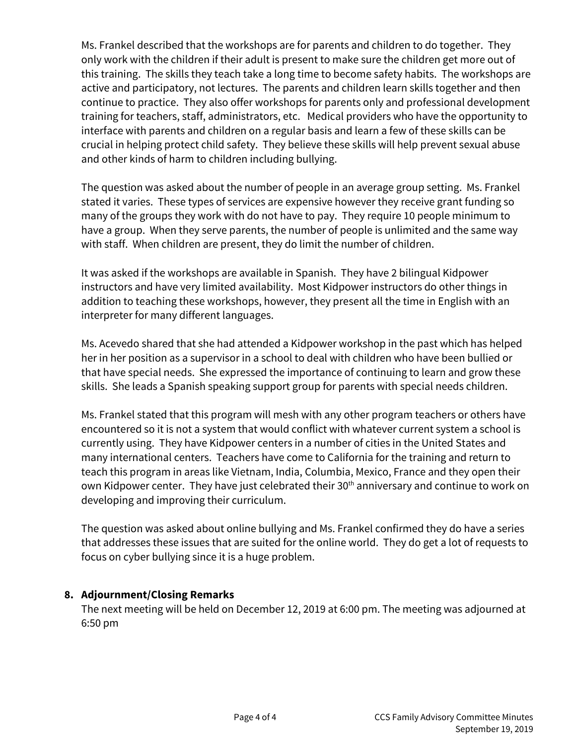Ms. Frankel described that the workshops are for parents and children to do together. They only work with the children if their adult is present to make sure the children get more out of this training. The skills they teach take a long time to become safety habits. The workshops are active and participatory, not lectures. The parents and children learn skills together and then continue to practice. They also offer workshops for parents only and professional development training for teachers, staff, administrators, etc. Medical providers who have the opportunity to interface with parents and children on a regular basis and learn a few of these skills can be crucial in helping protect child safety. They believe these skills will help prevent sexual abuse and other kinds of harm to children including bullying.

The question was asked about the number of people in an average group setting. Ms. Frankel stated it varies. These types of services are expensive however they receive grant funding so many of the groups they work with do not have to pay. They require 10 people minimum to have a group. When they serve parents, the number of people is unlimited and the same way with staff. When children are present, they do limit the number of children.

It was asked if the workshops are available in Spanish. They have 2 bilingual Kidpower instructors and have very limited availability. Most Kidpower instructors do other things in addition to teaching these workshops, however, they present all the time in English with an interpreter for many different languages.

Ms. Acevedo shared that she had attended a Kidpower workshop in the past which has helped her in her position as a supervisor in a school to deal with children who have been bullied or that have special needs. She expressed the importance of continuing to learn and grow these skills. She leads a Spanish speaking support group for parents with special needs children.

Ms. Frankel stated that this program will mesh with any other program teachers or others have encountered so it is not a system that would conflict with whatever current system a school is currently using. They have Kidpower centers in a number of cities in the United States and many international centers. Teachers have come to California for the training and return to teach this program in areas like Vietnam, India, Columbia, Mexico, France and they open their own Kidpower center. They have just celebrated their 30th anniversary and continue to work on developing and improving their curriculum.

The question was asked about online bullying and Ms. Frankel confirmed they do have a series that addresses these issues that are suited for the online world. They do get a lot of requests to focus on cyber bullying since it is a huge problem.

## 8. Adjournment/Closing Remarks

The next meeting will be held on December 12, 2019 at 6:00 pm. The meeting was adjourned at 6:50 pm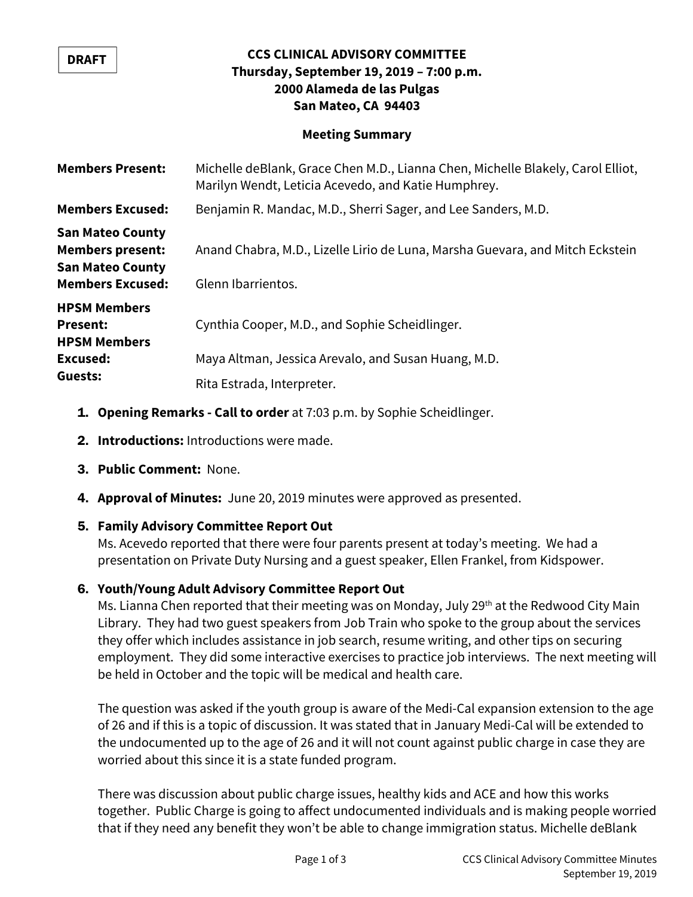DRAFT

**CCS CLINICAL ADVISORY COMMITTEE**
**Thursday, September 19, 2019 – 7:00 p.m.**
**2000 Alameda de las Pulgas**
**San Mateo, CA 94403**

**Meeting Summary**

| | |
|---|---|
| **Members Present:** | Michelle deBlank, Grace Chen M.D., Lianna Chen, Michelle Blakely, Carol Elliot, Marilyn Wendt, Leticia Acevedo, and Katie Humphrey. |
| **Members Excused:** | Benjamin R. Mandac, M.D., Sherri Sager, and Lee Sanders, M.D. |
| **San Mateo County Members present:** | Anand Chabra, M.D., Lizelle Lirio de Luna, Marsha Guevara, and Mitch Eckstein |
| **San Mateo County Members Excused:** | Glenn Ibarrientos. |
| **HPSM Members Present:** | Cynthia Cooper, M.D., and Sophie Scheidlinger. |
| **HPSM Members Excused:** | Maya Altman, Jessica Arevalo, and Susan Huang, M.D. |
| **Guests:** | Rita Estrada, Interpreter. |

1. **Opening Remarks - Call to order** at 7:03 p.m. by Sophie Scheidlinger.

2. **Introductions:** Introductions were made.

3. **Public Comment:** None.

4. **Approval of Minutes:** June 20, 2019 minutes were approved as presented.

5. **Family Advisory Committee Report Out**
   Ms. Acevedo reported that there were four parents present at today's meeting. We had a presentation on Private Duty Nursing and a guest speaker, Ellen Frankel, from Kidspower.

6. **Youth/Young Adult Advisory Committee Report Out**
   Ms. Lianna Chen reported that their meeting was on Monday, July 29th at the Redwood City Main Library. They had two guest speakers from Job Train who spoke to the group about the services they offer which includes assistance in job search, resume writing, and other tips on securing employment. They did some interactive exercises to practice job interviews. The next meeting will be held in October and the topic will be medical and health care.

   The question was asked if the youth group is aware of the Medi-Cal expansion extension to the age of 26 and if this is a topic of discussion. It was stated that in January Medi-Cal will be extended to the undocumented up to the age of 26 and it will not count against public charge in case they are worried about this since it is a state funded program.

   There was discussion about public charge issues, healthy kids and ACE and how this works together. Public Charge is going to affect undocumented individuals and is making people worried that if they need any benefit they won't be able to change immigration status. Michelle deBlank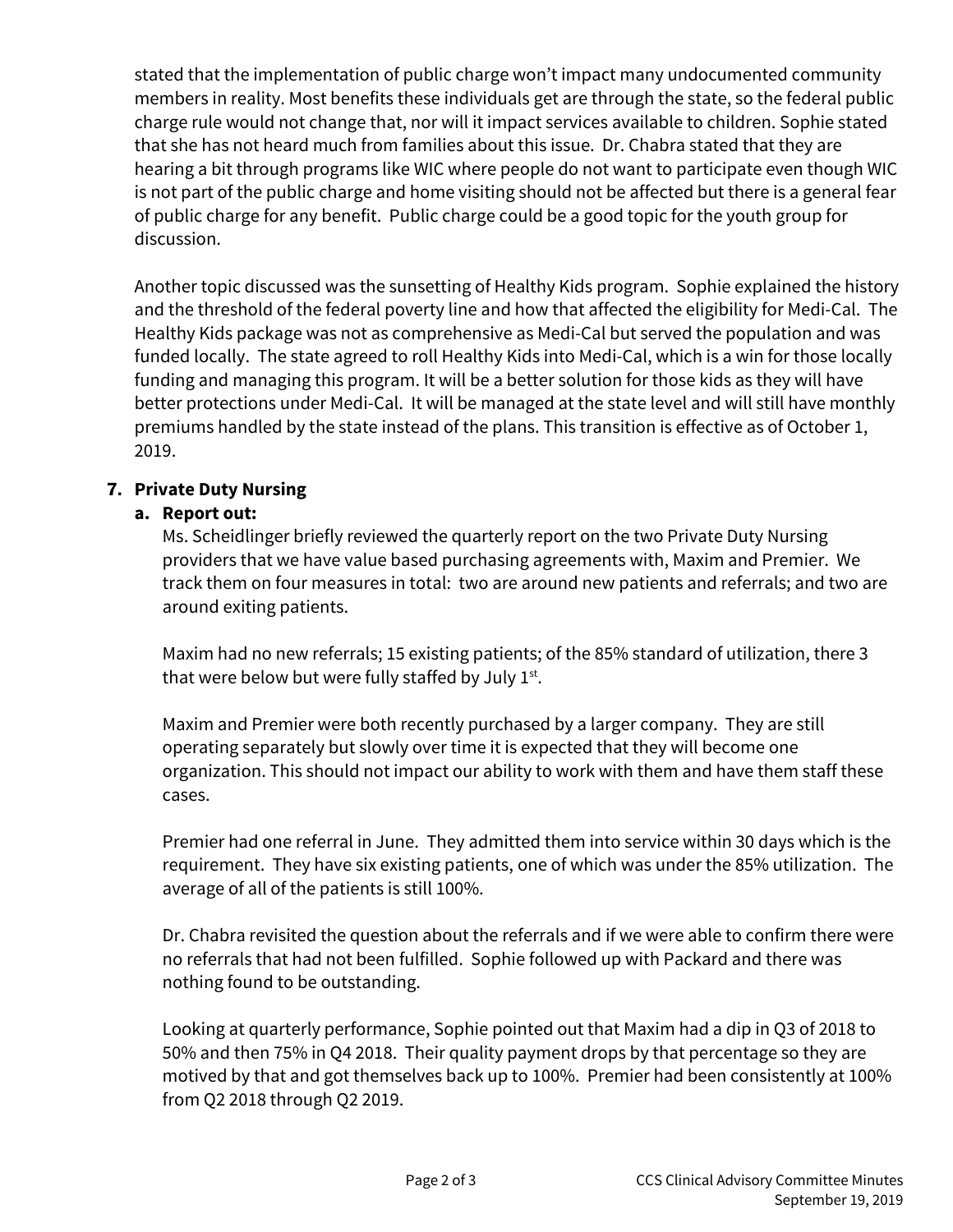stated that the implementation of public charge won't impact many undocumented community members in reality. Most benefits these individuals get are through the state, so the federal public charge rule would not change that, nor will it impact services available to children. Sophie stated that she has not heard much from families about this issue. Dr. Chabra stated that they are hearing a bit through programs like WIC where people do not want to participate even though WIC is not part of the public charge and home visiting should not be affected but there is a general fear of public charge for any benefit. Public charge could be a good topic for the youth group for discussion.

Another topic discussed was the sunsetting of Healthy Kids program. Sophie explained the history and the threshold of the federal poverty line and how that affected the eligibility for Medi-Cal. The Healthy Kids package was not as comprehensive as Medi-Cal but served the population and was funded locally. The state agreed to roll Healthy Kids into Medi-Cal, which is a win for those locally funding and managing this program. It will be a better solution for those kids as they will have better protections under Medi-Cal. It will be managed at the state level and will still have monthly premiums handled by the state instead of the plans. This transition is effective as of October 1, 2019.

**7. Private Duty Nursing**

**a. Report out:**

Ms. Scheidlinger briefly reviewed the quarterly report on the two Private Duty Nursing providers that we have value based purchasing agreements with, Maxim and Premier. We track them on four measures in total: two are around new patients and referrals; and two are around exiting patients.

Maxim had no new referrals; 15 existing patients; of the 85% standard of utilization, there 3 that were below but were fully staffed by July 1st.

Maxim and Premier were both recently purchased by a larger company. They are still operating separately but slowly over time it is expected that they will become one organization. This should not impact our ability to work with them and have them staff these cases.

Premier had one referral in June. They admitted them into service within 30 days which is the requirement. They have six existing patients, one of which was under the 85% utilization. The average of all of the patients is still 100%.

Dr. Chabra revisited the question about the referrals and if we were able to confirm there were no referrals that had not been fulfilled. Sophie followed up with Packard and there was nothing found to be outstanding.

Looking at quarterly performance, Sophie pointed out that Maxim had a dip in Q3 of 2018 to 50% and then 75% in Q4 2018. Their quality payment drops by that percentage so they are motived by that and got themselves back up to 100%. Premier had been consistently at 100% from Q2 2018 through Q2 2019.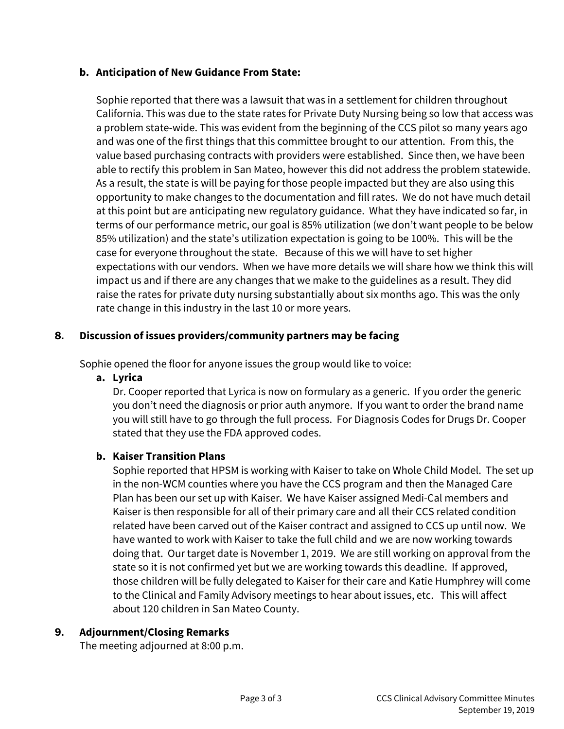**b. Anticipation of New Guidance From State:**

Sophie reported that there was a lawsuit that was in a settlement for children throughout California. This was due to the state rates for Private Duty Nursing being so low that access was a problem state-wide. This was evident from the beginning of the CCS pilot so many years ago and was one of the first things that this committee brought to our attention. From this, the value based purchasing contracts with providers were established. Since then, we have been able to rectify this problem in San Mateo, however this did not address the problem statewide. As a result, the state is will be paying for those people impacted but they are also using this opportunity to make changes to the documentation and fill rates. We do not have much detail at this point but are anticipating new regulatory guidance. What they have indicated so far, in terms of our performance metric, our goal is 85% utilization (we don't want people to be below 85% utilization) and the state's utilization expectation is going to be 100%. This will be the case for everyone throughout the state. Because of this we will have to set higher expectations with our vendors. When we have more details we will share how we think this will impact us and if there are any changes that we make to the guidelines as a result. They did raise the rates for private duty nursing substantially about six months ago. This was the only rate change in this industry in the last 10 or more years.

**8. Discussion of issues providers/community partners may be facing**

Sophie opened the floor for anyone issues the group would like to voice:

**a. Lyrica**

Dr. Cooper reported that Lyrica is now on formulary as a generic. If you order the generic you don't need the diagnosis or prior auth anymore. If you want to order the brand name you will still have to go through the full process. For Diagnosis Codes for Drugs Dr. Cooper stated that they use the FDA approved codes.

**b. Kaiser Transition Plans**

Sophie reported that HPSM is working with Kaiser to take on Whole Child Model. The set up in the non-WCM counties where you have the CCS program and then the Managed Care Plan has been our set up with Kaiser. We have Kaiser assigned Medi-Cal members and Kaiser is then responsible for all of their primary care and all their CCS related condition related have been carved out of the Kaiser contract and assigned to CCS up until now. We have wanted to work with Kaiser to take the full child and we are now working towards doing that. Our target date is November 1, 2019. We are still working on approval from the state so it is not confirmed yet but we are working towards this deadline. If approved, those children will be fully delegated to Kaiser for their care and Katie Humphrey will come to the Clinical and Family Advisory meetings to hear about issues, etc. This will affect about 120 children in San Mateo County.

**9. Adjournment/Closing Remarks**

The meeting adjourned at 8:00 p.m.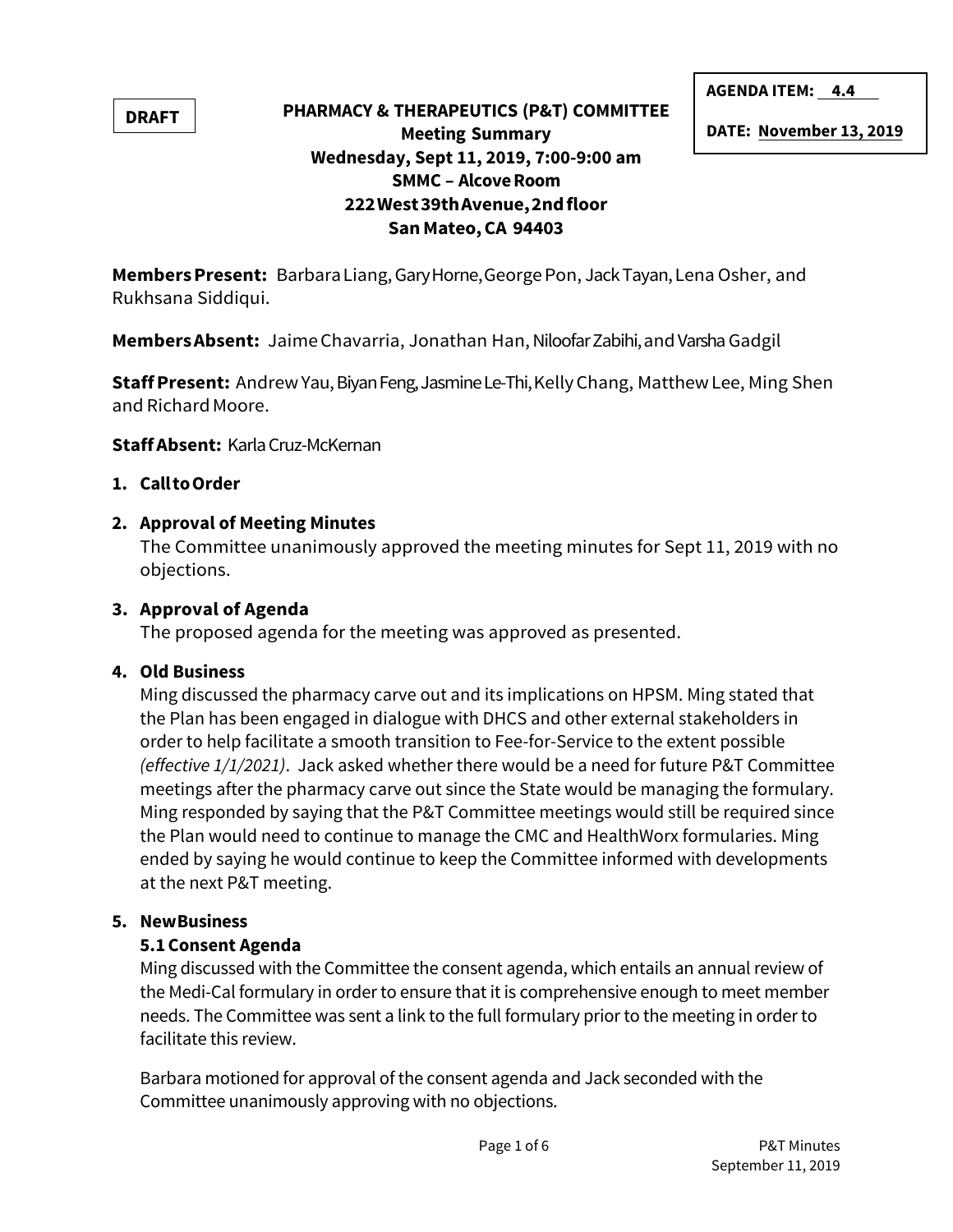DRAFT

**AGENDA ITEM: 4.4**

**DATE: November 13, 2019**

# PHARMACY & THERAPEUTICS (P&T) COMMITTEE

**Meeting Summary**
**Wednesday, Sept 11, 2019, 7:00-9:00 am**
**SMMC – Alcove Room**
**222 West 39th Avenue, 2nd floor**
**San Mateo, CA 94403**

**Members Present:** Barbara Liang, Gary Horne, George Pon, Jack Tayan, Lena Osher, and Rukhsana Siddiqui.

**Members Absent:** Jaime Chavarria, Jonathan Han, Niloofar Zabihi, and Varsha Gadgil

**Staff Present:** Andrew Yau, Biyan Feng, Jasmine Le-Thi, Kelly Chang, Matthew Lee, Ming Shen and Richard Moore.

**Staff Absent:** Karla Cruz-McKernan

1. **Call to Order**

2. **Approval of Meeting Minutes**
   The Committee unanimously approved the meeting minutes for Sept 11, 2019 with no objections.

3. **Approval of Agenda**
   The proposed agenda for the meeting was approved as presented.

4. **Old Business**
   Ming discussed the pharmacy carve out and its implications on HPSM. Ming stated that the Plan has been engaged in dialogue with DHCS and other external stakeholders in order to help facilitate a smooth transition to Fee-for-Service to the extent possible *(effective 1/1/2021)*. Jack asked whether there would be a need for future P&T Committee meetings after the pharmacy carve out since the State would be managing the formulary. Ming responded by saying that the P&T Committee meetings would still be required since the Plan would need to continue to manage the CMC and HealthWorx formularies. Ming ended by saying he would continue to keep the Committee informed with developments at the next P&T meeting.

5. **New Business**

   **5.1 Consent Agenda**
   Ming discussed with the Committee the consent agenda, which entails an annual review of the Medi-Cal formulary in order to ensure that it is comprehensive enough to meet member needs. The Committee was sent a link to the full formulary prior to the meeting in order to facilitate this review.

   Barbara motioned for approval of the consent agenda and Jack seconded with the Committee unanimously approving with no objections.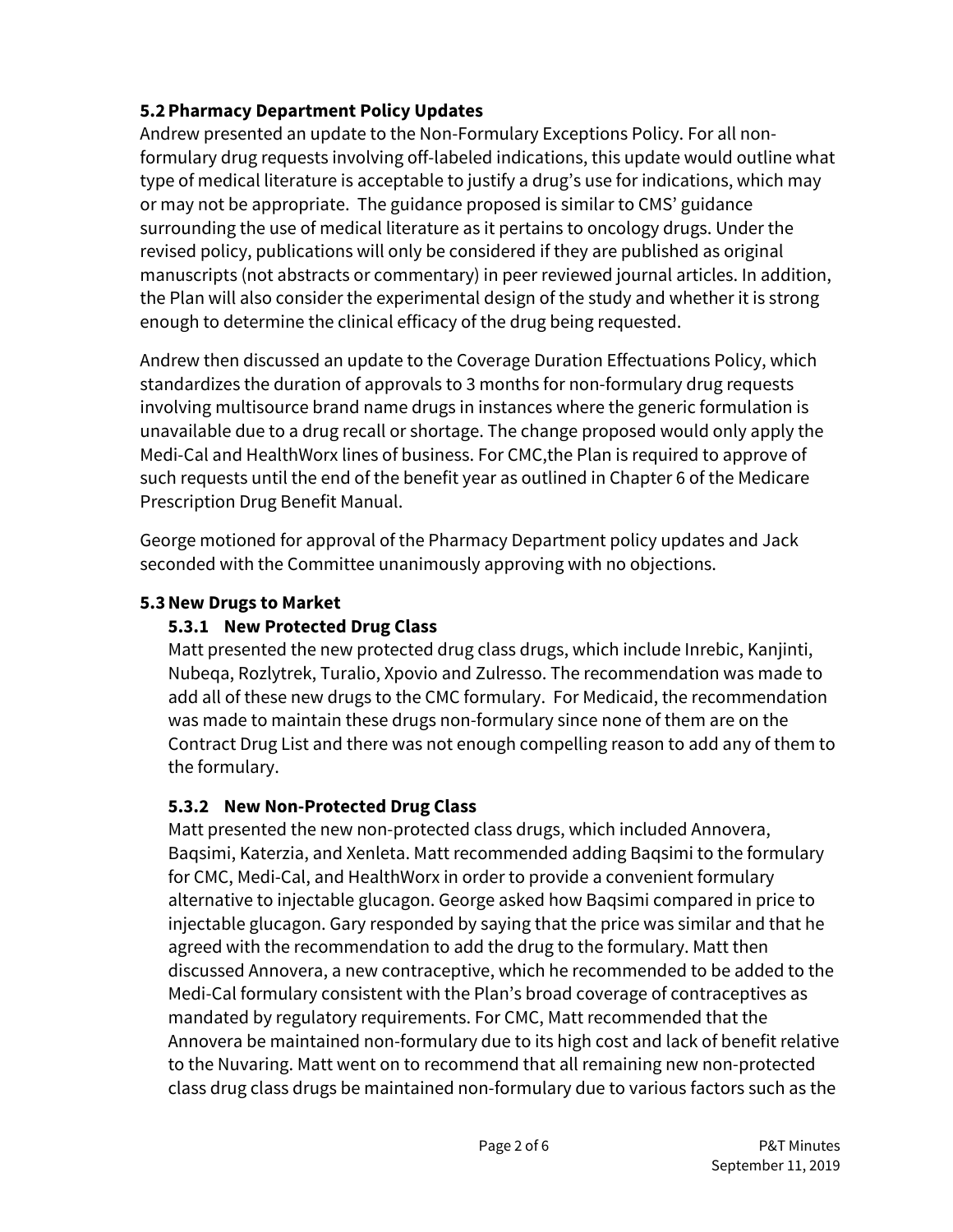### 5.2 Pharmacy Department Policy Updates

Andrew presented an update to the Non-Formulary Exceptions Policy. For all non-formulary drug requests involving off-labeled indications, this update would outline what type of medical literature is acceptable to justify a drug's use for indications, which may or may not be appropriate. The guidance proposed is similar to CMS' guidance surrounding the use of medical literature as it pertains to oncology drugs. Under the revised policy, publications will only be considered if they are published as original manuscripts (not abstracts or commentary) in peer reviewed journal articles. In addition, the Plan will also consider the experimental design of the study and whether it is strong enough to determine the clinical efficacy of the drug being requested.

Andrew then discussed an update to the Coverage Duration Effectuations Policy, which standardizes the duration of approvals to 3 months for non-formulary drug requests involving multisource brand name drugs in instances where the generic formulation is unavailable due to a drug recall or shortage. The change proposed would only apply the Medi-Cal and HealthWorx lines of business. For CMC,the Plan is required to approve of such requests until the end of the benefit year as outlined in Chapter 6 of the Medicare Prescription Drug Benefit Manual.

George motioned for approval of the Pharmacy Department policy updates and Jack seconded with the Committee unanimously approving with no objections.

### 5.3 New Drugs to Market

#### 5.3.1 New Protected Drug Class

Matt presented the new protected drug class drugs, which include Inrebic, Kanjinti, Nubeqa, Rozlytrek, Turalio, Xpovio and Zulresso. The recommendation was made to add all of these new drugs to the CMC formulary. For Medicaid, the recommendation was made to maintain these drugs non-formulary since none of them are on the Contract Drug List and there was not enough compelling reason to add any of them to the formulary.

#### 5.3.2 New Non-Protected Drug Class

Matt presented the new non-protected class drugs, which included Annovera, Baqsimi, Katerzia, and Xenleta. Matt recommended adding Baqsimi to the formulary for CMC, Medi-Cal, and HealthWorx in order to provide a convenient formulary alternative to injectable glucagon. George asked how Baqsimi compared in price to injectable glucagon. Gary responded by saying that the price was similar and that he agreed with the recommendation to add the drug to the formulary. Matt then discussed Annovera, a new contraceptive, which he recommended to be added to the Medi-Cal formulary consistent with the Plan's broad coverage of contraceptives as mandated by regulatory requirements. For CMC, Matt recommended that the Annovera be maintained non-formulary due to its high cost and lack of benefit relative to the Nuvaring. Matt went on to recommend that all remaining new non-protected class drug class drugs be maintained non-formulary due to various factors such as the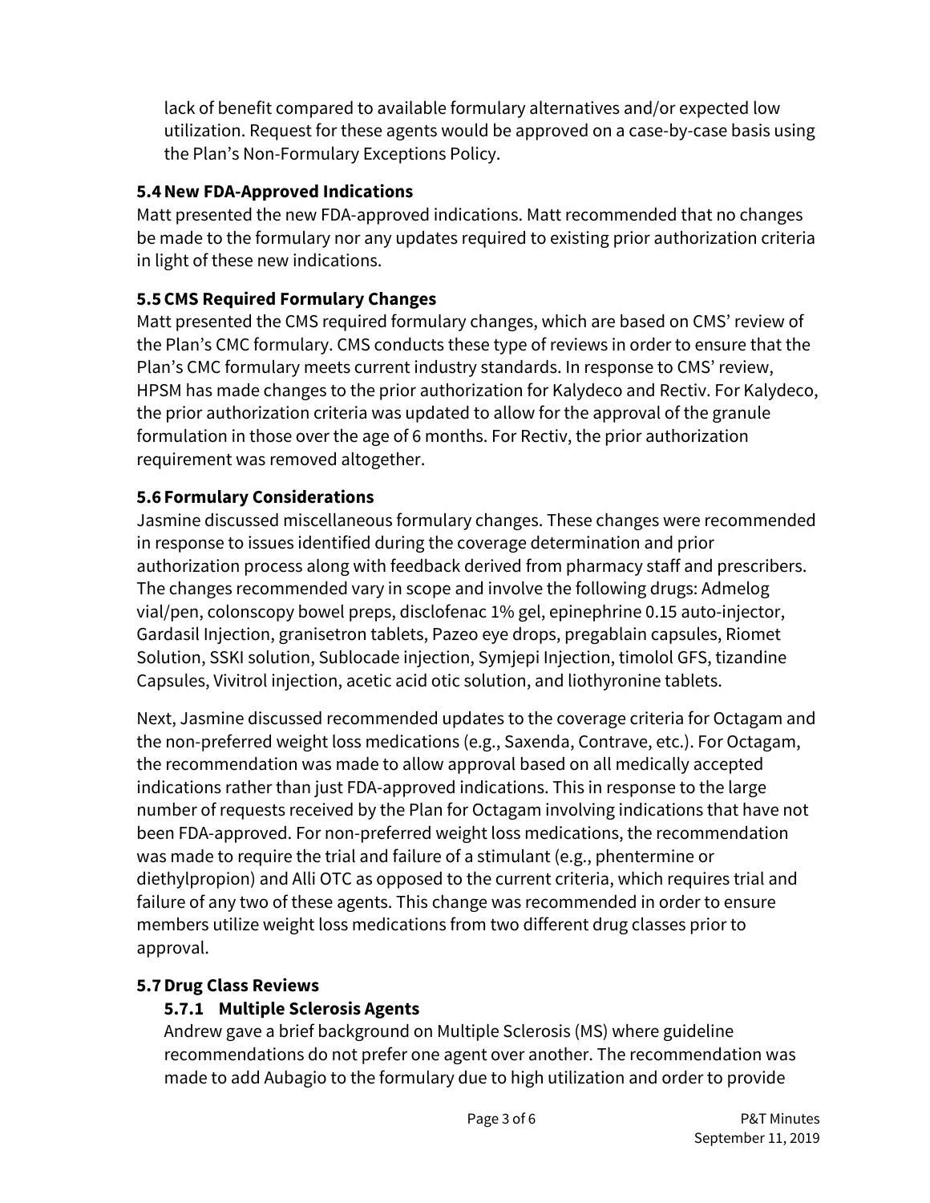lack of benefit compared to available formulary alternatives and/or expected low utilization. Request for these agents would be approved on a case-by-case basis using the Plan's Non-Formulary Exceptions Policy.

### 5.4 New FDA-Approved Indications

Matt presented the new FDA-approved indications. Matt recommended that no changes be made to the formulary nor any updates required to existing prior authorization criteria in light of these new indications.

### 5.5 CMS Required Formulary Changes

Matt presented the CMS required formulary changes, which are based on CMS' review of the Plan's CMC formulary. CMS conducts these type of reviews in order to ensure that the Plan's CMC formulary meets current industry standards. In response to CMS' review, HPSM has made changes to the prior authorization for Kalydeco and Rectiv. For Kalydeco, the prior authorization criteria was updated to allow for the approval of the granule formulation in those over the age of 6 months. For Rectiv, the prior authorization requirement was removed altogether.

### 5.6 Formulary Considerations

Jasmine discussed miscellaneous formulary changes. These changes were recommended in response to issues identified during the coverage determination and prior authorization process along with feedback derived from pharmacy staff and prescribers. The changes recommended vary in scope and involve the following drugs: Admelog vial/pen, colonscopy bowel preps, disclofenac 1% gel, epinephrine 0.15 auto-injector, Gardasil Injection, granisetron tablets, Pazeo eye drops, pregablain capsules, Riomet Solution, SSKI solution, Sublocade injection, Symjepi Injection, timolol GFS, tizandine Capsules, Vivitrol injection, acetic acid otic solution, and liothyronine tablets.

Next, Jasmine discussed recommended updates to the coverage criteria for Octagam and the non-preferred weight loss medications (e.g., Saxenda, Contrave, etc.). For Octagam, the recommendation was made to allow approval based on all medically accepted indications rather than just FDA-approved indications. This in response to the large number of requests received by the Plan for Octagam involving indications that have not been FDA-approved. For non-preferred weight loss medications, the recommendation was made to require the trial and failure of a stimulant (e.g., phentermine or diethylpropion) and Alli OTC as opposed to the current criteria, which requires trial and failure of any two of these agents. This change was recommended in order to ensure members utilize weight loss medications from two different drug classes prior to approval.

### 5.7 Drug Class Reviews

#### 5.7.1 Multiple Sclerosis Agents

Andrew gave a brief background on Multiple Sclerosis (MS) where guideline recommendations do not prefer one agent over another. The recommendation was made to add Aubagio to the formulary due to high utilization and order to provide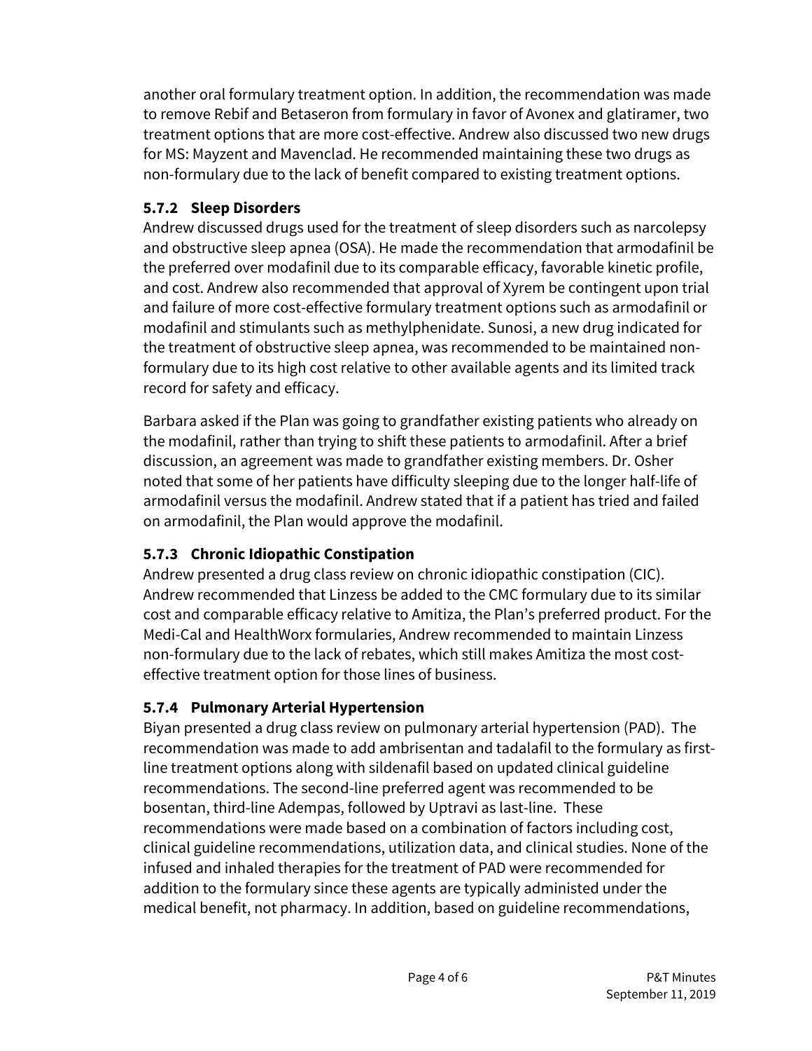another oral formulary treatment option. In addition, the recommendation was made to remove Rebif and Betaseron from formulary in favor of Avonex and glatiramer, two treatment options that are more cost-effective. Andrew also discussed two new drugs for MS: Mayzent and Mavenclad. He recommended maintaining these two drugs as non-formulary due to the lack of benefit compared to existing treatment options.

### 5.7.2 Sleep Disorders

Andrew discussed drugs used for the treatment of sleep disorders such as narcolepsy and obstructive sleep apnea (OSA). He made the recommendation that armodafinil be the preferred over modafinil due to its comparable efficacy, favorable kinetic profile, and cost. Andrew also recommended that approval of Xyrem be contingent upon trial and failure of more cost-effective formulary treatment options such as armodafinil or modafinil and stimulants such as methylphenidate. Sunosi, a new drug indicated for the treatment of obstructive sleep apnea, was recommended to be maintained non-formulary due to its high cost relative to other available agents and its limited track record for safety and efficacy.

Barbara asked if the Plan was going to grandfather existing patients who already on the modafinil, rather than trying to shift these patients to armodafinil. After a brief discussion, an agreement was made to grandfather existing members. Dr. Osher noted that some of her patients have difficulty sleeping due to the longer half-life of armodafinil versus the modafinil. Andrew stated that if a patient has tried and failed on armodafinil, the Plan would approve the modafinil.

### 5.7.3 Chronic Idiopathic Constipation

Andrew presented a drug class review on chronic idiopathic constipation (CIC). Andrew recommended that Linzess be added to the CMC formulary due to its similar cost and comparable efficacy relative to Amitiza, the Plan's preferred product. For the Medi-Cal and HealthWorx formularies, Andrew recommended to maintain Linzess non-formulary due to the lack of rebates, which still makes Amitiza the most cost-effective treatment option for those lines of business.

### 5.7.4 Pulmonary Arterial Hypertension

Biyan presented a drug class review on pulmonary arterial hypertension (PAD). The recommendation was made to add ambrisentan and tadalafil to the formulary as first-line treatment options along with sildenafil based on updated clinical guideline recommendations. The second-line preferred agent was recommended to be bosentan, third-line Adempas, followed by Uptravi as last-line. These recommendations were made based on a combination of factors including cost, clinical guideline recommendations, utilization data, and clinical studies. None of the infused and inhaled therapies for the treatment of PAD were recommended for addition to the formulary since these agents are typically administed under the medical benefit, not pharmacy. In addition, based on guideline recommendations,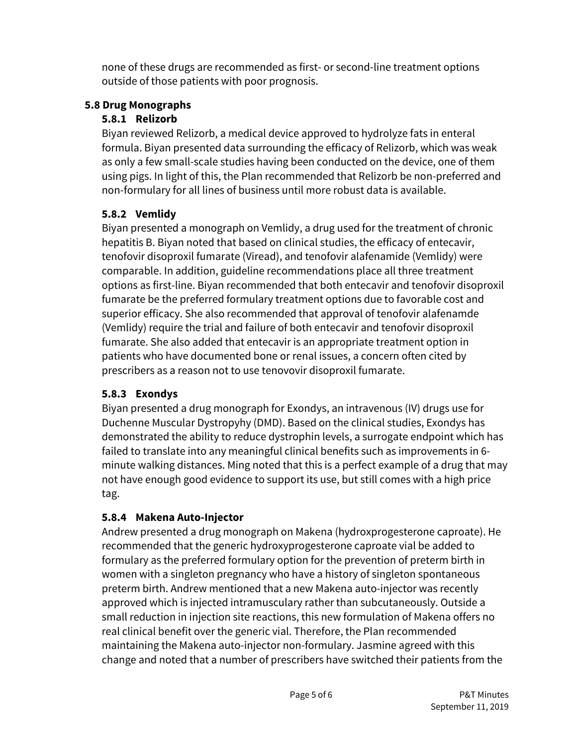none of these drugs are recommended as first- or second-line treatment options outside of those patients with poor prognosis.

## 5.8 Drug Monographs

### 5.8.1 Relizorb

Biyan reviewed Relizorb, a medical device approved to hydrolyze fats in enteral formula. Biyan presented data surrounding the efficacy of Relizorb, which was weak as only a few small-scale studies having been conducted on the device, one of them using pigs. In light of this, the Plan recommended that Relizorb be non-preferred and non-formulary for all lines of business until more robust data is available.

### 5.8.2 Vemlidy

Biyan presented a monograph on Vemlidy, a drug used for the treatment of chronic hepatitis B. Biyan noted that based on clinical studies, the efficacy of entecavir, tenofovir disoproxil fumarate (Viread), and tenofovir alafenamide (Vemlidy) were comparable. In addition, guideline recommendations place all three treatment options as first-line. Biyan recommended that both entecavir and tenofovir disoproxil fumarate be the preferred formulary treatment options due to favorable cost and superior efficacy. She also recommended that approval of tenofovir alafenamde (Vemlidy) require the trial and failure of both entecavir and tenofovir disoproxil fumarate. She also added that entecavir is an appropriate treatment option in patients who have documented bone or renal issues, a concern often cited by prescribers as a reason not to use tenovovir disoproxil fumarate.

### 5.8.3 Exondys

Biyan presented a drug monograph for Exondys, an intravenous (IV) drugs use for Duchenne Muscular Dystropyhy (DMD). Based on the clinical studies, Exondys has demonstrated the ability to reduce dystrophin levels, a surrogate endpoint which has failed to translate into any meaningful clinical benefits such as improvements in 6-minute walking distances. Ming noted that this is a perfect example of a drug that may not have enough good evidence to support its use, but still comes with a high price tag.

### 5.8.4 Makena Auto-Injector

Andrew presented a drug monograph on Makena (hydroxprogesterone caproate). He recommended that the generic hydroxyprogesterone caproate vial be added to formulary as the preferred formulary option for the prevention of preterm birth in women with a singleton pregnancy who have a history of singleton spontaneous preterm birth. Andrew mentioned that a new Makena auto-injector was recently approved which is injected intramusculary rather than subcutaneously. Outside a small reduction in injection site reactions, this new formulation of Makena offers no real clinical benefit over the generic vial. Therefore, the Plan recommended maintaining the Makena auto-injector non-formulary. Jasmine agreed with this change and noted that a number of prescribers have switched their patients from the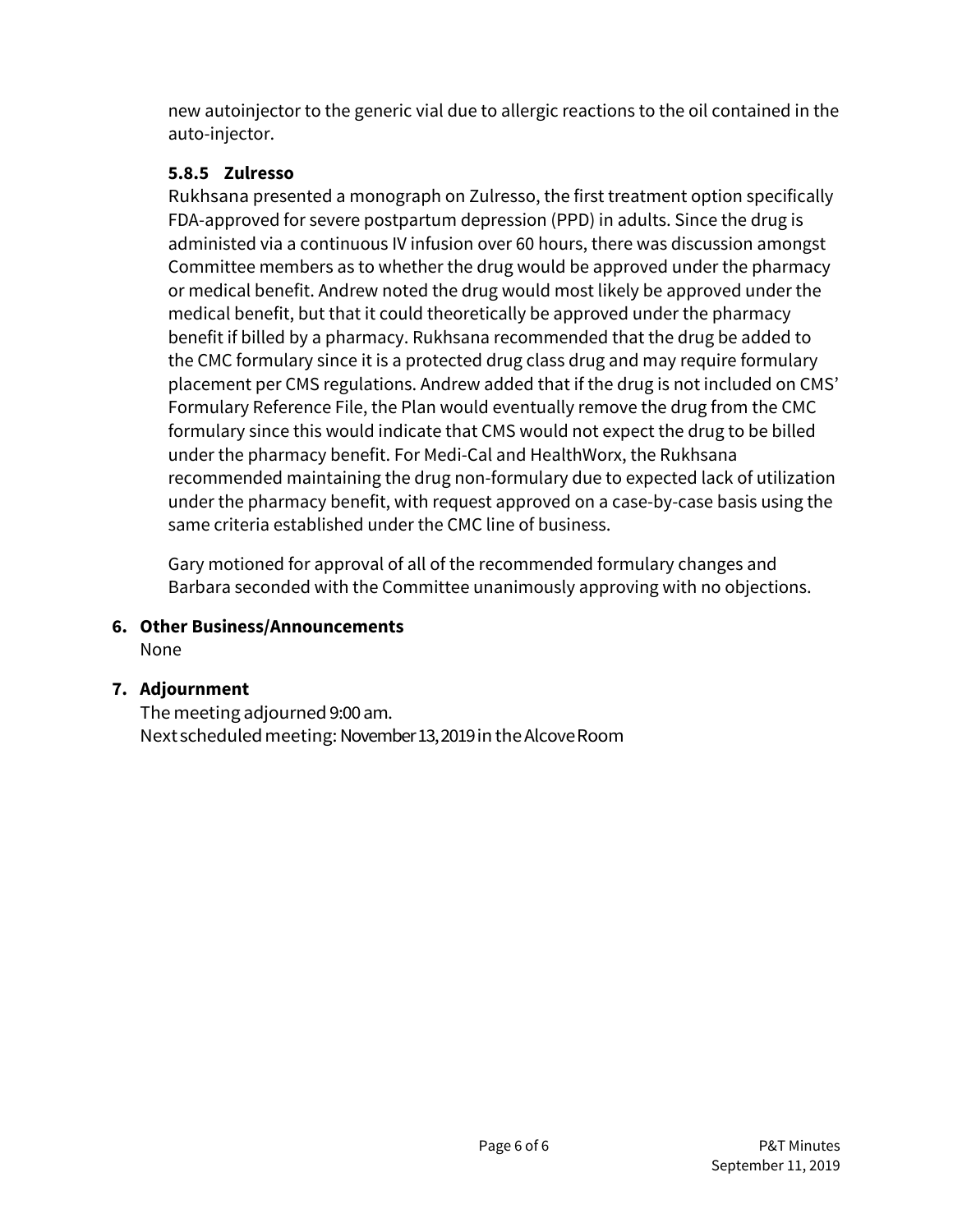new autoinjector to the generic vial due to allergic reactions to the oil contained in the auto-injector.

#### 5.8.5 Zulresso

Rukhsana presented a monograph on Zulresso, the first treatment option specifically FDA-approved for severe postpartum depression (PPD) in adults. Since the drug is administed via a continuous IV infusion over 60 hours, there was discussion amongst Committee members as to whether the drug would be approved under the pharmacy or medical benefit. Andrew noted the drug would most likely be approved under the medical benefit, but that it could theoretically be approved under the pharmacy benefit if billed by a pharmacy. Rukhsana recommended that the drug be added to the CMC formulary since it is a protected drug class drug and may require formulary placement per CMS regulations. Andrew added that if the drug is not included on CMS' Formulary Reference File, the Plan would eventually remove the drug from the CMC formulary since this would indicate that CMS would not expect the drug to be billed under the pharmacy benefit. For Medi-Cal and HealthWorx, the Rukhsana recommended maintaining the drug non-formulary due to expected lack of utilization under the pharmacy benefit, with request approved on a case-by-case basis using the same criteria established under the CMC line of business.

Gary motioned for approval of all of the recommended formulary changes and Barbara seconded with the Committee unanimously approving with no objections.

## 6. Other Business/Announcements

None

## 7. Adjournment

The meeting adjourned 9:00 am.
Next scheduled meeting: November 13, 2019 in the Alcove Room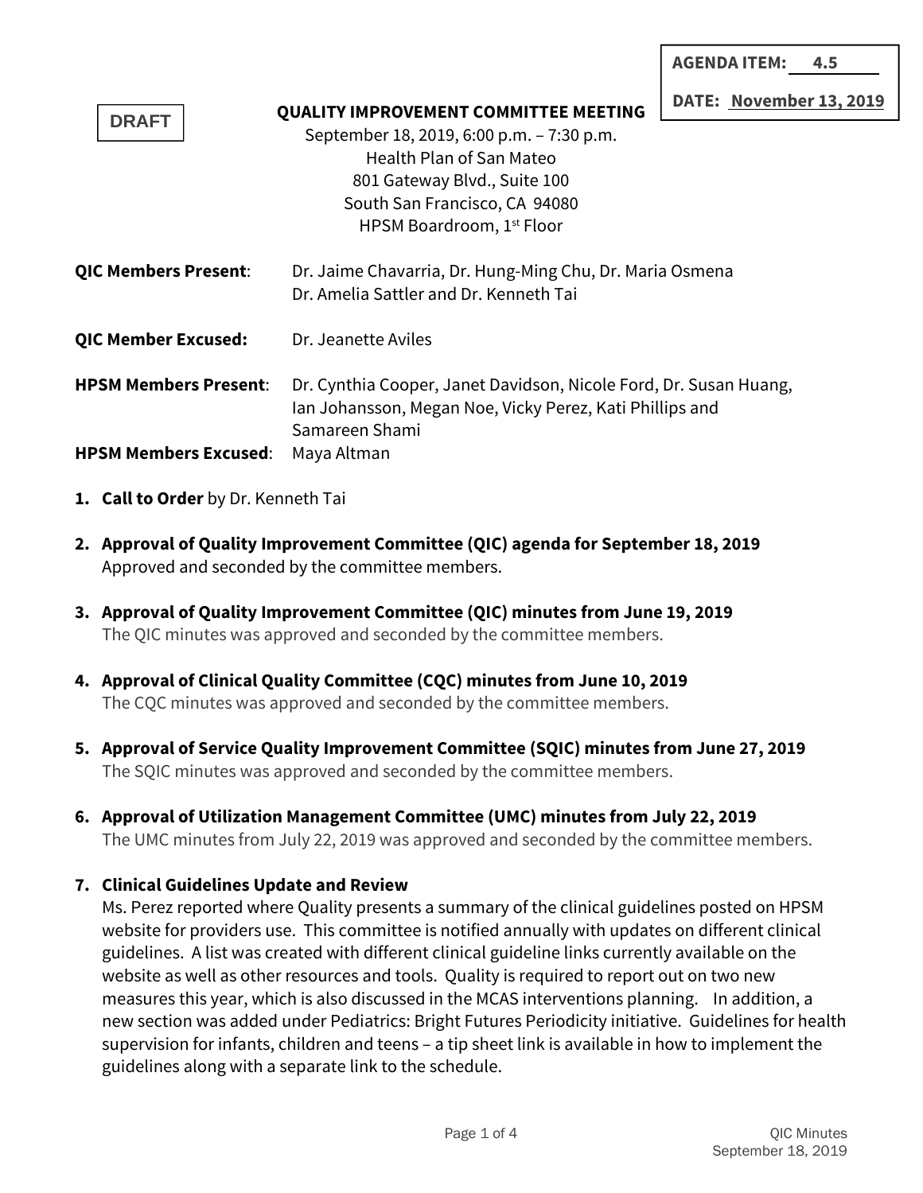**AGENDA ITEM: 4.5**

**DATE: November 13, 2019**

DRAFT

**QUALITY IMPROVEMENT COMMITTEE MEETING**

September 18, 2019, 6:00 p.m. – 7:30 p.m.
Health Plan of San Mateo
801 Gateway Blvd., Suite 100
South San Francisco, CA 94080
HPSM Boardroom, 1st Floor

**QIC Members Present**: Dr. Jaime Chavarria, Dr. Hung-Ming Chu, Dr. Maria Osmena Dr. Amelia Sattler and Dr. Kenneth Tai

**QIC Member Excused:** Dr. Jeanette Aviles

**HPSM Members Present**: Dr. Cynthia Cooper, Janet Davidson, Nicole Ford, Dr. Susan Huang, Ian Johansson, Megan Noe, Vicky Perez, Kati Phillips and Samareen Shami

**HPSM Members Excused**: Maya Altman

1. **Call to Order** by Dr. Kenneth Tai

2. **Approval of Quality Improvement Committee (QIC) agenda for September 18, 2019**
   Approved and seconded by the committee members.

3. **Approval of Quality Improvement Committee (QIC) minutes from June 19, 2019**
   The QIC minutes was approved and seconded by the committee members.

4. **Approval of Clinical Quality Committee (CQC) minutes from June 10, 2019**
   The CQC minutes was approved and seconded by the committee members.

5. **Approval of Service Quality Improvement Committee (SQIC) minutes from June 27, 2019**
   The SQIC minutes was approved and seconded by the committee members.

6. **Approval of Utilization Management Committee (UMC) minutes from July 22, 2019**
   The UMC minutes from July 22, 2019 was approved and seconded by the committee members.

7. **Clinical Guidelines Update and Review**
   Ms. Perez reported where Quality presents a summary of the clinical guidelines posted on HPSM website for providers use. This committee is notified annually with updates on different clinical guidelines. A list was created with different clinical guideline links currently available on the website as well as other resources and tools. Quality is required to report out on two new measures this year, which is also discussed in the MCAS interventions planning. In addition, a new section was added under Pediatrics: Bright Futures Periodicity initiative. Guidelines for health supervision for infants, children and teens – a tip sheet link is available in how to implement the guidelines along with a separate link to the schedule.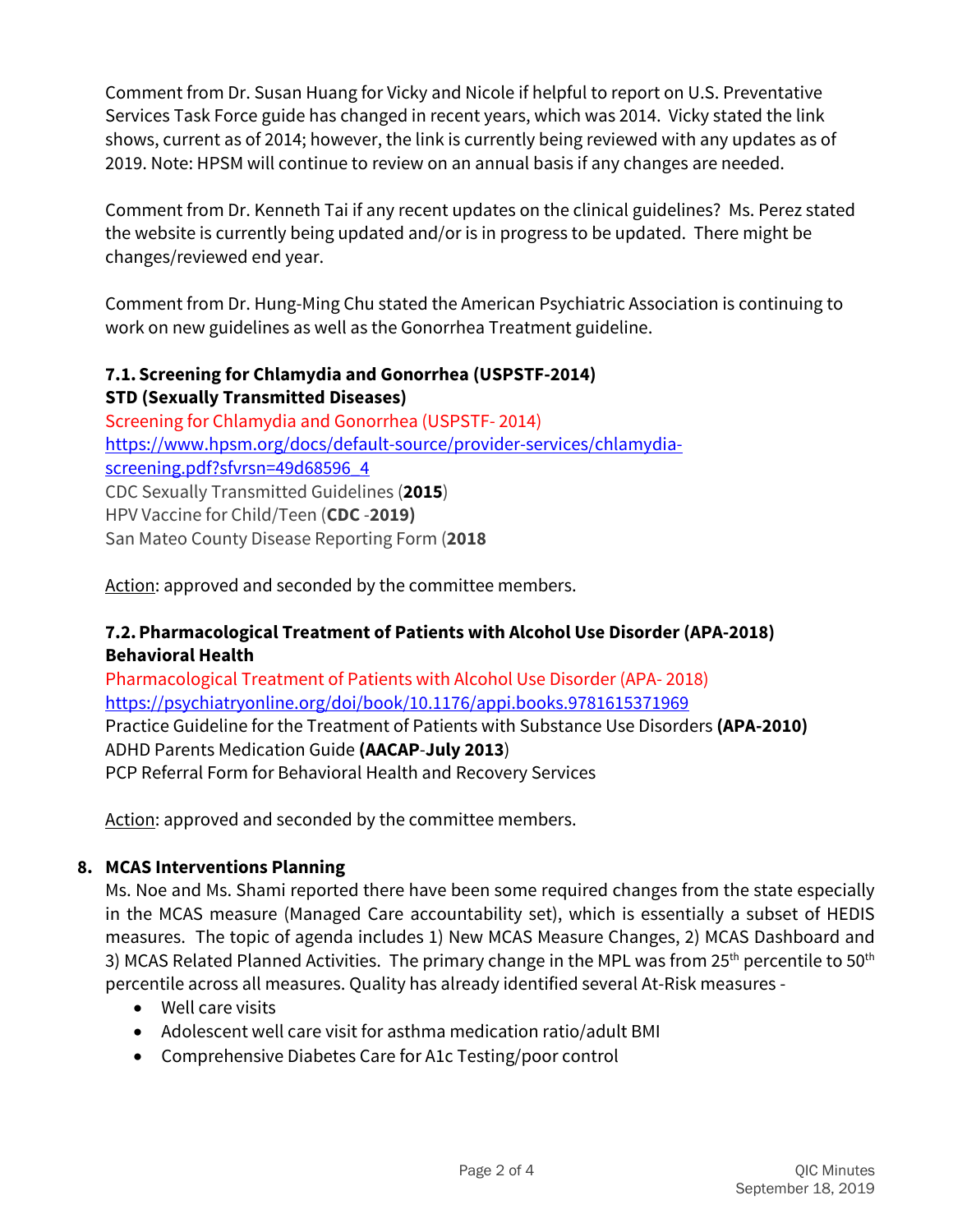Comment from Dr. Susan Huang for Vicky and Nicole if helpful to report on U.S. Preventative Services Task Force guide has changed in recent years, which was 2014. Vicky stated the link shows, current as of 2014; however, the link is currently being reviewed with any updates as of 2019. Note: HPSM will continue to review on an annual basis if any changes are needed.

Comment from Dr. Kenneth Tai if any recent updates on the clinical guidelines? Ms. Perez stated the website is currently being updated and/or is in progress to be updated. There might be changes/reviewed end year.

Comment from Dr. Hung-Ming Chu stated the American Psychiatric Association is continuing to work on new guidelines as well as the Gonorrhea Treatment guideline.

**7.1. Screening for Chlamydia and Gonorrhea (USPSTF-2014)**
**STD (Sexually Transmitted Diseases)**

Screening for Chlamydia and Gonorrhea (USPSTF- 2014)
https://www.hpsm.org/docs/default-source/provider-services/chlamydia-screening.pdf?sfvrsn=49d68596_4
CDC Sexually Transmitted Guidelines (**2015**)
HPV Vaccine for Child/Teen (**CDC** -**2019)**
San Mateo County Disease Reporting Form (**2018**

Action: approved and seconded by the committee members.

**7.2. Pharmacological Treatment of Patients with Alcohol Use Disorder (APA-2018)**
**Behavioral Health**

Pharmacological Treatment of Patients with Alcohol Use Disorder (APA- 2018)
https://psychiatryonline.org/doi/book/10.1176/appi.books.9781615371969
Practice Guideline for the Treatment of Patients with Substance Use Disorders **(APA-2010)**
ADHD Parents Medication Guide **(AACAP**-**July 2013**)
PCP Referral Form for Behavioral Health and Recovery Services

Action: approved and seconded by the committee members.

**8. MCAS Interventions Planning**

Ms. Noe and Ms. Shami reported there have been some required changes from the state especially in the MCAS measure (Managed Care accountability set), which is essentially a subset of HEDIS measures. The topic of agenda includes 1) New MCAS Measure Changes, 2) MCAS Dashboard and 3) MCAS Related Planned Activities. The primary change in the MPL was from 25th percentile to 50th percentile across all measures. Quality has already identified several At-Risk measures -

- Well care visits
- Adolescent well care visit for asthma medication ratio/adult BMI
- Comprehensive Diabetes Care for A1c Testing/poor control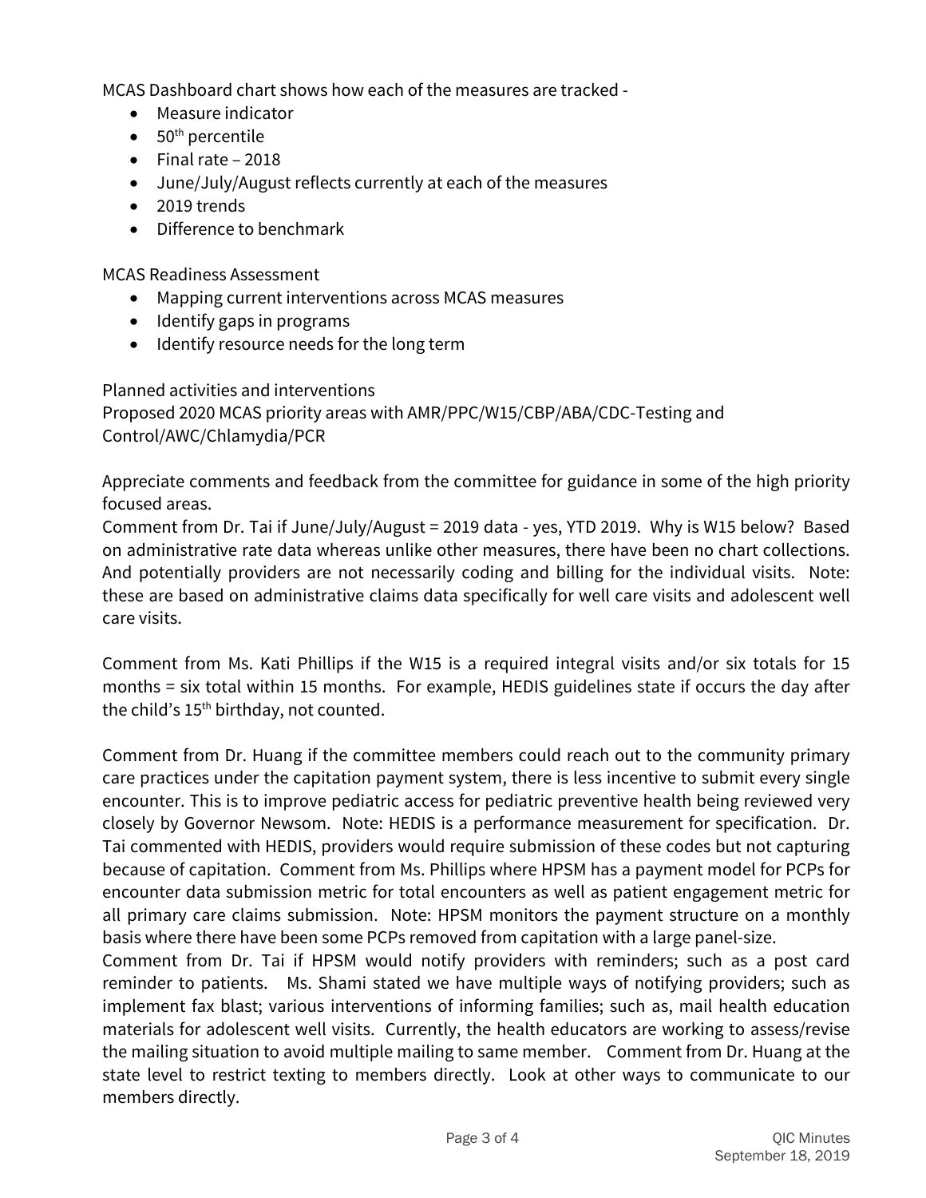MCAS Dashboard chart shows how each of the measures are tracked -

- Measure indicator
- 50th percentile
- Final rate – 2018
- June/July/August reflects currently at each of the measures
- 2019 trends
- Difference to benchmark

MCAS Readiness Assessment

- Mapping current interventions across MCAS measures
- Identify gaps in programs
- Identify resource needs for the long term

Planned activities and interventions
Proposed 2020 MCAS priority areas with AMR/PPC/W15/CBP/ABA/CDC-Testing and Control/AWC/Chlamydia/PCR

Appreciate comments and feedback from the committee for guidance in some of the high priority focused areas.
Comment from Dr. Tai if June/July/August = 2019 data - yes, YTD 2019. Why is W15 below? Based on administrative rate data whereas unlike other measures, there have been no chart collections. And potentially providers are not necessarily coding and billing for the individual visits. Note: these are based on administrative claims data specifically for well care visits and adolescent well care visits.

Comment from Ms. Kati Phillips if the W15 is a required integral visits and/or six totals for 15 months = six total within 15 months. For example, HEDIS guidelines state if occurs the day after the child's 15th birthday, not counted.

Comment from Dr. Huang if the committee members could reach out to the community primary care practices under the capitation payment system, there is less incentive to submit every single encounter. This is to improve pediatric access for pediatric preventive health being reviewed very closely by Governor Newsom. Note: HEDIS is a performance measurement for specification. Dr. Tai commented with HEDIS, providers would require submission of these codes but not capturing because of capitation. Comment from Ms. Phillips where HPSM has a payment model for PCPs for encounter data submission metric for total encounters as well as patient engagement metric for all primary care claims submission. Note: HPSM monitors the payment structure on a monthly basis where there have been some PCPs removed from capitation with a large panel-size.
Comment from Dr. Tai if HPSM would notify providers with reminders; such as a post card reminder to patients. Ms. Shami stated we have multiple ways of notifying providers; such as implement fax blast; various interventions of informing families; such as, mail health education materials for adolescent well visits. Currently, the health educators are working to assess/revise the mailing situation to avoid multiple mailing to same member. Comment from Dr. Huang at the state level to restrict texting to members directly. Look at other ways to communicate to our members directly.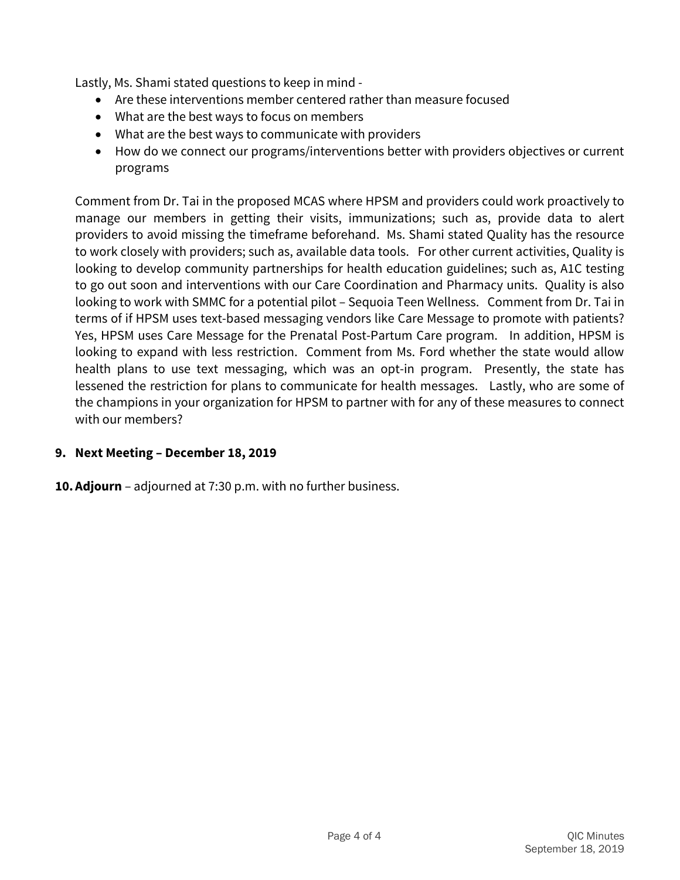Lastly, Ms. Shami stated questions to keep in mind -

- Are these interventions member centered rather than measure focused
- What are the best ways to focus on members
- What are the best ways to communicate with providers
- How do we connect our programs/interventions better with providers objectives or current programs

Comment from Dr. Tai in the proposed MCAS where HPSM and providers could work proactively to manage our members in getting their visits, immunizations; such as, provide data to alert providers to avoid missing the timeframe beforehand. Ms. Shami stated Quality has the resource to work closely with providers; such as, available data tools. For other current activities, Quality is looking to develop community partnerships for health education guidelines; such as, A1C testing to go out soon and interventions with our Care Coordination and Pharmacy units. Quality is also looking to work with SMMC for a potential pilot – Sequoia Teen Wellness. Comment from Dr. Tai in terms of if HPSM uses text-based messaging vendors like Care Message to promote with patients? Yes, HPSM uses Care Message for the Prenatal Post-Partum Care program. In addition, HPSM is looking to expand with less restriction. Comment from Ms. Ford whether the state would allow health plans to use text messaging, which was an opt-in program. Presently, the state has lessened the restriction for plans to communicate for health messages. Lastly, who are some of the champions in your organization for HPSM to partner with for any of these measures to connect with our members?

**9. Next Meeting – December 18, 2019**

**10. Adjourn** – adjourned at 7:30 p.m. with no further business.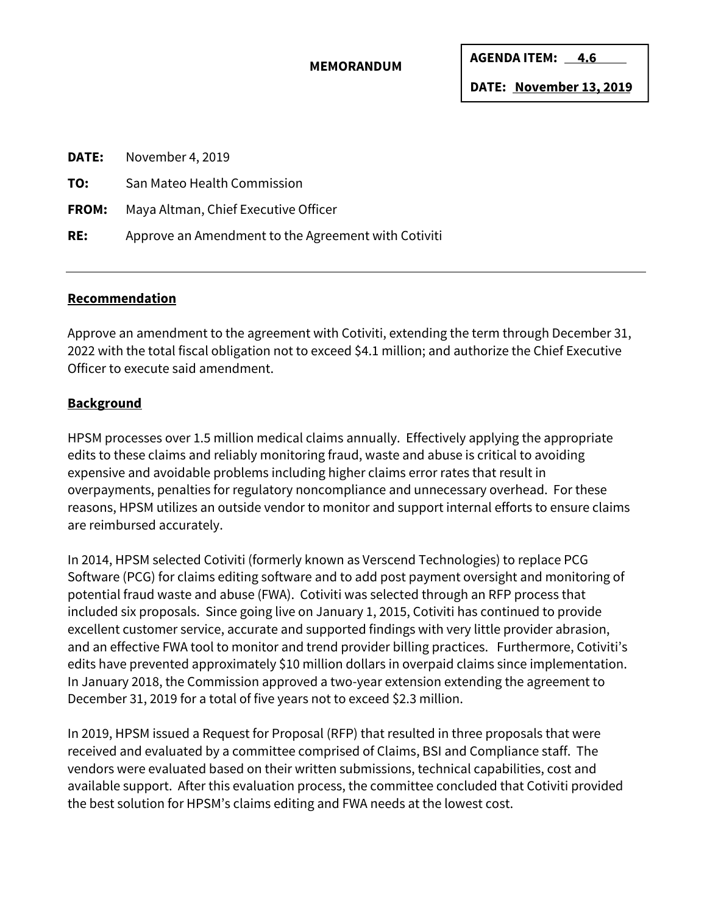**MEMORANDUM**

**AGENDA ITEM: 4.6**

**DATE: November 13, 2019**

**DATE:** November 4, 2019

**TO:** San Mateo Health Commission

**FROM:** Maya Altman, Chief Executive Officer

**RE:** Approve an Amendment to the Agreement with Cotiviti

---

**Recommendation**

Approve an amendment to the agreement with Cotiviti, extending the term through December 31, 2022 with the total fiscal obligation not to exceed $4.1 million; and authorize the Chief Executive Officer to execute said amendment.

**Background**

HPSM processes over 1.5 million medical claims annually. Effectively applying the appropriate edits to these claims and reliably monitoring fraud, waste and abuse is critical to avoiding expensive and avoidable problems including higher claims error rates that result in overpayments, penalties for regulatory noncompliance and unnecessary overhead. For these reasons, HPSM utilizes an outside vendor to monitor and support internal efforts to ensure claims are reimbursed accurately.

In 2014, HPSM selected Cotiviti (formerly known as Verscend Technologies) to replace PCG Software (PCG) for claims editing software and to add post payment oversight and monitoring of potential fraud waste and abuse (FWA). Cotiviti was selected through an RFP process that included six proposals. Since going live on January 1, 2015, Cotiviti has continued to provide excellent customer service, accurate and supported findings with very little provider abrasion, and an effective FWA tool to monitor and trend provider billing practices. Furthermore, Cotiviti's edits have prevented approximately $10 million dollars in overpaid claims since implementation. In January 2018, the Commission approved a two-year extension extending the agreement to December 31, 2019 for a total of five years not to exceed $2.3 million.

In 2019, HPSM issued a Request for Proposal (RFP) that resulted in three proposals that were received and evaluated by a committee comprised of Claims, BSI and Compliance staff. The vendors were evaluated based on their written submissions, technical capabilities, cost and available support. After this evaluation process, the committee concluded that Cotiviti provided the best solution for HPSM's claims editing and FWA needs at the lowest cost.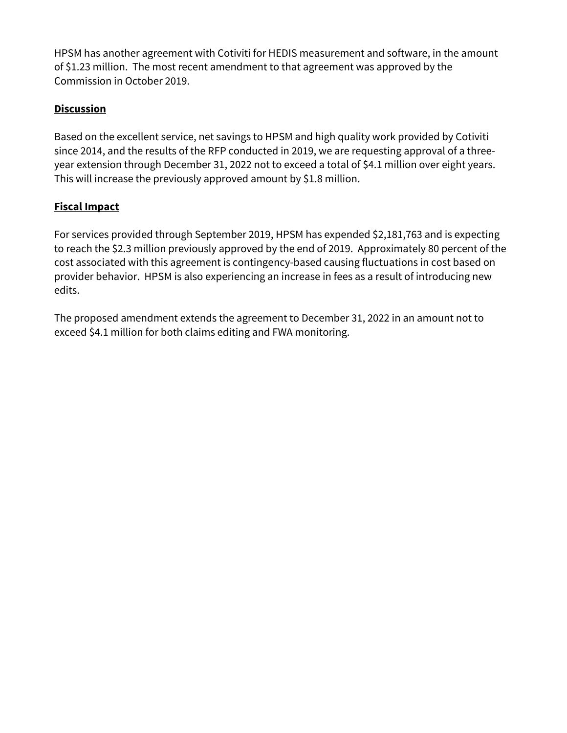HPSM has another agreement with Cotiviti for HEDIS measurement and software, in the amount of $1.23 million. The most recent amendment to that agreement was approved by the Commission in October 2019.

**Discussion**

Based on the excellent service, net savings to HPSM and high quality work provided by Cotiviti since 2014, and the results of the RFP conducted in 2019, we are requesting approval of a three-year extension through December 31, 2022 not to exceed a total of $4.1 million over eight years. This will increase the previously approved amount by $1.8 million.

**Fiscal Impact**

For services provided through September 2019, HPSM has expended $2,181,763 and is expecting to reach the $2.3 million previously approved by the end of 2019. Approximately 80 percent of the cost associated with this agreement is contingency-based causing fluctuations in cost based on provider behavior. HPSM is also experiencing an increase in fees as a result of introducing new edits.

The proposed amendment extends the agreement to December 31, 2022 in an amount not to exceed $4.1 million for both claims editing and FWA monitoring.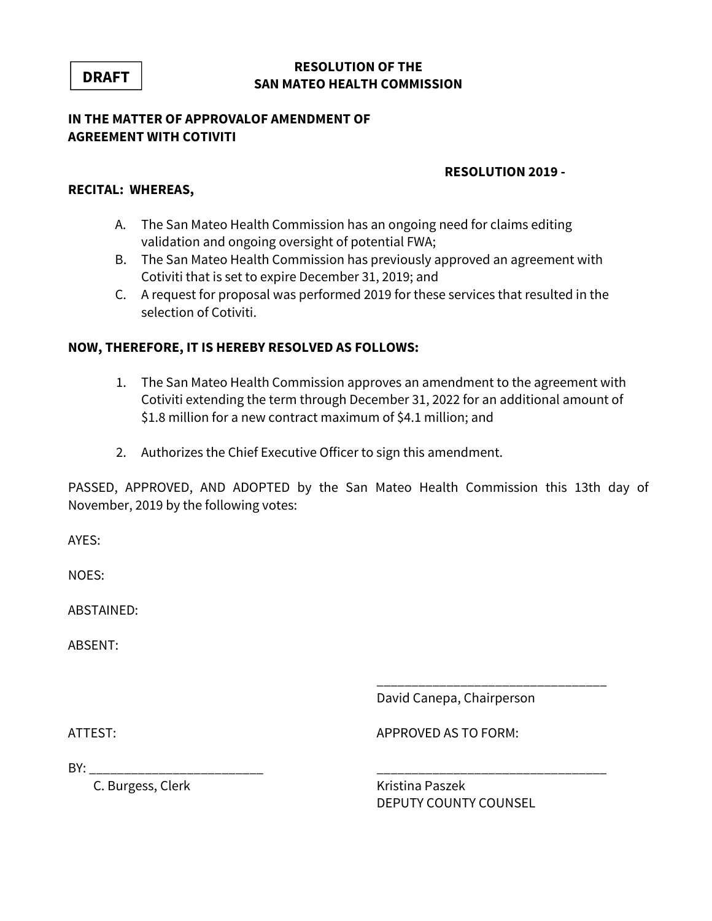**DRAFT**

**RESOLUTION OF THE**
**SAN MATEO HEALTH COMMISSION**

**IN THE MATTER OF APPROVALOF AMENDMENT OF**
**AGREEMENT WITH COTIVITI**

**RESOLUTION 2019 -**

**RECITAL: WHEREAS,**

A. The San Mateo Health Commission has an ongoing need for claims editing validation and ongoing oversight of potential FWA;
B. The San Mateo Health Commission has previously approved an agreement with Cotiviti that is set to expire December 31, 2019; and
C. A request for proposal was performed 2019 for these services that resulted in the selection of Cotiviti.

**NOW, THEREFORE, IT IS HEREBY RESOLVED AS FOLLOWS:**

1. The San Mateo Health Commission approves an amendment to the agreement with Cotiviti extending the term through December 31, 2022 for an additional amount of $1.8 million for a new contract maximum of $4.1 million; and

2. Authorizes the Chief Executive Officer to sign this amendment.

PASSED, APPROVED, AND ADOPTED by the San Mateo Health Commission this 13th day of November, 2019 by the following votes:

AYES:

NOES:

ABSTAINED:

ABSENT:

_______________________________
David Canepa, Chairperson

ATTEST:

BY: ________________________
C. Burgess, Clerk

APPROVED AS TO FORM:

_______________________________
Kristina Paszek
DEPUTY COUNTY COUNSEL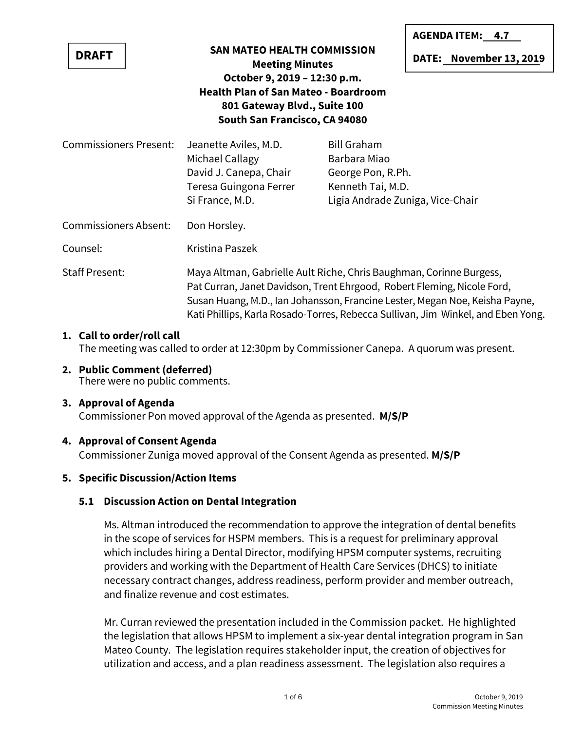**DRAFT**

**AGENDA ITEM: 4.7**

**DATE: November 13, 2019**

# SAN MATEO HEALTH COMMISSION
## Meeting Minutes
**October 9, 2019 – 12:30 p.m.**
**Health Plan of San Mateo - Boardroom**
**801 Gateway Blvd., Suite 100**
**South San Francisco, CA 94080**

| | | |
|---|---|---|
| Commissioners Present: | Jeanette Aviles, M.D. | Bill Graham |
| | Michael Callagy | Barbara Miao |
| | David J. Canepa, Chair | George Pon, R.Ph. |
| | Teresa Guingona Ferrer | Kenneth Tai, M.D. |
| | Si France, M.D. | Ligia Andrade Zuniga, Vice-Chair |

Commissioners Absent: Don Horsley.

Counsel: Kristina Paszek

Staff Present: Maya Altman, Gabrielle Ault Riche, Chris Baughman, Corinne Burgess, Pat Curran, Janet Davidson, Trent Ehrgood, Robert Fleming, Nicole Ford, Susan Huang, M.D., Ian Johansson, Francine Lester, Megan Noe, Keisha Payne, Kati Phillips, Karla Rosado-Torres, Rebecca Sullivan, Jim Winkel, and Eben Yong.

1. **Call to order/roll call**
   The meeting was called to order at 12:30pm by Commissioner Canepa. A quorum was present.

2. **Public Comment (deferred)**
   There were no public comments.

3. **Approval of Agenda**
   Commissioner Pon moved approval of the Agenda as presented. **M/S/P**

4. **Approval of Consent Agenda**
   Commissioner Zuniga moved approval of the Consent Agenda as presented. **M/S/P**

5. **Specific Discussion/Action Items**

   **5.1 Discussion Action on Dental Integration**

   Ms. Altman introduced the recommendation to approve the integration of dental benefits in the scope of services for HSPM members. This is a request for preliminary approval which includes hiring a Dental Director, modifying HPSM computer systems, recruiting providers and working with the Department of Health Care Services (DHCS) to initiate necessary contract changes, address readiness, perform provider and member outreach, and finalize revenue and cost estimates.

   Mr. Curran reviewed the presentation included in the Commission packet. He highlighted the legislation that allows HPSM to implement a six-year dental integration program in San Mateo County. The legislation requires stakeholder input, the creation of objectives for utilization and access, and a plan readiness assessment. The legislation also requires a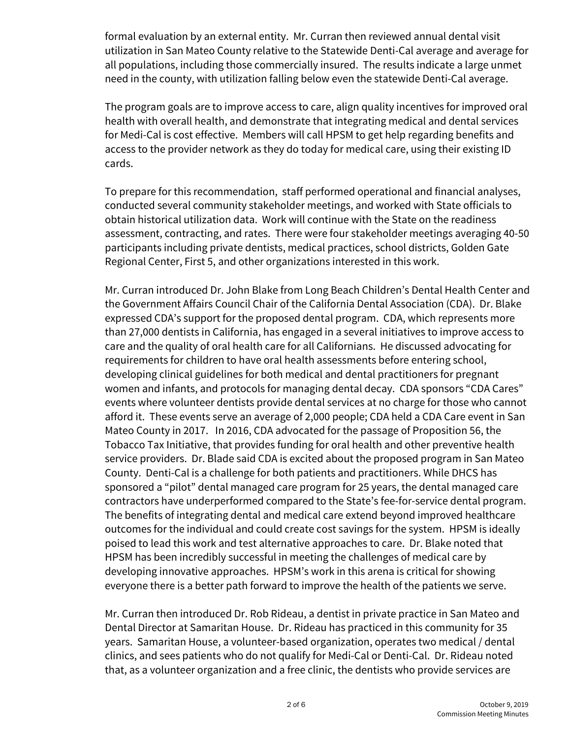formal evaluation by an external entity. Mr. Curran then reviewed annual dental visit utilization in San Mateo County relative to the Statewide Denti-Cal average and average for all populations, including those commercially insured. The results indicate a large unmet need in the county, with utilization falling below even the statewide Denti-Cal average.

The program goals are to improve access to care, align quality incentives for improved oral health with overall health, and demonstrate that integrating medical and dental services for Medi-Cal is cost effective. Members will call HPSM to get help regarding benefits and access to the provider network as they do today for medical care, using their existing ID cards.

To prepare for this recommendation, staff performed operational and financial analyses, conducted several community stakeholder meetings, and worked with State officials to obtain historical utilization data. Work will continue with the State on the readiness assessment, contracting, and rates. There were four stakeholder meetings averaging 40-50 participants including private dentists, medical practices, school districts, Golden Gate Regional Center, First 5, and other organizations interested in this work.

Mr. Curran introduced Dr. John Blake from Long Beach Children's Dental Health Center and the Government Affairs Council Chair of the California Dental Association (CDA). Dr. Blake expressed CDA's support for the proposed dental program. CDA, which represents more than 27,000 dentists in California, has engaged in a several initiatives to improve access to care and the quality of oral health care for all Californians. He discussed advocating for requirements for children to have oral health assessments before entering school, developing clinical guidelines for both medical and dental practitioners for pregnant women and infants, and protocols for managing dental decay. CDA sponsors "CDA Cares" events where volunteer dentists provide dental services at no charge for those who cannot afford it. These events serve an average of 2,000 people; CDA held a CDA Care event in San Mateo County in 2017. In 2016, CDA advocated for the passage of Proposition 56, the Tobacco Tax Initiative, that provides funding for oral health and other preventive health service providers. Dr. Blade said CDA is excited about the proposed program in San Mateo County. Denti-Cal is a challenge for both patients and practitioners. While DHCS has sponsored a "pilot" dental managed care program for 25 years, the dental managed care contractors have underperformed compared to the State's fee-for-service dental program. The benefits of integrating dental and medical care extend beyond improved healthcare outcomes for the individual and could create cost savings for the system. HPSM is ideally poised to lead this work and test alternative approaches to care. Dr. Blake noted that HPSM has been incredibly successful in meeting the challenges of medical care by developing innovative approaches. HPSM's work in this arena is critical for showing everyone there is a better path forward to improve the health of the patients we serve.

Mr. Curran then introduced Dr. Rob Rideau, a dentist in private practice in San Mateo and Dental Director at Samaritan House. Dr. Rideau has practiced in this community for 35 years. Samaritan House, a volunteer-based organization, operates two medical / dental clinics, and sees patients who do not qualify for Medi-Cal or Denti-Cal. Dr. Rideau noted that, as a volunteer organization and a free clinic, the dentists who provide services are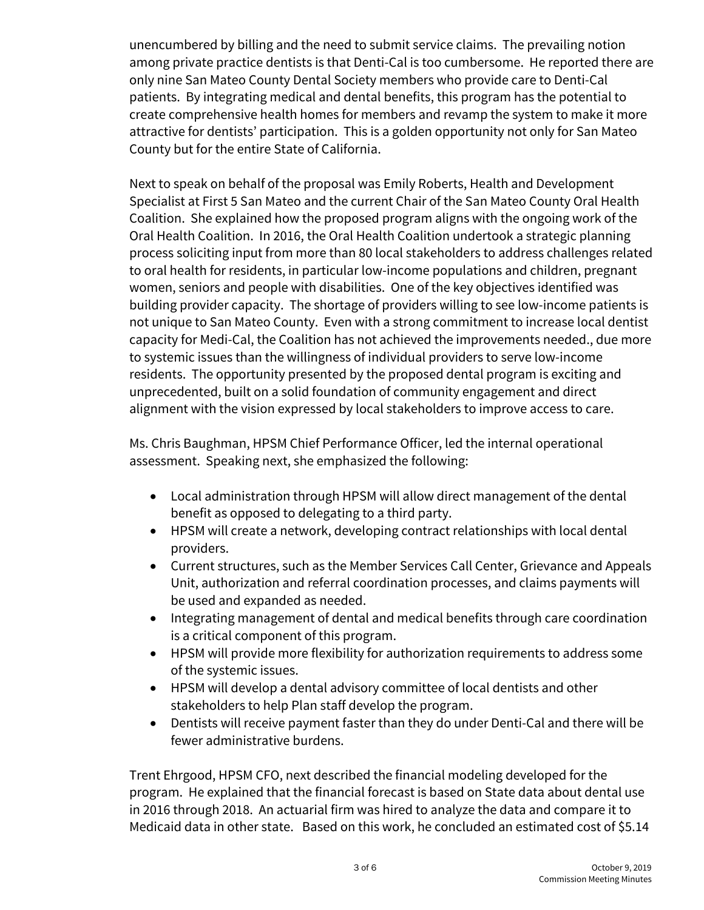unencumbered by billing and the need to submit service claims. The prevailing notion among private practice dentists is that Denti-Cal is too cumbersome. He reported there are only nine San Mateo County Dental Society members who provide care to Denti-Cal patients. By integrating medical and dental benefits, this program has the potential to create comprehensive health homes for members and revamp the system to make it more attractive for dentists' participation. This is a golden opportunity not only for San Mateo County but for the entire State of California.

Next to speak on behalf of the proposal was Emily Roberts, Health and Development Specialist at First 5 San Mateo and the current Chair of the San Mateo County Oral Health Coalition. She explained how the proposed program aligns with the ongoing work of the Oral Health Coalition. In 2016, the Oral Health Coalition undertook a strategic planning process soliciting input from more than 80 local stakeholders to address challenges related to oral health for residents, in particular low-income populations and children, pregnant women, seniors and people with disabilities. One of the key objectives identified was building provider capacity. The shortage of providers willing to see low-income patients is not unique to San Mateo County. Even with a strong commitment to increase local dentist capacity for Medi-Cal, the Coalition has not achieved the improvements needed., due more to systemic issues than the willingness of individual providers to serve low-income residents. The opportunity presented by the proposed dental program is exciting and unprecedented, built on a solid foundation of community engagement and direct alignment with the vision expressed by local stakeholders to improve access to care.

Ms. Chris Baughman, HPSM Chief Performance Officer, led the internal operational assessment. Speaking next, she emphasized the following:

- Local administration through HPSM will allow direct management of the dental benefit as opposed to delegating to a third party.
- HPSM will create a network, developing contract relationships with local dental providers.
- Current structures, such as the Member Services Call Center, Grievance and Appeals Unit, authorization and referral coordination processes, and claims payments will be used and expanded as needed.
- Integrating management of dental and medical benefits through care coordination is a critical component of this program.
- HPSM will provide more flexibility for authorization requirements to address some of the systemic issues.
- HPSM will develop a dental advisory committee of local dentists and other stakeholders to help Plan staff develop the program.
- Dentists will receive payment faster than they do under Denti-Cal and there will be fewer administrative burdens.

Trent Ehrgood, HPSM CFO, next described the financial modeling developed for the program. He explained that the financial forecast is based on State data about dental use in 2016 through 2018. An actuarial firm was hired to analyze the data and compare it to Medicaid data in other state. Based on this work, he concluded an estimated cost of $5.14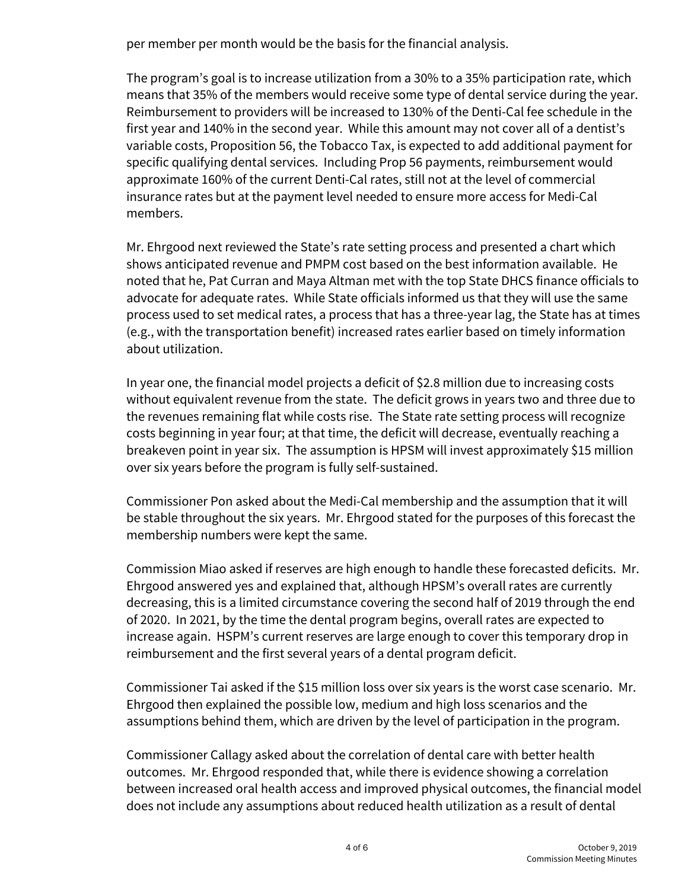per member per month would be the basis for the financial analysis.

The program's goal is to increase utilization from a 30% to a 35% participation rate, which means that 35% of the members would receive some type of dental service during the year. Reimbursement to providers will be increased to 130% of the Denti-Cal fee schedule in the first year and 140% in the second year. While this amount may not cover all of a dentist's variable costs, Proposition 56, the Tobacco Tax, is expected to add additional payment for specific qualifying dental services. Including Prop 56 payments, reimbursement would approximate 160% of the current Denti-Cal rates, still not at the level of commercial insurance rates but at the payment level needed to ensure more access for Medi-Cal members.

Mr. Ehrgood next reviewed the State's rate setting process and presented a chart which shows anticipated revenue and PMPM cost based on the best information available. He noted that he, Pat Curran and Maya Altman met with the top State DHCS finance officials to advocate for adequate rates. While State officials informed us that they will use the same process used to set medical rates, a process that has a three-year lag, the State has at times (e.g., with the transportation benefit) increased rates earlier based on timely information about utilization.

In year one, the financial model projects a deficit of $2.8 million due to increasing costs without equivalent revenue from the state. The deficit grows in years two and three due to the revenues remaining flat while costs rise. The State rate setting process will recognize costs beginning in year four; at that time, the deficit will decrease, eventually reaching a breakeven point in year six. The assumption is HPSM will invest approximately $15 million over six years before the program is fully self-sustained.

Commissioner Pon asked about the Medi-Cal membership and the assumption that it will be stable throughout the six years. Mr. Ehrgood stated for the purposes of this forecast the membership numbers were kept the same.

Commission Miao asked if reserves are high enough to handle these forecasted deficits. Mr. Ehrgood answered yes and explained that, although HPSM's overall rates are currently decreasing, this is a limited circumstance covering the second half of 2019 through the end of 2020. In 2021, by the time the dental program begins, overall rates are expected to increase again. HSPM's current reserves are large enough to cover this temporary drop in reimbursement and the first several years of a dental program deficit.

Commissioner Tai asked if the $15 million loss over six years is the worst case scenario. Mr. Ehrgood then explained the possible low, medium and high loss scenarios and the assumptions behind them, which are driven by the level of participation in the program.

Commissioner Callagy asked about the correlation of dental care with better health outcomes. Mr. Ehrgood responded that, while there is evidence showing a correlation between increased oral health access and improved physical outcomes, the financial model does not include any assumptions about reduced health utilization as a result of dental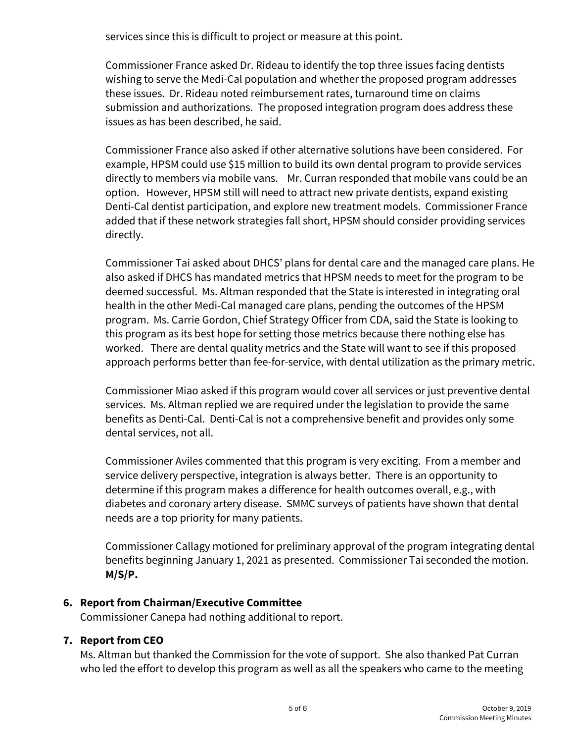services since this is difficult to project or measure at this point.

Commissioner France asked Dr. Rideau to identify the top three issues facing dentists wishing to serve the Medi-Cal population and whether the proposed program addresses these issues. Dr. Rideau noted reimbursement rates, turnaround time on claims submission and authorizations. The proposed integration program does address these issues as has been described, he said.

Commissioner France also asked if other alternative solutions have been considered. For example, HPSM could use $15 million to build its own dental program to provide services directly to members via mobile vans. Mr. Curran responded that mobile vans could be an option. However, HPSM still will need to attract new private dentists, expand existing Denti-Cal dentist participation, and explore new treatment models. Commissioner France added that if these network strategies fall short, HPSM should consider providing services directly.

Commissioner Tai asked about DHCS' plans for dental care and the managed care plans. He also asked if DHCS has mandated metrics that HPSM needs to meet for the program to be deemed successful. Ms. Altman responded that the State is interested in integrating oral health in the other Medi-Cal managed care plans, pending the outcomes of the HPSM program. Ms. Carrie Gordon, Chief Strategy Officer from CDA, said the State is looking to this program as its best hope for setting those metrics because there nothing else has worked. There are dental quality metrics and the State will want to see if this proposed approach performs better than fee-for-service, with dental utilization as the primary metric.

Commissioner Miao asked if this program would cover all services or just preventive dental services. Ms. Altman replied we are required under the legislation to provide the same benefits as Denti-Cal. Denti-Cal is not a comprehensive benefit and provides only some dental services, not all.

Commissioner Aviles commented that this program is very exciting. From a member and service delivery perspective, integration is always better. There is an opportunity to determine if this program makes a difference for health outcomes overall, e.g., with diabetes and coronary artery disease. SMMC surveys of patients have shown that dental needs are a top priority for many patients.

Commissioner Callagy motioned for preliminary approval of the program integrating dental benefits beginning January 1, 2021 as presented. Commissioner Tai seconded the motion. **M/S/P.**

**6. Report from Chairman/Executive Committee**

Commissioner Canepa had nothing additional to report.

**7. Report from CEO**

Ms. Altman but thanked the Commission for the vote of support. She also thanked Pat Curran who led the effort to develop this program as well as all the speakers who came to the meeting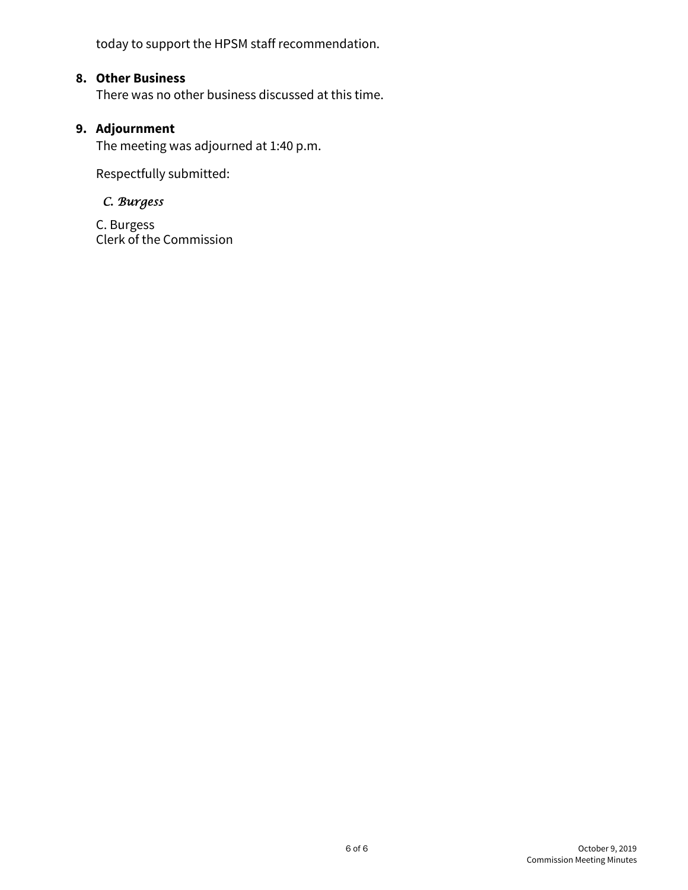today to support the HPSM staff recommendation.

8. **Other Business**
   There was no other business discussed at this time.

9. **Adjournment**
   The meeting was adjourned at 1:40 p.m.

   Respectfully submitted:

   *C. Burgess*

   C. Burgess
   Clerk of the Commission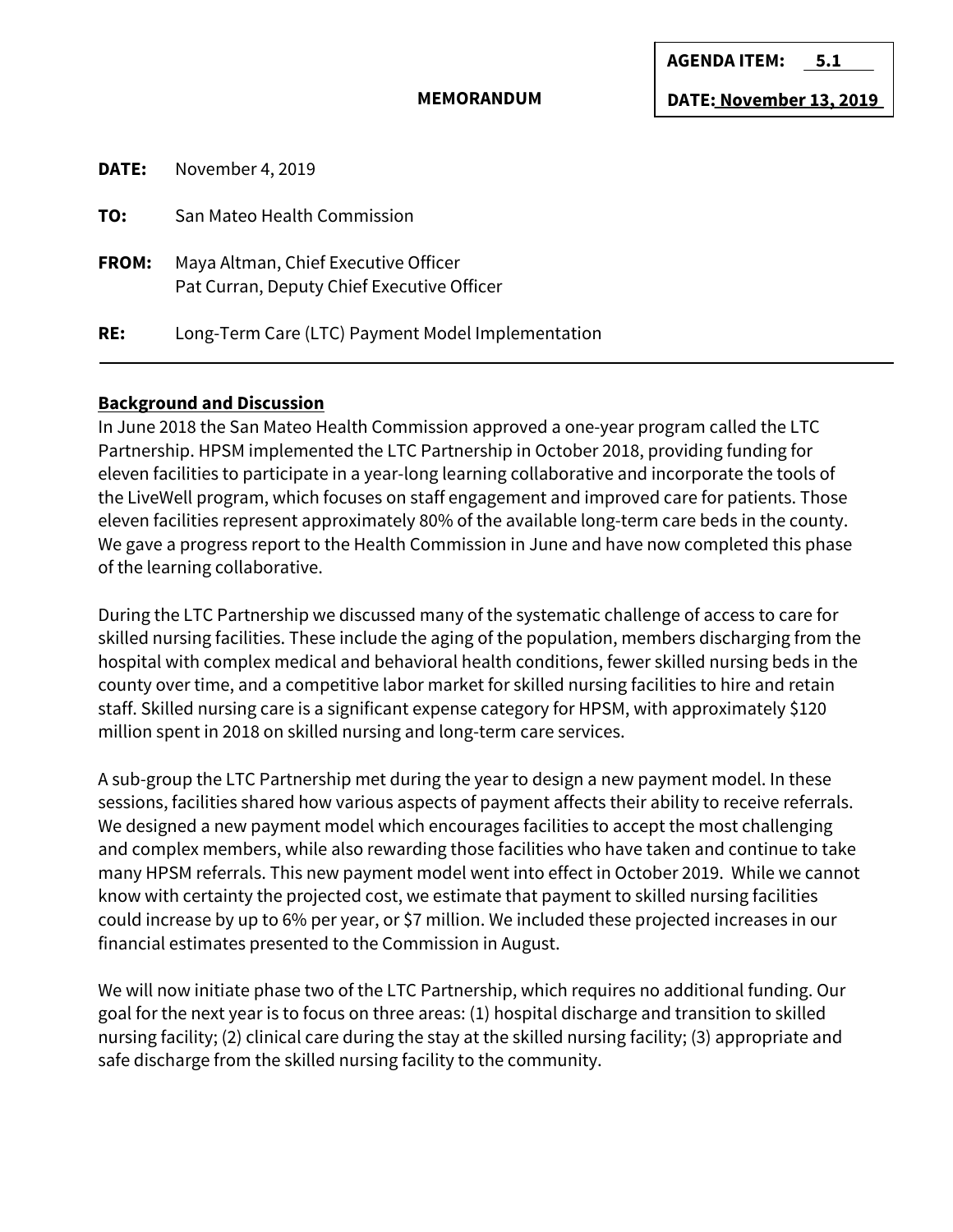**AGENDA ITEM: 5.1**

**DATE: November 13, 2019**

**MEMORANDUM**

**DATE:** November 4, 2019

**TO:** San Mateo Health Commission

**FROM:** Maya Altman, Chief Executive Officer
Pat Curran, Deputy Chief Executive Officer

**RE:** Long-Term Care (LTC) Payment Model Implementation

---

## Background and Discussion

In June 2018 the San Mateo Health Commission approved a one-year program called the LTC Partnership. HPSM implemented the LTC Partnership in October 2018, providing funding for eleven facilities to participate in a year-long learning collaborative and incorporate the tools of the LiveWell program, which focuses on staff engagement and improved care for patients. Those eleven facilities represent approximately 80% of the available long-term care beds in the county. We gave a progress report to the Health Commission in June and have now completed this phase of the learning collaborative.

During the LTC Partnership we discussed many of the systematic challenge of access to care for skilled nursing facilities. These include the aging of the population, members discharging from the hospital with complex medical and behavioral health conditions, fewer skilled nursing beds in the county over time, and a competitive labor market for skilled nursing facilities to hire and retain staff. Skilled nursing care is a significant expense category for HPSM, with approximately $120 million spent in 2018 on skilled nursing and long-term care services.

A sub-group the LTC Partnership met during the year to design a new payment model. In these sessions, facilities shared how various aspects of payment affects their ability to receive referrals. We designed a new payment model which encourages facilities to accept the most challenging and complex members, while also rewarding those facilities who have taken and continue to take many HPSM referrals. This new payment model went into effect in October 2019. While we cannot know with certainty the projected cost, we estimate that payment to skilled nursing facilities could increase by up to 6% per year, or $7 million. We included these projected increases in our financial estimates presented to the Commission in August.

We will now initiate phase two of the LTC Partnership, which requires no additional funding. Our goal for the next year is to focus on three areas: (1) hospital discharge and transition to skilled nursing facility; (2) clinical care during the stay at the skilled nursing facility; (3) appropriate and safe discharge from the skilled nursing facility to the community.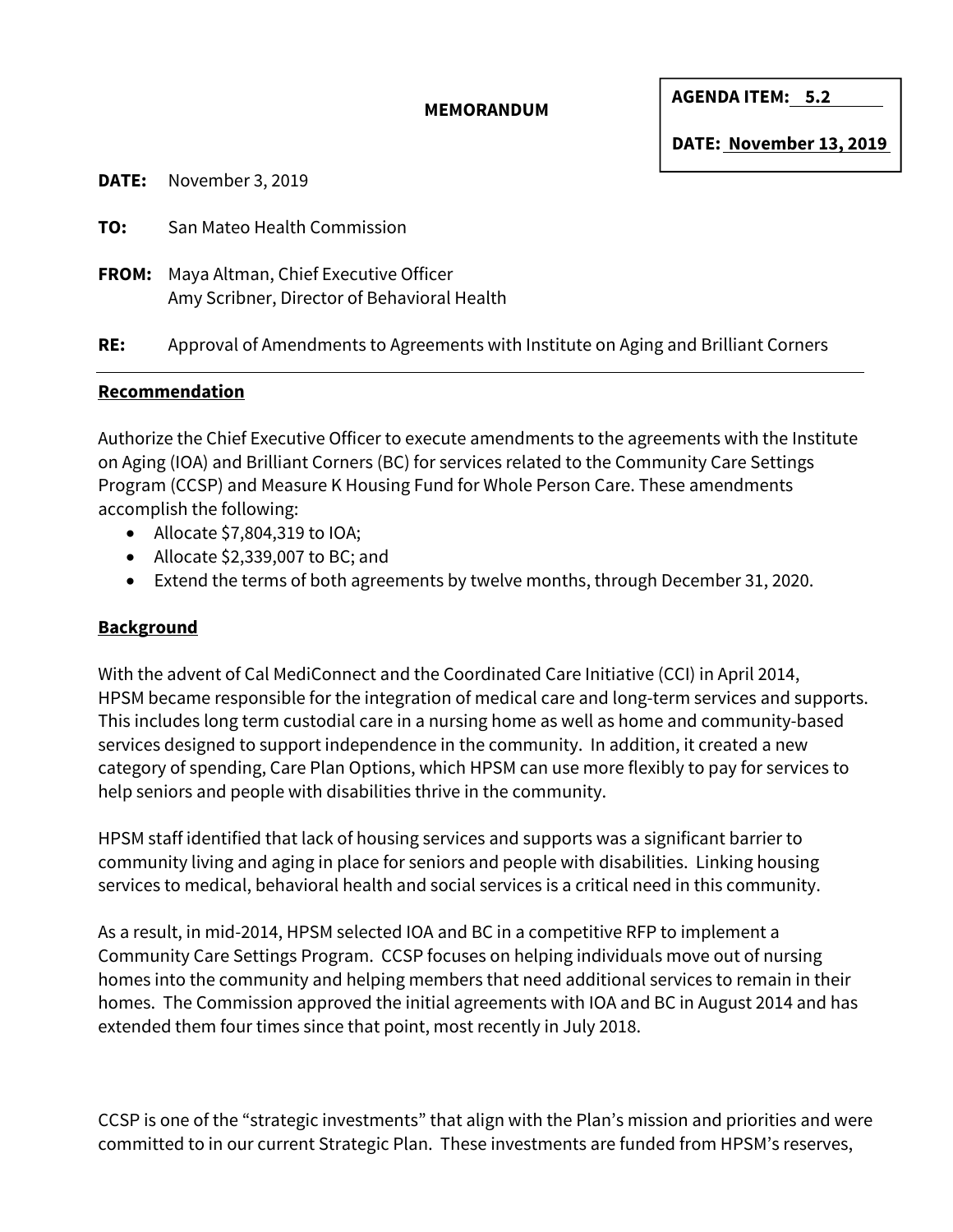**AGENDA ITEM: 5.2**

**DATE: November 13, 2019**

**MEMORANDUM**

**DATE:** November 3, 2019

**TO:** San Mateo Health Commission

**FROM:** Maya Altman, Chief Executive Officer
Amy Scribner, Director of Behavioral Health

**RE:** Approval of Amendments to Agreements with Institute on Aging and Brilliant Corners

---

**Recommendation**

Authorize the Chief Executive Officer to execute amendments to the agreements with the Institute on Aging (IOA) and Brilliant Corners (BC) for services related to the Community Care Settings Program (CCSP) and Measure K Housing Fund for Whole Person Care. These amendments accomplish the following:

- Allocate $7,804,319 to IOA;
- Allocate $2,339,007 to BC; and
- Extend the terms of both agreements by twelve months, through December 31, 2020.

**Background**

With the advent of Cal MediConnect and the Coordinated Care Initiative (CCI) in April 2014, HPSM became responsible for the integration of medical care and long-term services and supports. This includes long term custodial care in a nursing home as well as home and community-based services designed to support independence in the community. In addition, it created a new category of spending, Care Plan Options, which HPSM can use more flexibly to pay for services to help seniors and people with disabilities thrive in the community.

HPSM staff identified that lack of housing services and supports was a significant barrier to community living and aging in place for seniors and people with disabilities. Linking housing services to medical, behavioral health and social services is a critical need in this community.

As a result, in mid-2014, HPSM selected IOA and BC in a competitive RFP to implement a Community Care Settings Program. CCSP focuses on helping individuals move out of nursing homes into the community and helping members that need additional services to remain in their homes. The Commission approved the initial agreements with IOA and BC in August 2014 and has extended them four times since that point, most recently in July 2018.

CCSP is one of the "strategic investments" that align with the Plan's mission and priorities and were committed to in our current Strategic Plan. These investments are funded from HPSM's reserves,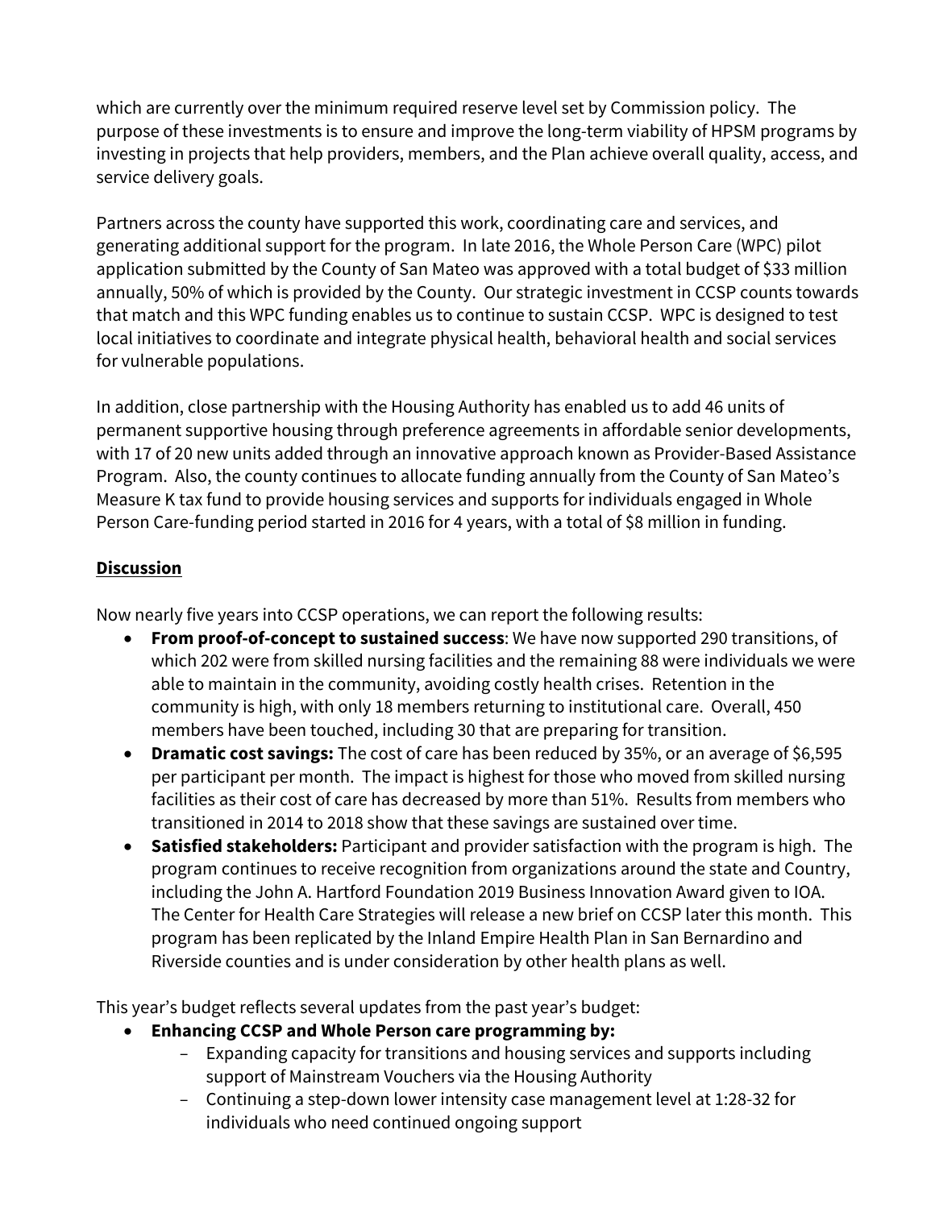which are currently over the minimum required reserve level set by Commission policy. The purpose of these investments is to ensure and improve the long-term viability of HPSM programs by investing in projects that help providers, members, and the Plan achieve overall quality, access, and service delivery goals.

Partners across the county have supported this work, coordinating care and services, and generating additional support for the program. In late 2016, the Whole Person Care (WPC) pilot application submitted by the County of San Mateo was approved with a total budget of $33 million annually, 50% of which is provided by the County. Our strategic investment in CCSP counts towards that match and this WPC funding enables us to continue to sustain CCSP. WPC is designed to test local initiatives to coordinate and integrate physical health, behavioral health and social services for vulnerable populations.

In addition, close partnership with the Housing Authority has enabled us to add 46 units of permanent supportive housing through preference agreements in affordable senior developments, with 17 of 20 new units added through an innovative approach known as Provider-Based Assistance Program. Also, the county continues to allocate funding annually from the County of San Mateo's Measure K tax fund to provide housing services and supports for individuals engaged in Whole Person Care-funding period started in 2016 for 4 years, with a total of $8 million in funding.

## Discussion

Now nearly five years into CCSP operations, we can report the following results:

- **From proof-of-concept to sustained success**: We have now supported 290 transitions, of which 202 were from skilled nursing facilities and the remaining 88 were individuals we were able to maintain in the community, avoiding costly health crises. Retention in the community is high, with only 18 members returning to institutional care. Overall, 450 members have been touched, including 30 that are preparing for transition.
- **Dramatic cost savings:** The cost of care has been reduced by 35%, or an average of $6,595 per participant per month. The impact is highest for those who moved from skilled nursing facilities as their cost of care has decreased by more than 51%. Results from members who transitioned in 2014 to 2018 show that these savings are sustained over time.
- **Satisfied stakeholders:** Participant and provider satisfaction with the program is high. The program continues to receive recognition from organizations around the state and Country, including the John A. Hartford Foundation 2019 Business Innovation Award given to IOA. The Center for Health Care Strategies will release a new brief on CCSP later this month. This program has been replicated by the Inland Empire Health Plan in San Bernardino and Riverside counties and is under consideration by other health plans as well.

This year's budget reflects several updates from the past year's budget:

- **Enhancing CCSP and Whole Person care programming by:**
  - Expanding capacity for transitions and housing services and supports including support of Mainstream Vouchers via the Housing Authority
  - Continuing a step-down lower intensity case management level at 1:28-32 for individuals who need continued ongoing support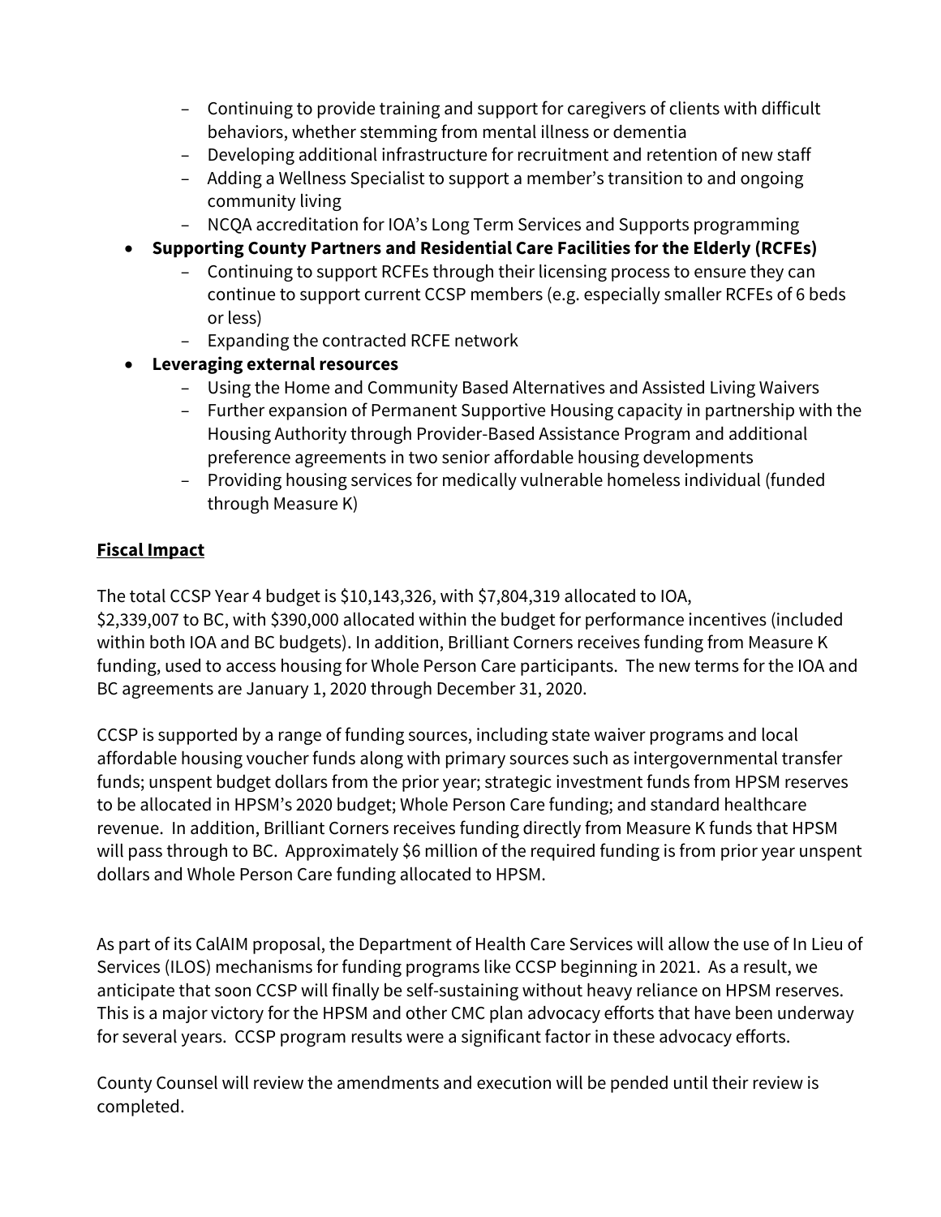- Continuing to provide training and support for caregivers of clients with difficult behaviors, whether stemming from mental illness or dementia
- Developing additional infrastructure for recruitment and retention of new staff
- Adding a Wellness Specialist to support a member's transition to and ongoing community living
- NCQA accreditation for IOA's Long Term Services and Supports programming

- **Supporting County Partners and Residential Care Facilities for the Elderly (RCFEs)**
  - Continuing to support RCFEs through their licensing process to ensure they can continue to support current CCSP members (e.g. especially smaller RCFEs of 6 beds or less)
  - Expanding the contracted RCFE network
- **Leveraging external resources**
  - Using the Home and Community Based Alternatives and Assisted Living Waivers
  - Further expansion of Permanent Supportive Housing capacity in partnership with the Housing Authority through Provider-Based Assistance Program and additional preference agreements in two senior affordable housing developments
  - Providing housing services for medically vulnerable homeless individual (funded through Measure K)

**Fiscal Impact**

The total CCSP Year 4 budget is $10,143,326, with $7,804,319 allocated to IOA, $2,339,007 to BC, with $390,000 allocated within the budget for performance incentives (included within both IOA and BC budgets). In addition, Brilliant Corners receives funding from Measure K funding, used to access housing for Whole Person Care participants. The new terms for the IOA and BC agreements are January 1, 2020 through December 31, 2020.

CCSP is supported by a range of funding sources, including state waiver programs and local affordable housing voucher funds along with primary sources such as intergovernmental transfer funds; unspent budget dollars from the prior year; strategic investment funds from HPSM reserves to be allocated in HPSM's 2020 budget; Whole Person Care funding; and standard healthcare revenue. In addition, Brilliant Corners receives funding directly from Measure K funds that HPSM will pass through to BC. Approximately $6 million of the required funding is from prior year unspent dollars and Whole Person Care funding allocated to HPSM.

As part of its CalAIM proposal, the Department of Health Care Services will allow the use of In Lieu of Services (ILOS) mechanisms for funding programs like CCSP beginning in 2021. As a result, we anticipate that soon CCSP will finally be self-sustaining without heavy reliance on HPSM reserves. This is a major victory for the HPSM and other CMC plan advocacy efforts that have been underway for several years. CCSP program results were a significant factor in these advocacy efforts.

County Counsel will review the amendments and execution will be pended until their review is completed.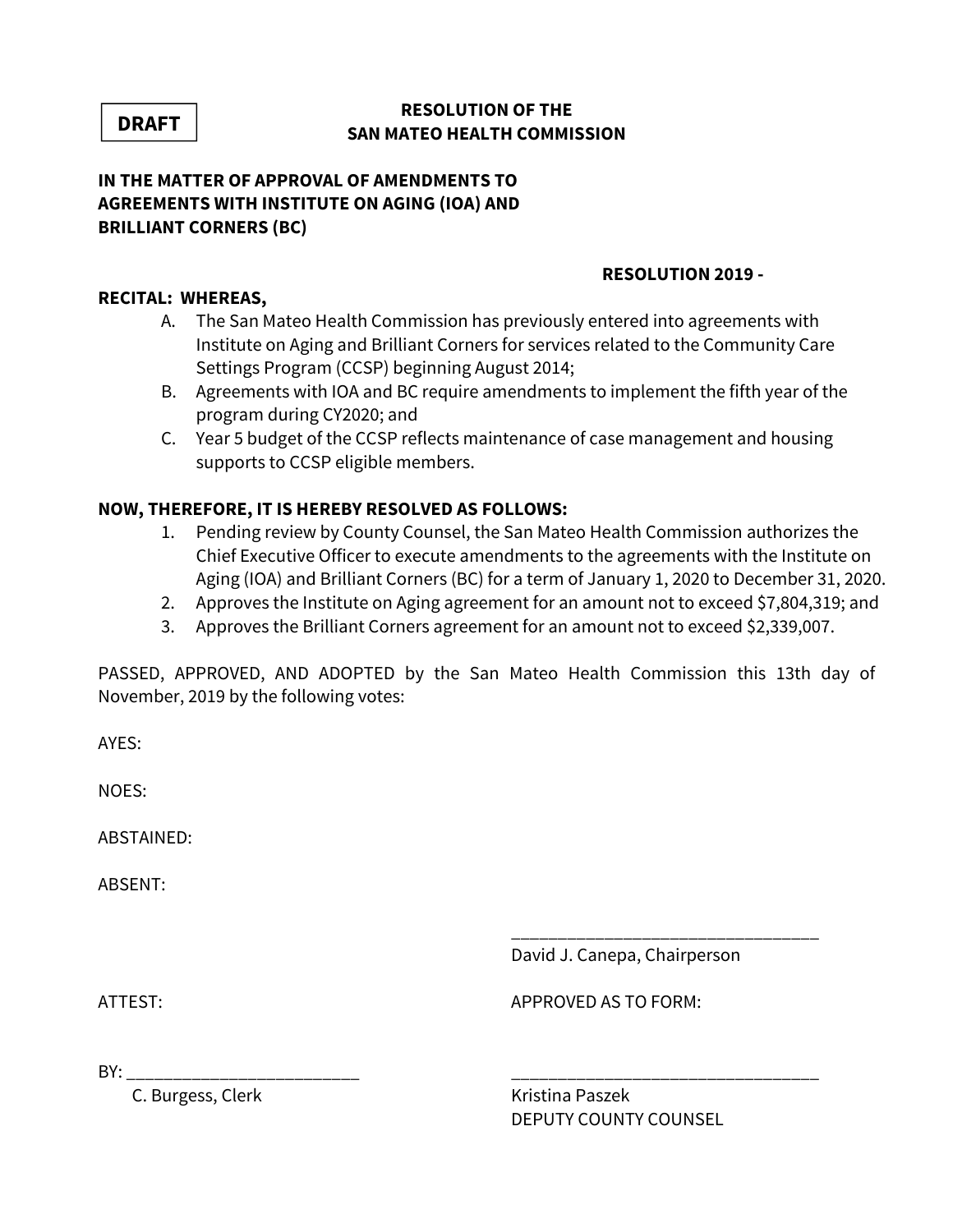**DRAFT**

**RESOLUTION OF THE**
**SAN MATEO HEALTH COMMISSION**

**IN THE MATTER OF APPROVAL OF AMENDMENTS TO AGREEMENTS WITH INSTITUTE ON AGING (IOA) AND BRILLIANT CORNERS (BC)**

**RESOLUTION 2019 -**

**RECITAL: WHEREAS,**

A. The San Mateo Health Commission has previously entered into agreements with Institute on Aging and Brilliant Corners for services related to the Community Care Settings Program (CCSP) beginning August 2014;
B. Agreements with IOA and BC require amendments to implement the fifth year of the program during CY2020; and
C. Year 5 budget of the CCSP reflects maintenance of case management and housing supports to CCSP eligible members.

**NOW, THEREFORE, IT IS HEREBY RESOLVED AS FOLLOWS:**

1. Pending review by County Counsel, the San Mateo Health Commission authorizes the Chief Executive Officer to execute amendments to the agreements with the Institute on Aging (IOA) and Brilliant Corners (BC) for a term of January 1, 2020 to December 31, 2020.
2. Approves the Institute on Aging agreement for an amount not to exceed $7,804,319; and
3. Approves the Brilliant Corners agreement for an amount not to exceed $2,339,007.

PASSED, APPROVED, AND ADOPTED by the San Mateo Health Commission this 13th day of November, 2019 by the following votes:

AYES:

NOES:

ABSTAINED:

ABSENT:

\_\_\_\_\_\_\_\_\_\_\_\_\_\_\_\_\_\_\_\_\_\_\_\_\_\_\_\_\_\_\_\_
David J. Canepa, Chairperson

ATTEST:

BY: \_\_\_\_\_\_\_\_\_\_\_\_\_\_\_\_\_\_\_\_\_\_\_\_
C. Burgess, Clerk

APPROVED AS TO FORM:

\_\_\_\_\_\_\_\_\_\_\_\_\_\_\_\_\_\_\_\_\_\_\_\_\_\_\_\_\_\_\_\_
Kristina Paszek
DEPUTY COUNTY COUNSEL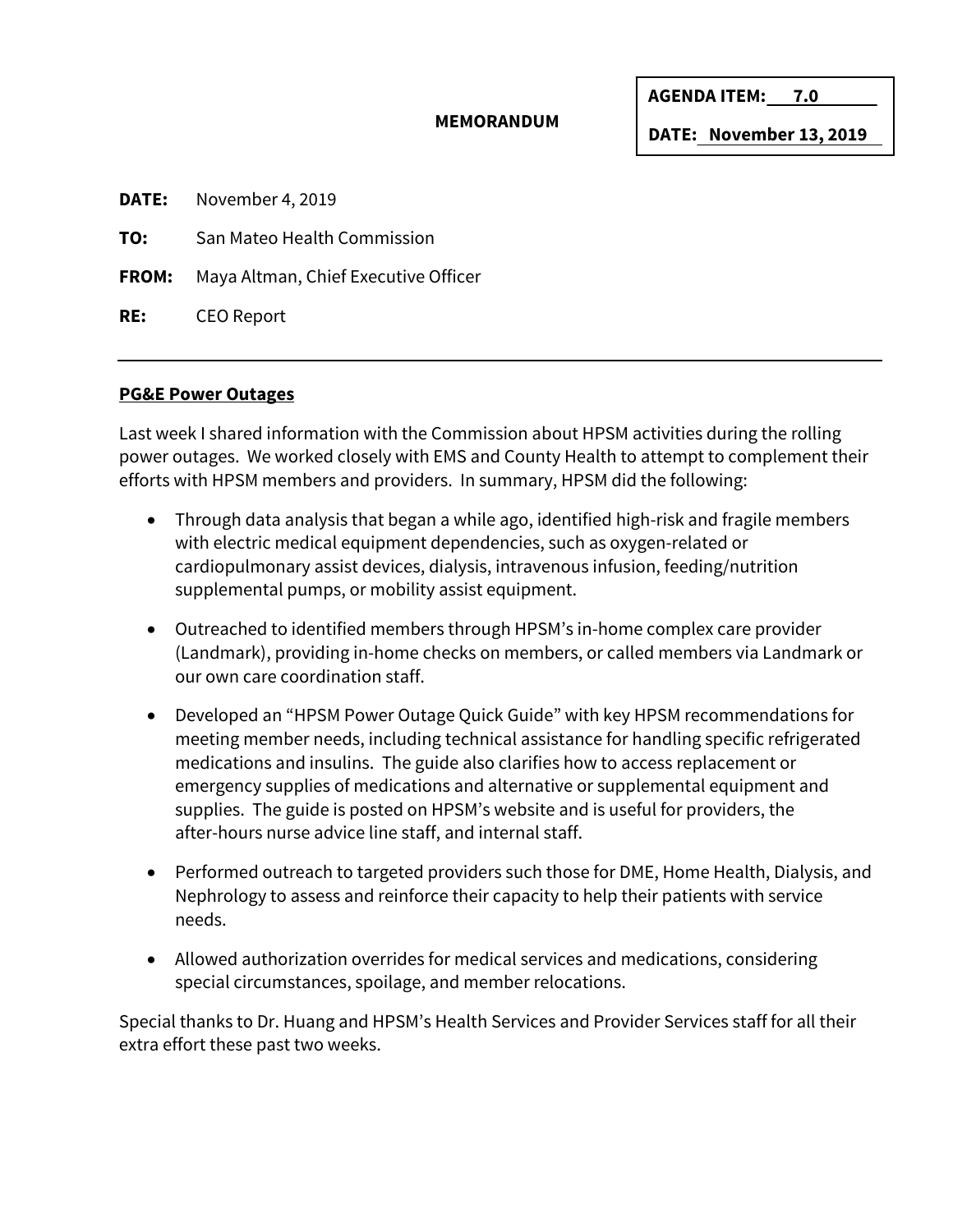**AGENDA ITEM: 7.0**

**DATE: November 13, 2019**

**MEMORANDUM**

**DATE:** November 4, 2019

**TO:** San Mateo Health Commission

**FROM:** Maya Altman, Chief Executive Officer

**RE:** CEO Report

---

**PG&E Power Outages**

Last week I shared information with the Commission about HPSM activities during the rolling power outages. We worked closely with EMS and County Health to attempt to complement their efforts with HPSM members and providers. In summary, HPSM did the following:

- Through data analysis that began a while ago, identified high-risk and fragile members with electric medical equipment dependencies, such as oxygen-related or cardiopulmonary assist devices, dialysis, intravenous infusion, feeding/nutrition supplemental pumps, or mobility assist equipment.
- Outreached to identified members through HPSM's in-home complex care provider (Landmark), providing in-home checks on members, or called members via Landmark or our own care coordination staff.
- Developed an "HPSM Power Outage Quick Guide" with key HPSM recommendations for meeting member needs, including technical assistance for handling specific refrigerated medications and insulins. The guide also clarifies how to access replacement or emergency supplies of medications and alternative or supplemental equipment and supplies. The guide is posted on HPSM's website and is useful for providers, the after-hours nurse advice line staff, and internal staff.
- Performed outreach to targeted providers such those for DME, Home Health, Dialysis, and Nephrology to assess and reinforce their capacity to help their patients with service needs.
- Allowed authorization overrides for medical services and medications, considering special circumstances, spoilage, and member relocations.

Special thanks to Dr. Huang and HPSM's Health Services and Provider Services staff for all their extra effort these past two weeks.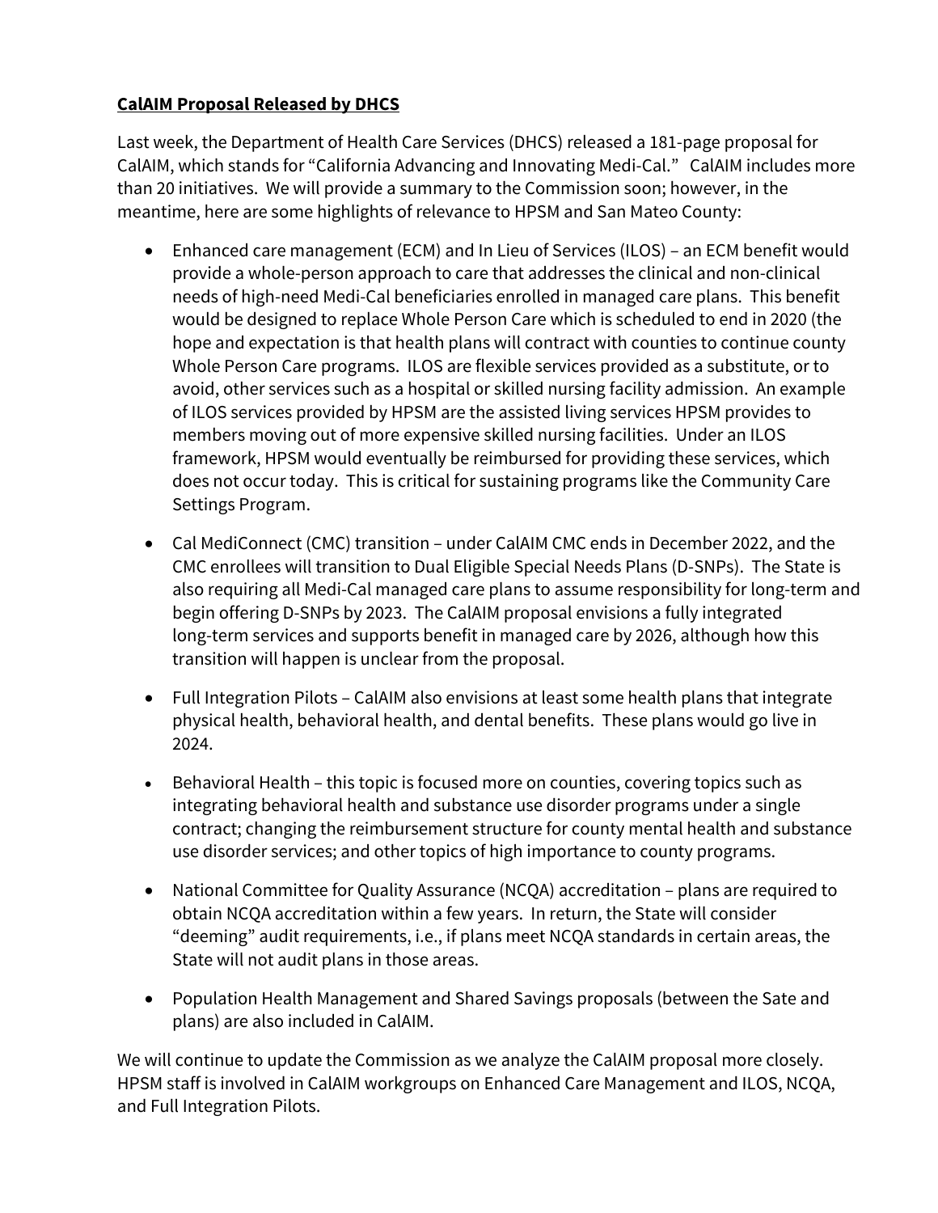**CalAIM Proposal Released by DHCS**

Last week, the Department of Health Care Services (DHCS) released a 181-page proposal for CalAIM, which stands for "California Advancing and Innovating Medi-Cal." CalAIM includes more than 20 initiatives. We will provide a summary to the Commission soon; however, in the meantime, here are some highlights of relevance to HPSM and San Mateo County:

- Enhanced care management (ECM) and In Lieu of Services (ILOS) – an ECM benefit would provide a whole-person approach to care that addresses the clinical and non-clinical needs of high-need Medi-Cal beneficiaries enrolled in managed care plans. This benefit would be designed to replace Whole Person Care which is scheduled to end in 2020 (the hope and expectation is that health plans will contract with counties to continue county Whole Person Care programs. ILOS are flexible services provided as a substitute, or to avoid, other services such as a hospital or skilled nursing facility admission. An example of ILOS services provided by HPSM are the assisted living services HPSM provides to members moving out of more expensive skilled nursing facilities. Under an ILOS framework, HPSM would eventually be reimbursed for providing these services, which does not occur today. This is critical for sustaining programs like the Community Care Settings Program.

- Cal MediConnect (CMC) transition – under CalAIM CMC ends in December 2022, and the CMC enrollees will transition to Dual Eligible Special Needs Plans (D-SNPs). The State is also requiring all Medi-Cal managed care plans to assume responsibility for long-term and begin offering D-SNPs by 2023. The CalAIM proposal envisions a fully integrated long-term services and supports benefit in managed care by 2026, although how this transition will happen is unclear from the proposal.

- Full Integration Pilots – CalAIM also envisions at least some health plans that integrate physical health, behavioral health, and dental benefits. These plans would go live in 2024.

- Behavioral Health – this topic is focused more on counties, covering topics such as integrating behavioral health and substance use disorder programs under a single contract; changing the reimbursement structure for county mental health and substance use disorder services; and other topics of high importance to county programs.

- National Committee for Quality Assurance (NCQA) accreditation – plans are required to obtain NCQA accreditation within a few years. In return, the State will consider "deeming" audit requirements, i.e., if plans meet NCQA standards in certain areas, the State will not audit plans in those areas.

- Population Health Management and Shared Savings proposals (between the Sate and plans) are also included in CalAIM.

We will continue to update the Commission as we analyze the CalAIM proposal more closely. HPSM staff is involved in CalAIM workgroups on Enhanced Care Management and ILOS, NCQA, and Full Integration Pilots.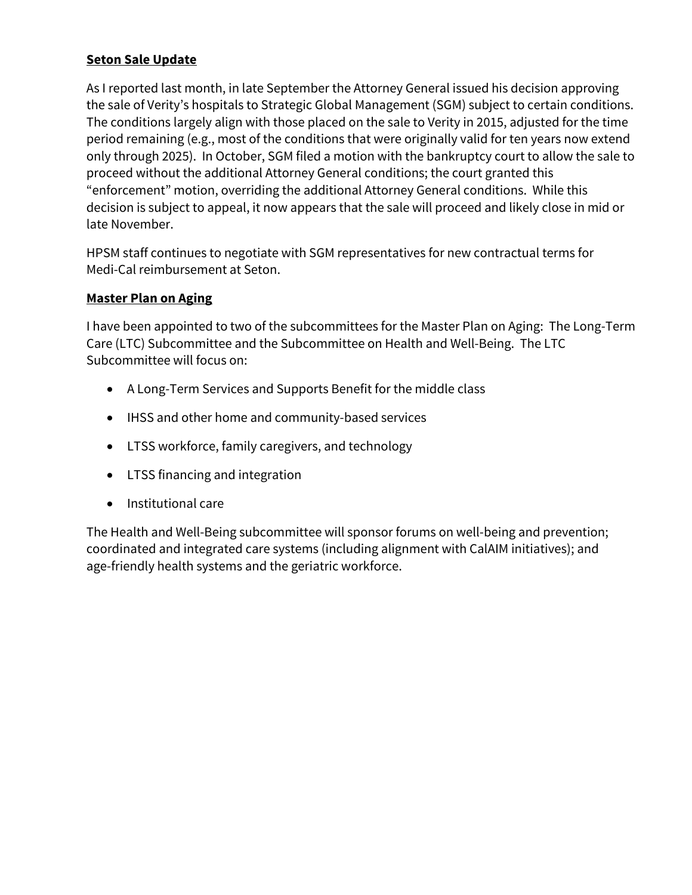## Seton Sale Update

As I reported last month, in late September the Attorney General issued his decision approving the sale of Verity's hospitals to Strategic Global Management (SGM) subject to certain conditions. The conditions largely align with those placed on the sale to Verity in 2015, adjusted for the time period remaining (e.g., most of the conditions that were originally valid for ten years now extend only through 2025). In October, SGM filed a motion with the bankruptcy court to allow the sale to proceed without the additional Attorney General conditions; the court granted this "enforcement" motion, overriding the additional Attorney General conditions. While this decision is subject to appeal, it now appears that the sale will proceed and likely close in mid or late November.

HPSM staff continues to negotiate with SGM representatives for new contractual terms for Medi-Cal reimbursement at Seton.

## Master Plan on Aging

I have been appointed to two of the subcommittees for the Master Plan on Aging: The Long-Term Care (LTC) Subcommittee and the Subcommittee on Health and Well-Being. The LTC Subcommittee will focus on:

- A Long-Term Services and Supports Benefit for the middle class
- IHSS and other home and community-based services
- LTSS workforce, family caregivers, and technology
- LTSS financing and integration
- Institutional care

The Health and Well-Being subcommittee will sponsor forums on well-being and prevention; coordinated and integrated care systems (including alignment with CalAIM initiatives); and age-friendly health systems and the geriatric workforce.